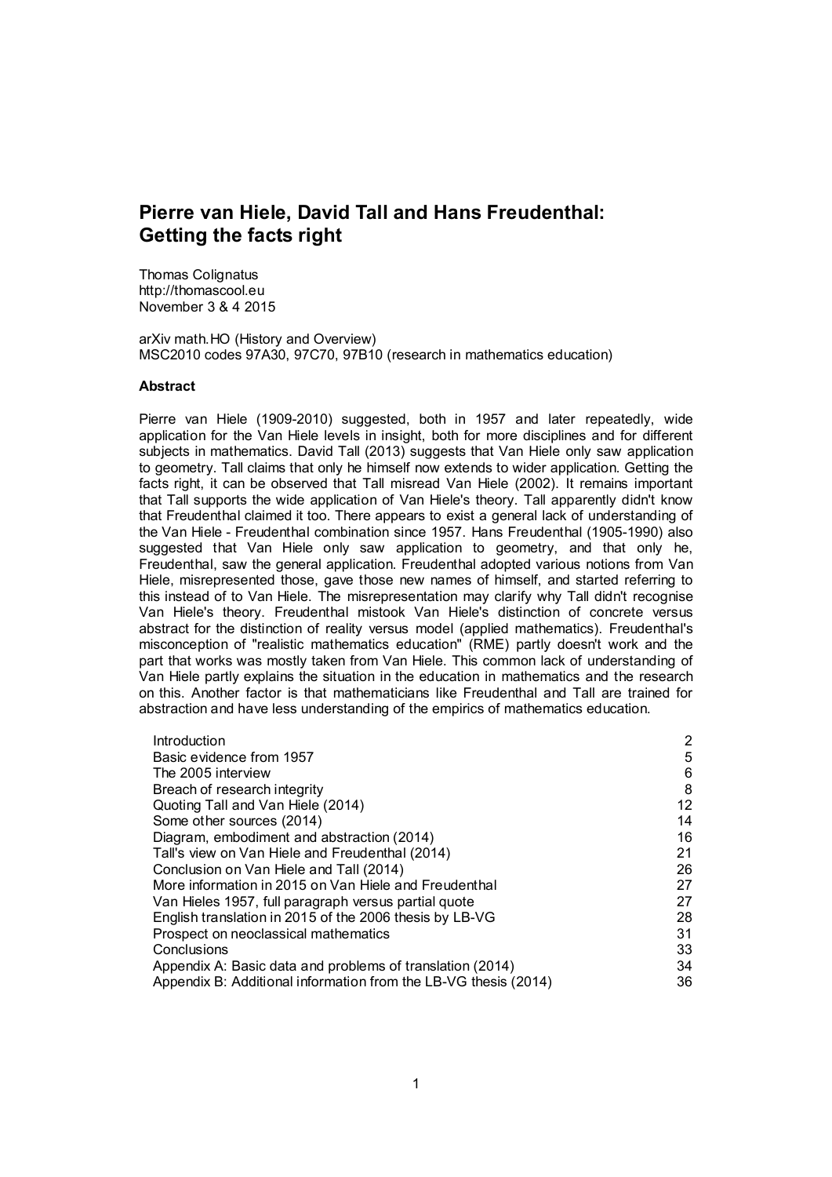# Pierre van Hiele, David Tall and Hans Freudenthal: Getting the facts right

Thomas Colignatus
http://thomascool.eu
November 3 & 4 2015

arXiv math.HO (History and Overview)
MSC2010 codes 97A30, 97C70, 97B10 (research in mathematics education)

## Abstract

Pierre van Hiele (1909-2010) suggested, both in 1957 and later repeatedly, wide application for the Van Hiele levels in insight, both for more disciplines and for different subjects in mathematics. David Tall (2013) suggests that Van Hiele only saw application to geometry. Tall claims that only he himself now extends to wider application. Getting the facts right, it can be observed that Tall misread Van Hiele (2002). It remains important that Tall supports the wide application of Van Hiele's theory. Tall apparently didn't know that Freudenthal claimed it too. There appears to exist a general lack of understanding of the Van Hiele - Freudenthal combination since 1957. Hans Freudenthal (1905-1990) also suggested that Van Hiele only saw application to geometry, and that only he, Freudenthal, saw the general application. Freudenthal adopted various notions from Van Hiele, misrepresented those, gave those new names of himself, and started referring to this instead of to Van Hiele. The misrepresentation may clarify why Tall didn't recognise Van Hiele's theory. Freudenthal mistook Van Hiele's distinction of concrete versus abstract for the distinction of reality versus model (applied mathematics). Freudenthal's misconception of "realistic mathematics education" (RME) partly doesn't work and the part that works was mostly taken from Van Hiele. This common lack of understanding of Van Hiele partly explains the situation in the education in mathematics and the research on this. Another factor is that mathematicians like Freudenthal and Tall are trained for abstraction and have less understanding of the empirics of mathematics education.

| | |
|---|---|
| Introduction | 2 |
| Basic evidence from 1957 | 5 |
| The 2005 interview | 6 |
| Breach of research integrity | 8 |
| Quoting Tall and Van Hiele (2014) | 12 |
| Some other sources (2014) | 14 |
| Diagram, embodiment and abstraction (2014) | 16 |
| Tall's view on Van Hiele and Freudenthal (2014) | 21 |
| Conclusion on Van Hiele and Tall (2014) | 26 |
| More information in 2015 on Van Hiele and Freudenthal | 27 |
| Van Hieles 1957, full paragraph versus partial quote | 27 |
| English translation in 2015 of the 2006 thesis by LB-VG | 28 |
| Prospect on neoclassical mathematics | 31 |
| Conclusions | 33 |
| Appendix A: Basic data and problems of translation (2014) | 34 |
| Appendix B: Additional information from the LB-VG thesis (2014) | 36 |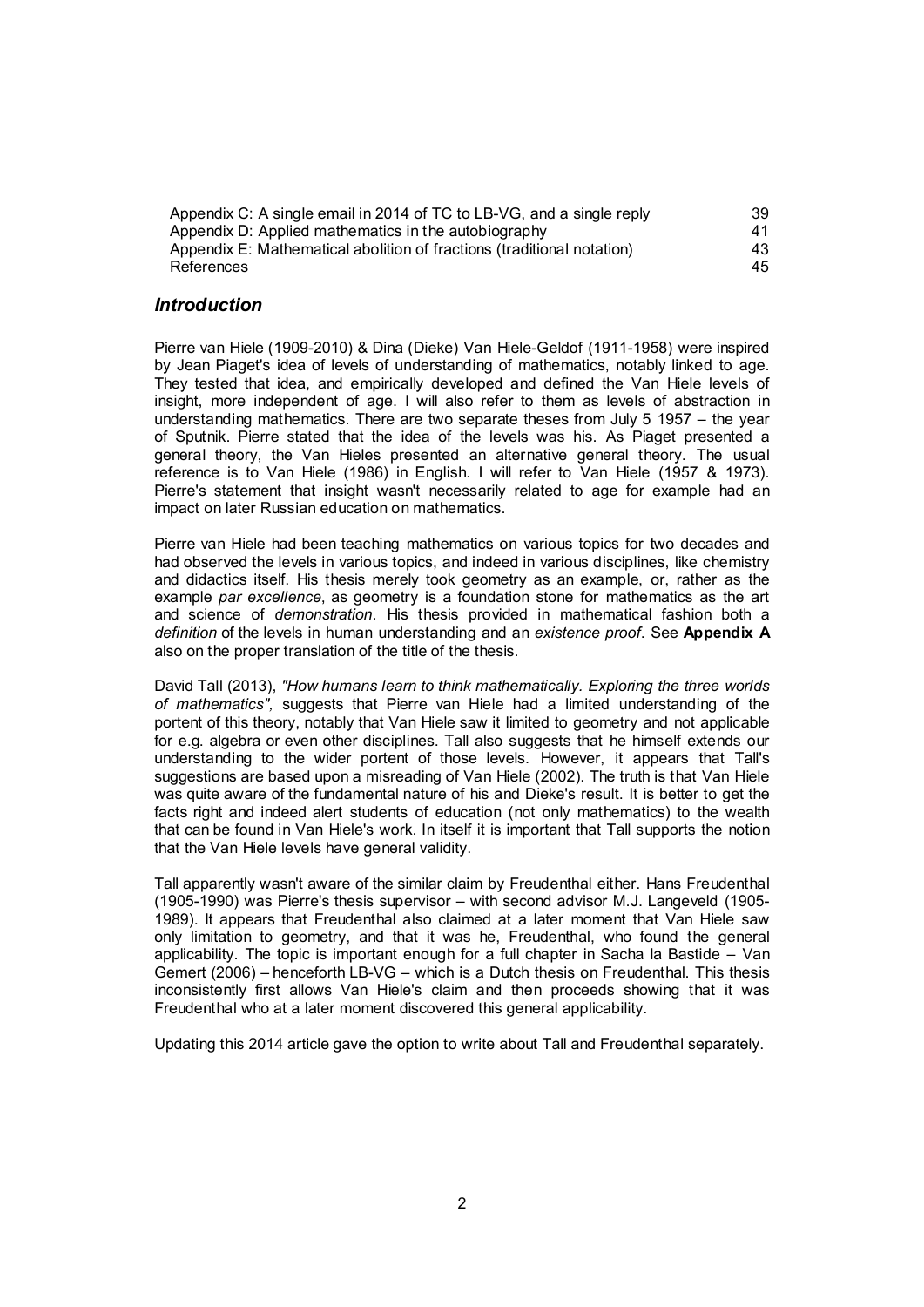| | |
|---|---|
| Appendix C: A single email in 2014 of TC to LB-VG, and a single reply | 39 |
| Appendix D: Applied mathematics in the autobiography | 41 |
| Appendix E: Mathematical abolition of fractions (traditional notation) | 43 |
| References | 45 |

## *Introduction*

Pierre van Hiele (1909-2010) & Dina (Dieke) Van Hiele-Geldof (1911-1958) were inspired by Jean Piaget's idea of levels of understanding of mathematics, notably linked to age. They tested that idea, and empirically developed and defined the Van Hiele levels of insight, more independent of age. I will also refer to them as levels of abstraction in understanding mathematics. There are two separate theses from July 5 1957 – the year of Sputnik. Pierre stated that the idea of the levels was his. As Piaget presented a general theory, the Van Hieles presented an alternative general theory. The usual reference is to Van Hiele (1986) in English. I will refer to Van Hiele (1957 & 1973). Pierre's statement that insight wasn't necessarily related to age for example had an impact on later Russian education on mathematics.

Pierre van Hiele had been teaching mathematics on various topics for two decades and had observed the levels in various topics, and indeed in various disciplines, like chemistry and didactics itself. His thesis merely took geometry as an example, or, rather as the example *par excellence*, as geometry is a foundation stone for mathematics as the art and science of *demonstration*. His thesis provided in mathematical fashion both a *definition* of the levels in human understanding and an *existence proof*. See **Appendix A** also on the proper translation of the title of the thesis.

David Tall (2013), *"How humans learn to think mathematically. Exploring the three worlds of mathematics",* suggests that Pierre van Hiele had a limited understanding of the portent of this theory, notably that Van Hiele saw it limited to geometry and not applicable for e.g. algebra or even other disciplines. Tall also suggests that he himself extends our understanding to the wider portent of those levels. However, it appears that Tall's suggestions are based upon a misreading of Van Hiele (2002). The truth is that Van Hiele was quite aware of the fundamental nature of his and Dieke's result. It is better to get the facts right and indeed alert students of education (not only mathematics) to the wealth that can be found in Van Hiele's work. In itself it is important that Tall supports the notion that the Van Hiele levels have general validity.

Tall apparently wasn't aware of the similar claim by Freudenthal either. Hans Freudenthal (1905-1990) was Pierre's thesis supervisor – with second advisor M.J. Langeveld (1905-1989). It appears that Freudenthal also claimed at a later moment that Van Hiele saw only limitation to geometry, and that it was he, Freudenthal, who found the general applicability. The topic is important enough for a full chapter in Sacha la Bastide – Van Gemert (2006) – henceforth LB-VG – which is a Dutch thesis on Freudenthal. This thesis inconsistently first allows Van Hiele's claim and then proceeds showing that it was Freudenthal who at a later moment discovered this general applicability.

Updating this 2014 article gave the option to write about Tall and Freudenthal separately.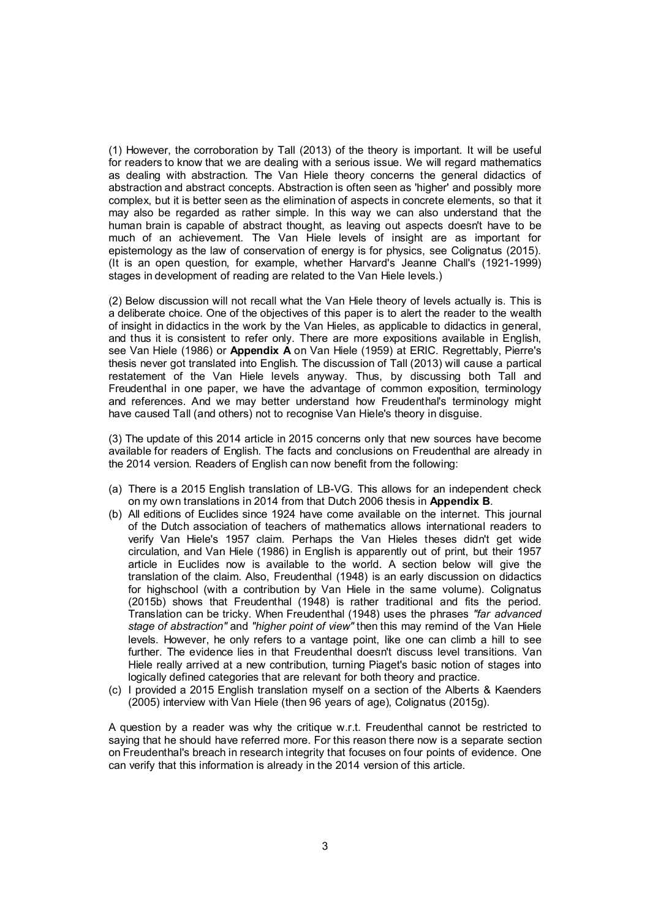(1) However, the corroboration by Tall (2013) of the theory is important. It will be useful for readers to know that we are dealing with a serious issue. We will regard mathematics as dealing with abstraction. The Van Hiele theory concerns the general didactics of abstraction and abstract concepts. Abstraction is often seen as 'higher' and possibly more complex, but it is better seen as the elimination of aspects in concrete elements, so that it may also be regarded as rather simple. In this way we can also understand that the human brain is capable of abstract thought, as leaving out aspects doesn't have to be much of an achievement. The Van Hiele levels of insight are as important for epistemology as the law of conservation of energy is for physics, see Colignatus (2015). (It is an open question, for example, whether Harvard's Jeanne Chall's (1921-1999) stages in development of reading are related to the Van Hiele levels.)

(2) Below discussion will not recall what the Van Hiele theory of levels actually is. This is a deliberate choice. One of the objectives of this paper is to alert the reader to the wealth of insight in didactics in the work by the Van Hieles, as applicable to didactics in general, and thus it is consistent to refer only. There are more expositions available in English, see Van Hiele (1986) or **Appendix A** on Van Hiele (1959) at ERIC. Regrettably, Pierre's thesis never got translated into English. The discussion of Tall (2013) will cause a partical restatement of the Van Hiele levels anyway. Thus, by discussing both Tall and Freudenthal in one paper, we have the advantage of common exposition, terminology and references. And we may better understand how Freudenthal's terminology might have caused Tall (and others) not to recognise Van Hiele's theory in disguise.

(3) The update of this 2014 article in 2015 concerns only that new sources have become available for readers of English. The facts and conclusions on Freudenthal are already in the 2014 version. Readers of English can now benefit from the following:

(a) There is a 2015 English translation of LB-VG. This allows for an independent check on my own translations in 2014 from that Dutch 2006 thesis in **Appendix B**.
(b) All editions of Euclides since 1924 have come available on the internet. This journal of the Dutch association of teachers of mathematics allows international readers to verify Van Hiele's 1957 claim. Perhaps the Van Hieles theses didn't get wide circulation, and Van Hiele (1986) in English is apparently out of print, but their 1957 article in Euclides now is available to the world. A section below will give the translation of the claim. Also, Freudenthal (1948) is an early discussion on didactics for highschool (with a contribution by Van Hiele in the same volume). Colignatus (2015b) shows that Freudenthal (1948) is rather traditional and fits the period. Translation can be tricky. When Freudenthal (1948) uses the phrases *"far advanced stage of abstraction"* and *"higher point of view"* then this may remind of the Van Hiele levels. However, he only refers to a vantage point, like one can climb a hill to see further. The evidence lies in that Freudenthal doesn't discuss level transitions. Van Hiele really arrived at a new contribution, turning Piaget's basic notion of stages into logically defined categories that are relevant for both theory and practice.
(c) I provided a 2015 English translation myself on a section of the Alberts & Kaenders (2005) interview with Van Hiele (then 96 years of age), Colignatus (2015g).

A question by a reader was why the critique w.r.t. Freudenthal cannot be restricted to saying that he should have referred more. For this reason there now is a separate section on Freudenthal's breach in research integrity that focuses on four points of evidence. One can verify that this information is already in the 2014 version of this article.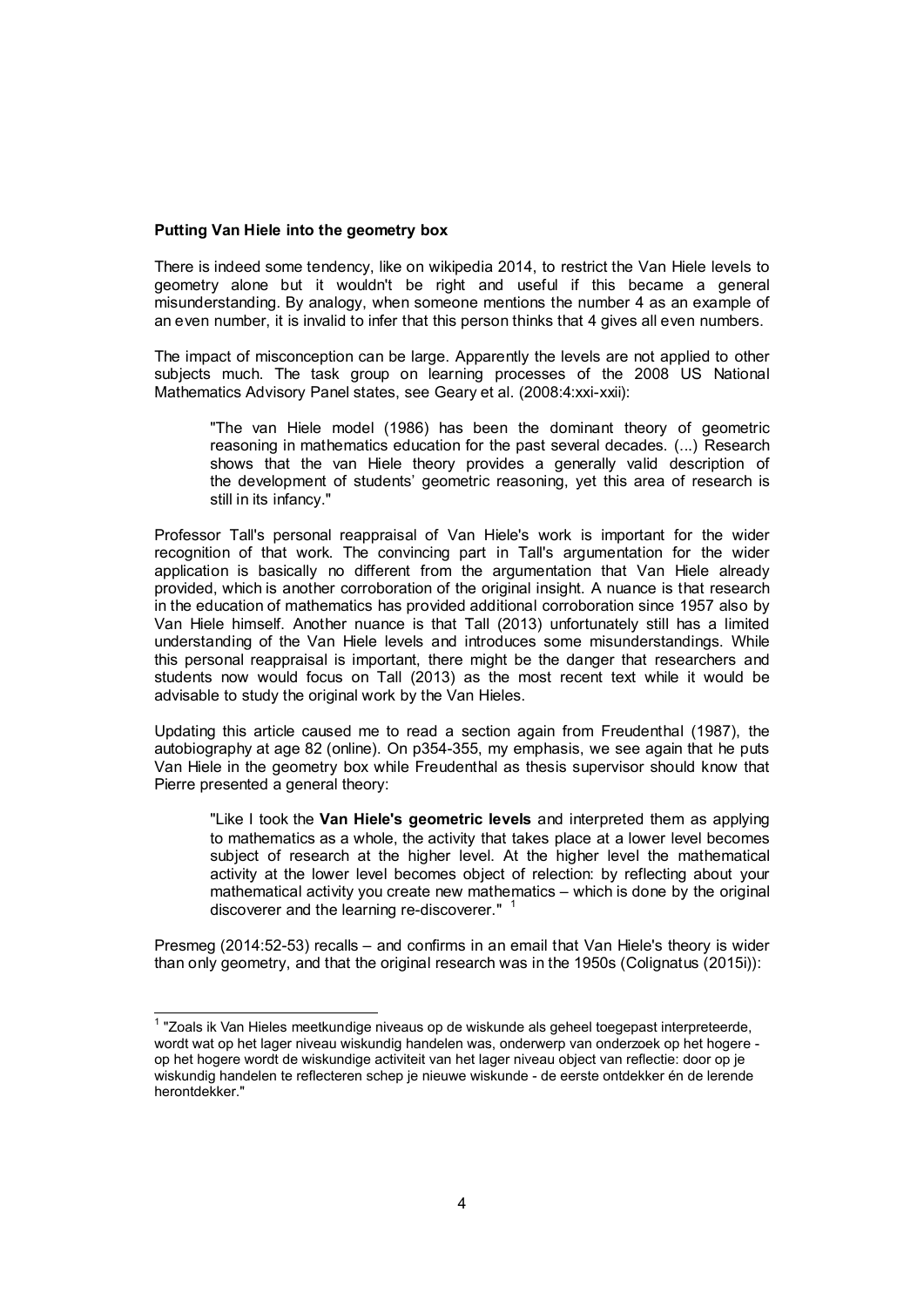**Putting Van Hiele into the geometry box**

There is indeed some tendency, like on wikipedia 2014, to restrict the Van Hiele levels to geometry alone but it wouldn't be right and useful if this became a general misunderstanding. By analogy, when someone mentions the number 4 as an example of an even number, it is invalid to infer that this person thinks that 4 gives all even numbers.

The impact of misconception can be large. Apparently the levels are not applied to other subjects much. The task group on learning processes of the 2008 US National Mathematics Advisory Panel states, see Geary et al. (2008:4:xxi-xxii):

> "The van Hiele model (1986) has been the dominant theory of geometric reasoning in mathematics education for the past several decades. (...) Research shows that the van Hiele theory provides a generally valid description of the development of students' geometric reasoning, yet this area of research is still in its infancy."

Professor Tall's personal reappraisal of Van Hiele's work is important for the wider recognition of that work. The convincing part in Tall's argumentation for the wider application is basically no different from the argumentation that Van Hiele already provided, which is another corroboration of the original insight. A nuance is that research in the education of mathematics has provided additional corroboration since 1957 also by Van Hiele himself. Another nuance is that Tall (2013) unfortunately still has a limited understanding of the Van Hiele levels and introduces some misunderstandings. While this personal reappraisal is important, there might be the danger that researchers and students now would focus on Tall (2013) as the most recent text while it would be advisable to study the original work by the Van Hieles.

Updating this article caused me to read a section again from Freudenthal (1987), the autobiography at age 82 (online). On p354-355, my emphasis, we see again that he puts Van Hiele in the geometry box while Freudenthal as thesis supervisor should know that Pierre presented a general theory:

> "Like I took the **Van Hiele's geometric levels** and interpreted them as applying to mathematics as a whole, the activity that takes place at a lower level becomes subject of research at the higher level. At the higher level the mathematical activity at the lower level becomes object of relection: by reflecting about your mathematical activity you create new mathematics – which is done by the original discoverer and the learning re-discoverer." [1]

Presmeg (2014:52-53) recalls – and confirms in an email that Van Hiele's theory is wider than only geometry, and that the original research was in the 1950s (Colignatus (2015i)):

---

[1] "Zoals ik Van Hieles meetkundige niveaus op de wiskunde als geheel toegepast interpreteerde, wordt wat op het lager niveau wiskundig handelen was, onderwerp van onderzoek op het hogere - op het hogere wordt de wiskundige activiteit van het lager niveau object van reflectie: door op je wiskundig handelen te reflecteren schep je nieuwe wiskunde - de eerste ontdekker én de lerende herontdekker."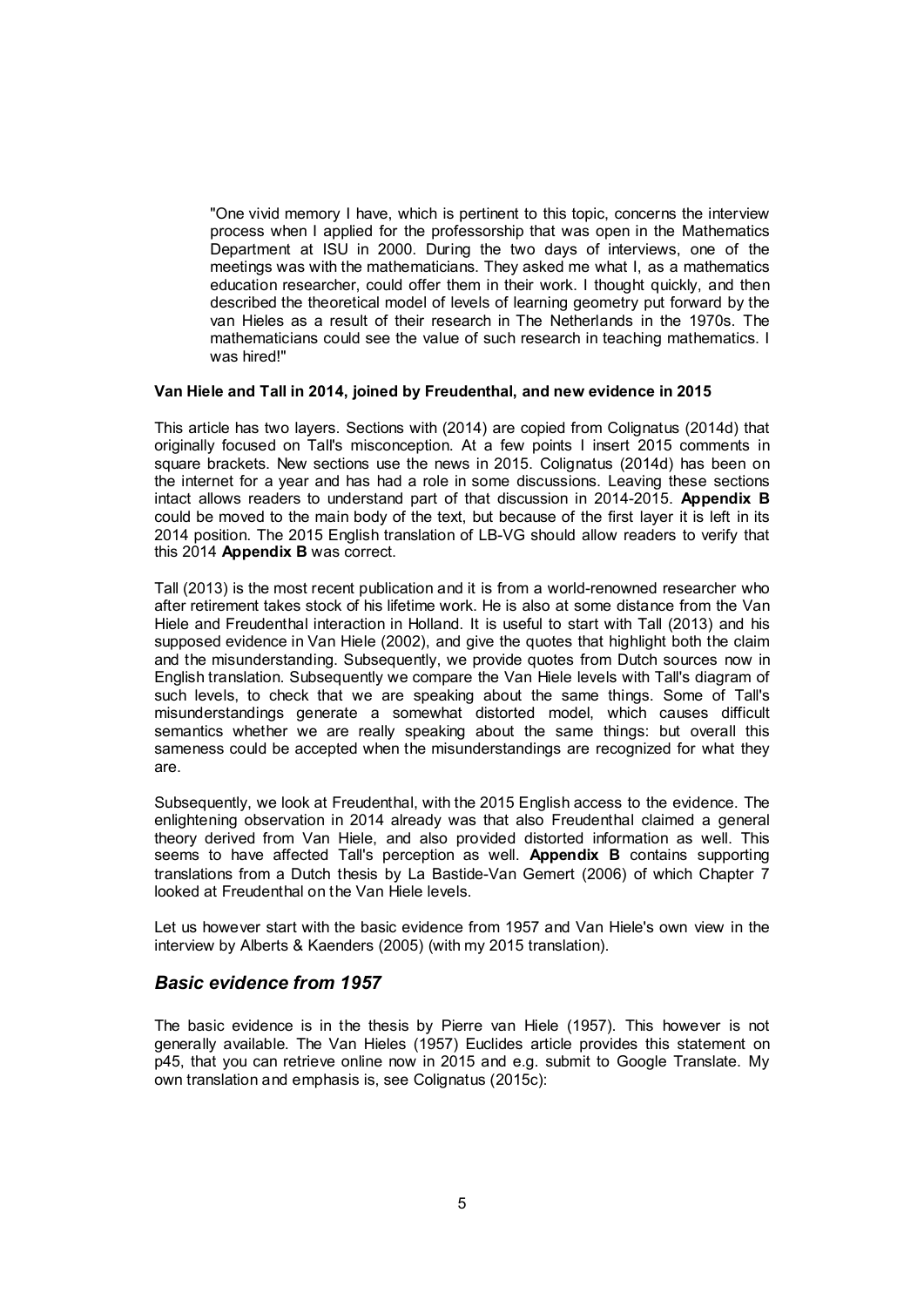> "One vivid memory I have, which is pertinent to this topic, concerns the interview process when I applied for the professorship that was open in the Mathematics Department at ISU in 2000. During the two days of interviews, one of the meetings was with the mathematicians. They asked me what I, as a mathematics education researcher, could offer them in their work. I thought quickly, and then described the theoretical model of levels of learning geometry put forward by the van Hieles as a result of their research in The Netherlands in the 1970s. The mathematicians could see the value of such research in teaching mathematics. I was hired!"

**Van Hiele and Tall in 2014, joined by Freudenthal, and new evidence in 2015**

This article has two layers. Sections with (2014) are copied from Colignatus (2014d) that originally focused on Tall's misconception. At a few points I insert 2015 comments in square brackets. New sections use the news in 2015. Colignatus (2014d) has been on the internet for a year and has had a role in some discussions. Leaving these sections intact allows readers to understand part of that discussion in 2014-2015. **Appendix B** could be moved to the main body of the text, but because of the first layer it is left in its 2014 position. The 2015 English translation of LB-VG should allow readers to verify that this 2014 **Appendix B** was correct.

Tall (2013) is the most recent publication and it is from a world-renowned researcher who after retirement takes stock of his lifetime work. He is also at some distance from the Van Hiele and Freudenthal interaction in Holland. It is useful to start with Tall (2013) and his supposed evidence in Van Hiele (2002), and give the quotes that highlight both the claim and the misunderstanding. Subsequently, we provide quotes from Dutch sources now in English translation. Subsequently we compare the Van Hiele levels with Tall's diagram of such levels, to check that we are speaking about the same things. Some of Tall's misunderstandings generate a somewhat distorted model, which causes difficult semantics whether we are really speaking about the same things: but overall this sameness could be accepted when the misunderstandings are recognized for what they are.

Subsequently, we look at Freudenthal, with the 2015 English access to the evidence. The enlightening observation in 2014 already was that also Freudenthal claimed a general theory derived from Van Hiele, and also provided distorted information as well. This seems to have affected Tall's perception as well. **Appendix B** contains supporting translations from a Dutch thesis by La Bastide-Van Gemert (2006) of which Chapter 7 looked at Freudenthal on the Van Hiele levels.

Let us however start with the basic evidence from 1957 and Van Hiele's own view in the interview by Alberts & Kaenders (2005) (with my 2015 translation).

## *Basic evidence from 1957*

The basic evidence is in the thesis by Pierre van Hiele (1957). This however is not generally available. The Van Hieles (1957) Euclides article provides this statement on p45, that you can retrieve online now in 2015 and e.g. submit to Google Translate. My own translation and emphasis is, see Colignatus (2015c):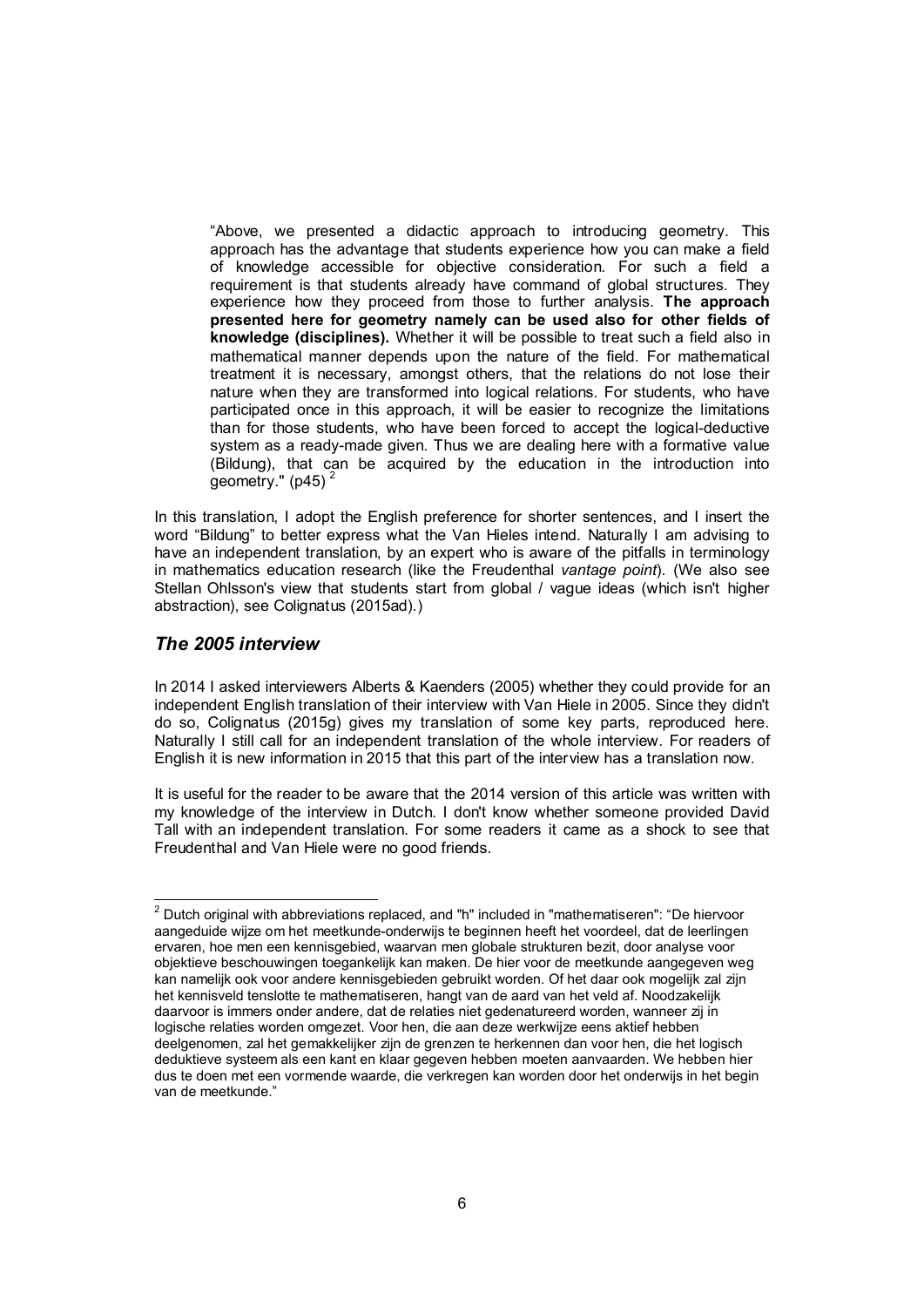> "Above, we presented a didactic approach to introducing geometry. This approach has the advantage that students experience how you can make a field of knowledge accessible for objective consideration. For such a field a requirement is that students already have command of global structures. They experience how they proceed from those to further analysis. **The approach presented here for geometry namely can be used also for other fields of knowledge (disciplines).** Whether it will be possible to treat such a field also in mathematical manner depends upon the nature of the field. For mathematical treatment it is necessary, amongst others, that the relations do not lose their nature when they are transformed into logical relations. For students, who have participated once in this approach, it will be easier to recognize the limitations than for those students, who have been forced to accept the logical-deductive system as a ready-made given. Thus we are dealing here with a formative value (Bildung), that can be acquired by the education in the introduction into geometry." (p45) [2]

In this translation, I adopt the English preference for shorter sentences, and I insert the word "Bildung" to better express what the Van Hieles intend. Naturally I am advising to have an independent translation, by an expert who is aware of the pitfalls in terminology in mathematics education research (like the Freudenthal *vantage point*). (We also see Stellan Ohlsson's view that students start from global / vague ideas (which isn't higher abstraction), see Colignatus (2015ad).)

### *The 2005 interview*

In 2014 I asked interviewers Alberts & Kaenders (2005) whether they could provide for an independent English translation of their interview with Van Hiele in 2005. Since they didn't do so, Colignatus (2015g) gives my translation of some key parts, reproduced here. Naturally I still call for an independent translation of the whole interview. For readers of English it is new information in 2015 that this part of the interview has a translation now.

It is useful for the reader to be aware that the 2014 version of this article was written with my knowledge of the interview in Dutch. I don't know whether someone provided David Tall with an independent translation. For some readers it came as a shock to see that Freudenthal and Van Hiele were no good friends.

---

[2] Dutch original with abbreviations replaced, and "h" included in "mathematiseren": "De hiervoor aangeduide wijze om het meetkunde-onderwijs te beginnen heeft het voordeel, dat de leerlingen ervaren, hoe men een kennisgebied, waarvan men globale strukturen bezit, door analyse voor objektieve beschouwingen toegankelijk kan maken. De hier voor de meetkunde aangegeven weg kan namelijk ook voor andere kennisgebieden gebruikt worden. Of het daar ook mogelijk zal zijn het kennisveld tenslotte te mathematiseren, hangt van de aard van het veld af. Noodzakelijk daarvoor is immers onder andere, dat de relaties niet gedenatureerd worden, wanneer zij in logische relaties worden omgezet. Voor hen, die aan deze werkwijze eens aktief hebben deelgenomen, zal het gemakkelijker zijn de grenzen te herkennen dan voor hen, die het logisch deduktieve systeem als een kant en klaar gegeven hebben moeten aanvaarden. We hebben hier dus te doen met een vormende waarde, die verkregen kan worden door het onderwijs in het begin van de meetkunde."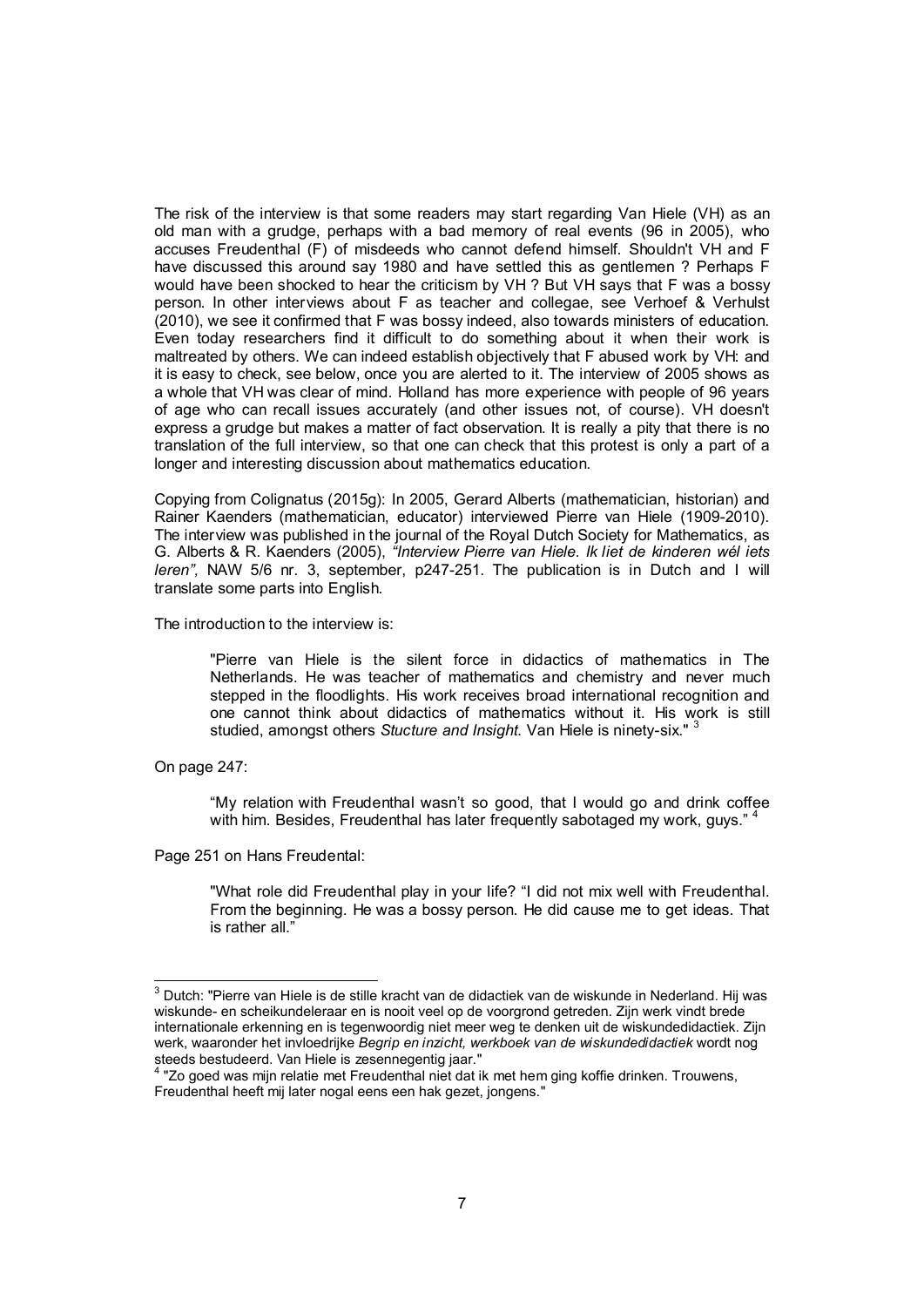The risk of the interview is that some readers may start regarding Van Hiele (VH) as an old man with a grudge, perhaps with a bad memory of real events (96 in 2005), who accuses Freudenthal (F) of misdeeds who cannot defend himself. Shouldn't VH and F have discussed this around say 1980 and have settled this as gentlemen ? Perhaps F would have been shocked to hear the criticism by VH ? But VH says that F was a bossy person. In other interviews about F as teacher and collegae, see Verhoef & Verhulst (2010), we see it confirmed that F was bossy indeed, also towards ministers of education. Even today researchers find it difficult to do something about it when their work is maltreated by others. We can indeed establish objectively that F abused work by VH: and it is easy to check, see below, once you are alerted to it. The interview of 2005 shows as a whole that VH was clear of mind. Holland has more experience with people of 96 years of age who can recall issues accurately (and other issues not, of course). VH doesn't express a grudge but makes a matter of fact observation. It is really a pity that there is no translation of the full interview, so that one can check that this protest is only a part of a longer and interesting discussion about mathematics education.

Copying from Colignatus (2015g): In 2005, Gerard Alberts (mathematician, historian) and Rainer Kaenders (mathematician, educator) interviewed Pierre van Hiele (1909-2010). The interview was published in the journal of the Royal Dutch Society for Mathematics, as G. Alberts & R. Kaenders (2005), *"Interview Pierre van Hiele. Ik liet de kinderen wél iets leren",* NAW 5/6 nr. 3, september, p247-251. The publication is in Dutch and I will translate some parts into English.

The introduction to the interview is:

> "Pierre van Hiele is the silent force in didactics of mathematics in The Netherlands. He was teacher of mathematics and chemistry and never much stepped in the floodlights. His work receives broad international recognition and one cannot think about didactics of mathematics without it. His work is still studied, amongst others *Stucture and Insight*. Van Hiele is ninety-six." [3]

On page 247:

> "My relation with Freudenthal wasn't so good, that I would go and drink coffee with him. Besides, Freudenthal has later frequently sabotaged my work, guys." [4]

Page 251 on Hans Freudental:

> "What role did Freudenthal play in your life? "I did not mix well with Freudenthal. From the beginning. He was a bossy person. He did cause me to get ideas. That is rather all."

---

[3] Dutch: "Pierre van Hiele is de stille kracht van de didactiek van de wiskunde in Nederland. Hij was wiskunde- en scheikundeleraar en is nooit veel op de voorgrond getreden. Zijn werk vindt brede internationale erkenning en is tegenwoordig niet meer weg te denken uit de wiskundedidactiek. Zijn werk, waaronder het invloedrijke *Begrip en inzicht, werkboek van de wiskundedidactiek* wordt nog steeds bestudeerd. Van Hiele is zesennegentig jaar."

[4] "Zo goed was mijn relatie met Freudenthal niet dat ik met hem ging koffie drinken. Trouwens, Freudenthal heeft mij later nogal eens een hak gezet, jongens."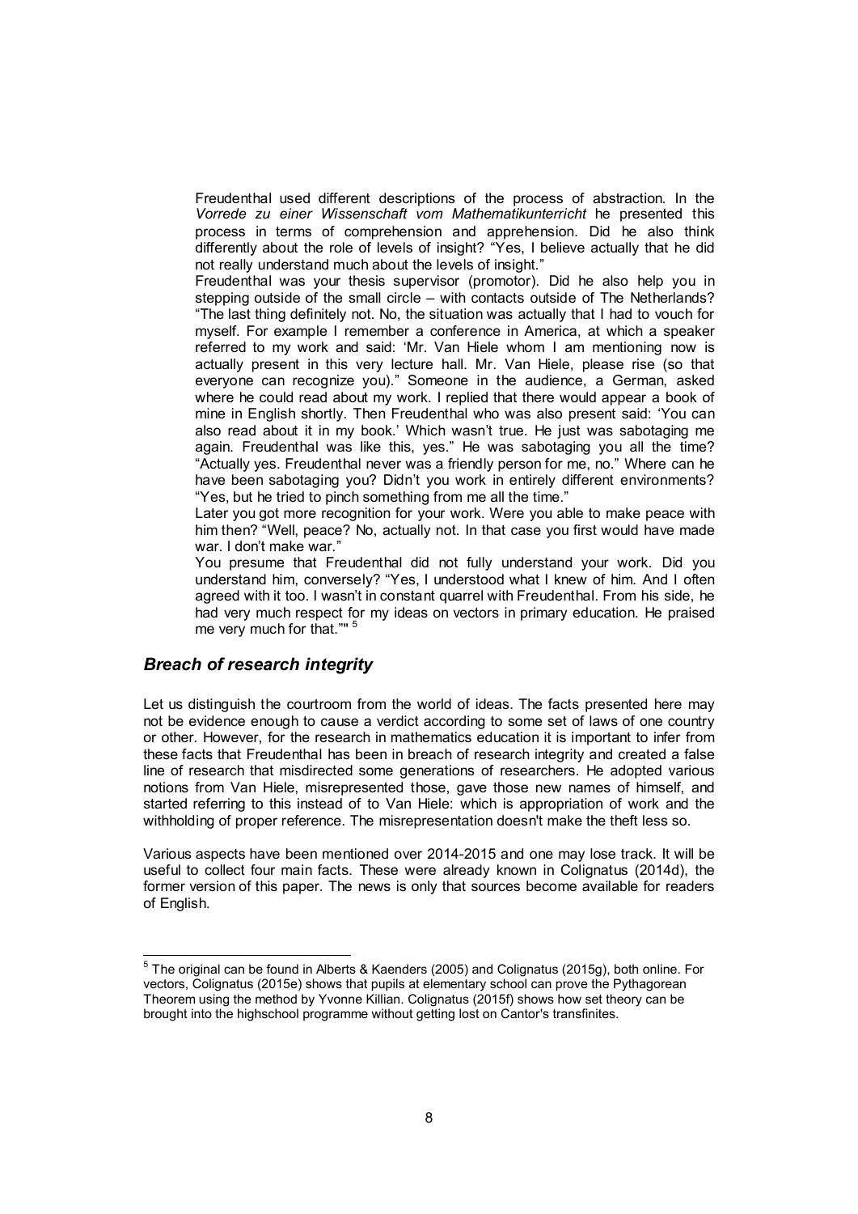> Freudenthal used different descriptions of the process of abstraction. In the *Vorrede zu einer Wissenschaft vom Mathematikunterricht* he presented this process in terms of comprehension and apprehension. Did he also think differently about the role of levels of insight? "Yes, I believe actually that he did not really understand much about the levels of insight."
>
> Freudenthal was your thesis supervisor (promotor). Did he also help you in stepping outside of the small circle – with contacts outside of The Netherlands? "The last thing definitely not. No, the situation was actually that I had to vouch for myself. For example I remember a conference in America, at which a speaker referred to my work and said: 'Mr. Van Hiele whom I am mentioning now is actually present in this very lecture hall. Mr. Van Hiele, please rise (so that everyone can recognize you)." Someone in the audience, a German, asked where he could read about my work. I replied that there would appear a book of mine in English shortly. Then Freudenthal who was also present said: 'You can also read about it in my book.' Which wasn't true. He just was sabotaging me again. Freudenthal was like this, yes." He was sabotaging you all the time? "Actually yes. Freudenthal never was a friendly person for me, no." Where can he have been sabotaging you? Didn't you work in entirely different environments? "Yes, but he tried to pinch something from me all the time."
>
> Later you got more recognition for your work. Were you able to make peace with him then? "Well, peace? No, actually not. In that case you first would have made war. I don't make war."
>
> You presume that Freudenthal did not fully understand your work. Did you understand him, conversely? "Yes, I understood what I knew of him. And I often agreed with it too. I wasn't in constant quarrel with Freudenthal. From his side, he had very much respect for my ideas on vectors in primary education. He praised me very much for that."" [5]

## *Breach of research integrity*

Let us distinguish the courtroom from the world of ideas. The facts presented here may not be evidence enough to cause a verdict according to some set of laws of one country or other. However, for the research in mathematics education it is important to infer from these facts that Freudenthal has been in breach of research integrity and created a false line of research that misdirected some generations of researchers. He adopted various notions from Van Hiele, misrepresented those, gave those new names of himself, and started referring to this instead of to Van Hiele: which is appropriation of work and the withholding of proper reference. The misrepresentation doesn't make the theft less so.

Various aspects have been mentioned over 2014-2015 and one may lose track. It will be useful to collect four main facts. These were already known in Colignatus (2014d), the former version of this paper. The news is only that sources become available for readers of English.

---

[5] The original can be found in Alberts & Kaenders (2005) and Colignatus (2015g), both online. For vectors, Colignatus (2015e) shows that pupils at elementary school can prove the Pythagorean Theorem using the method by Yvonne Killian. Colignatus (2015f) shows how set theory can be brought into the highschool programme without getting lost on Cantor's transfinites.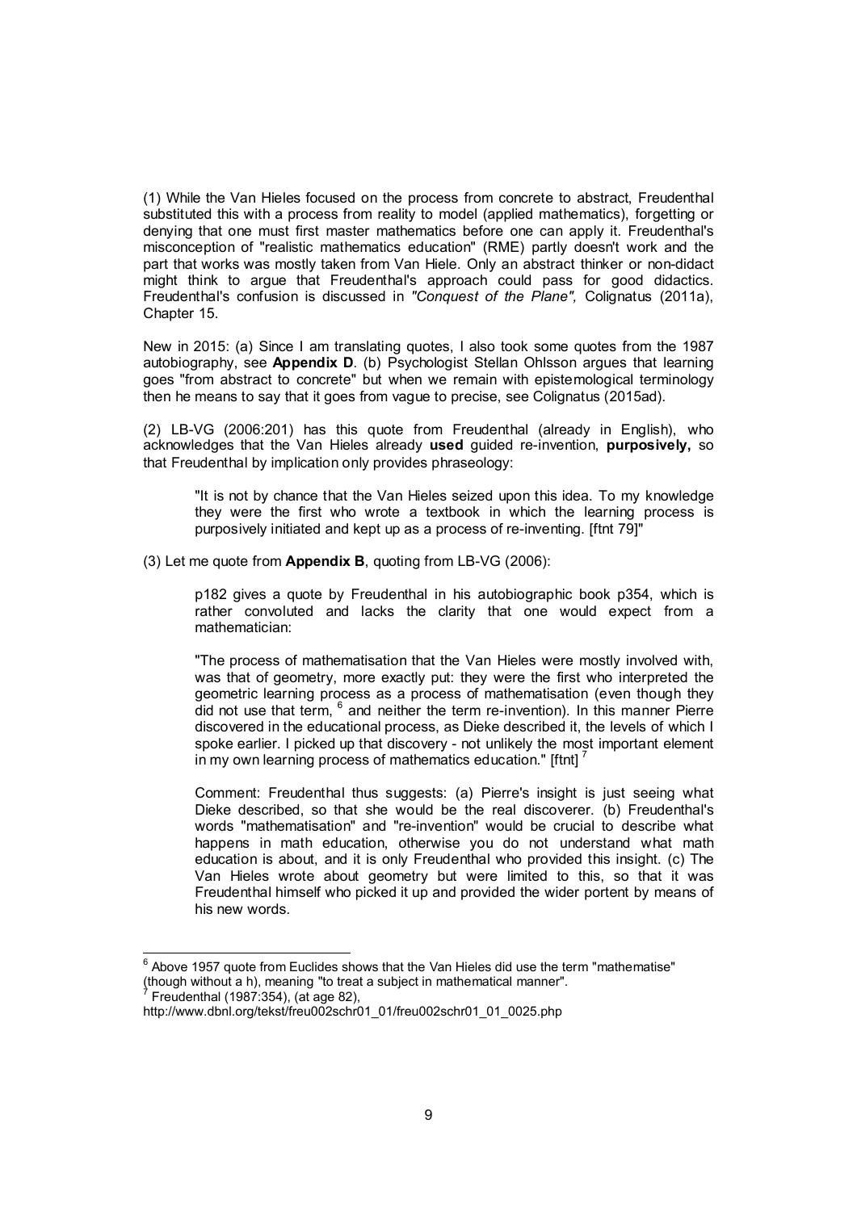(1) While the Van Hieles focused on the process from concrete to abstract, Freudenthal substituted this with a process from reality to model (applied mathematics), forgetting or denying that one must first master mathematics before one can apply it. Freudenthal's misconception of "realistic mathematics education" (RME) partly doesn't work and the part that works was mostly taken from Van Hiele. Only an abstract thinker or non-didact might think to argue that Freudenthal's approach could pass for good didactics. Freudenthal's confusion is discussed in *"Conquest of the Plane",* Colignatus (2011a), Chapter 15.

New in 2015: (a) Since I am translating quotes, I also took some quotes from the 1987 autobiography, see **Appendix D**. (b) Psychologist Stellan Ohlsson argues that learning goes "from abstract to concrete" but when we remain with epistemological terminology then he means to say that it goes from vague to precise, see Colignatus (2015ad).

(2) LB-VG (2006:201) has this quote from Freudenthal (already in English), who acknowledges that the Van Hieles already **used** guided re-invention, **purposively,** so that Freudenthal by implication only provides phraseology:

> "It is not by chance that the Van Hieles seized upon this idea. To my knowledge they were the first who wrote a textbook in which the learning process is purposively initiated and kept up as a process of re-inventing. [ftnt 79]"

(3) Let me quote from **Appendix B**, quoting from LB-VG (2006):

> p182 gives a quote by Freudenthal in his autobiographic book p354, which is rather convoluted and lacks the clarity that one would expect from a mathematician:
>
> "The process of mathematisation that the Van Hieles were mostly involved with, was that of geometry, more exactly put: they were the first who interpreted the geometric learning process as a process of mathematisation (even though they did not use that term, [6] and neither the term re-invention). In this manner Pierre discovered in the educational process, as Dieke described it, the levels of which I spoke earlier. I picked up that discovery - not unlikely the most important element in my own learning process of mathematics education." [ftnt] [7]
>
> Comment: Freudenthal thus suggests: (a) Pierre's insight is just seeing what Dieke described, so that she would be the real discoverer. (b) Freudenthal's words "mathematisation" and "re-invention" would be crucial to describe what happens in math education, otherwise you do not understand what math education is about, and it is only Freudenthal who provided this insight. (c) The Van Hieles wrote about geometry but were limited to this, so that it was Freudenthal himself who picked it up and provided the wider portent by means of his new words.

---

[6] Above 1957 quote from Euclides shows that the Van Hieles did use the term "mathematise" (though without a h), meaning "to treat a subject in mathematical manner".

[7] Freudenthal (1987:354), (at age 82), http://www.dbnl.org/tekst/freu002schr01_01/freu002schr01_01_0025.php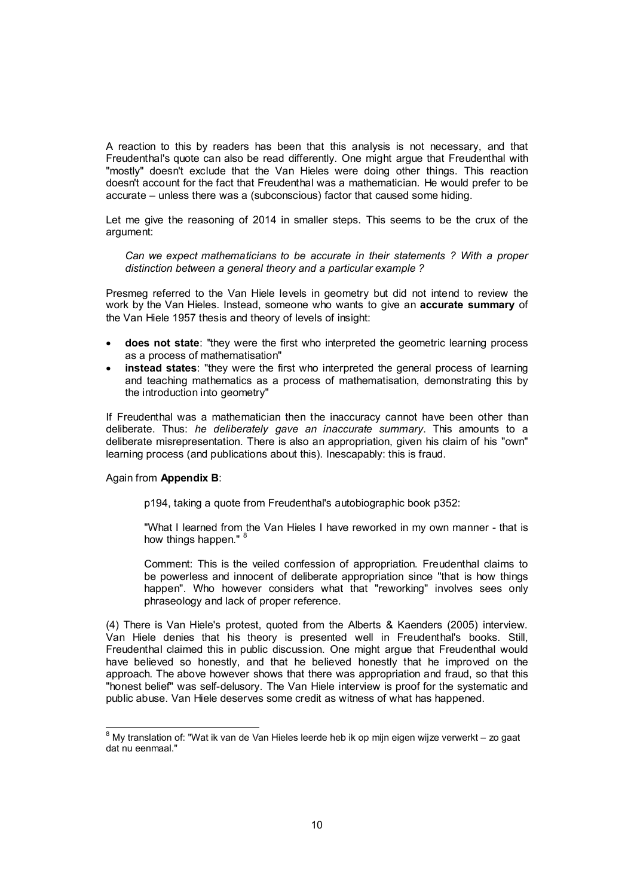A reaction to this by readers has been that this analysis is not necessary, and that Freudenthal's quote can also be read differently. One might argue that Freudenthal with "mostly" doesn't exclude that the Van Hieles were doing other things. This reaction doesn't account for the fact that Freudenthal was a mathematician. He would prefer to be accurate – unless there was a (subconscious) factor that caused some hiding.

Let me give the reasoning of 2014 in smaller steps. This seems to be the crux of the argument:

> *Can we expect mathematicians to be accurate in their statements ? With a proper distinction between a general theory and a particular example ?*

Presmeg referred to the Van Hiele levels in geometry but did not intend to review the work by the Van Hieles. Instead, someone who wants to give an **accurate summary** of the Van Hiele 1957 thesis and theory of levels of insight:

- **does not state**: "they were the first who interpreted the geometric learning process as a process of mathematisation"
- **instead states**: "they were the first who interpreted the general process of learning and teaching mathematics as a process of mathematisation, demonstrating this by the introduction into geometry"

If Freudenthal was a mathematician then the inaccuracy cannot have been other than deliberate. Thus: *he deliberately gave an inaccurate summary*. This amounts to a deliberate misrepresentation. There is also an appropriation, given his claim of his "own" learning process (and publications about this). Inescapably: this is fraud.

Again from **Appendix B**:

> p194, taking a quote from Freudenthal's autobiographic book p352:
>
> "What I learned from the Van Hieles I have reworked in my own manner - that is how things happen." [8]
>
> Comment: This is the veiled confession of appropriation. Freudenthal claims to be powerless and innocent of deliberate appropriation since "that is how things happen". Who however considers what that "reworking" involves sees only phraseology and lack of proper reference.

(4) There is Van Hiele's protest, quoted from the Alberts & Kaenders (2005) interview. Van Hiele denies that his theory is presented well in Freudenthal's books. Still, Freudenthal claimed this in public discussion. One might argue that Freudenthal would have believed so honestly, and that he believed honestly that he improved on the approach. The above however shows that there was appropriation and fraud, so that this "honest belief" was self-delusory. The Van Hiele interview is proof for the systematic and public abuse. Van Hiele deserves some credit as witness of what has happened.

---

[8] My translation of: "Wat ik van de Van Hieles leerde heb ik op mijn eigen wijze verwerkt – zo gaat dat nu eenmaal."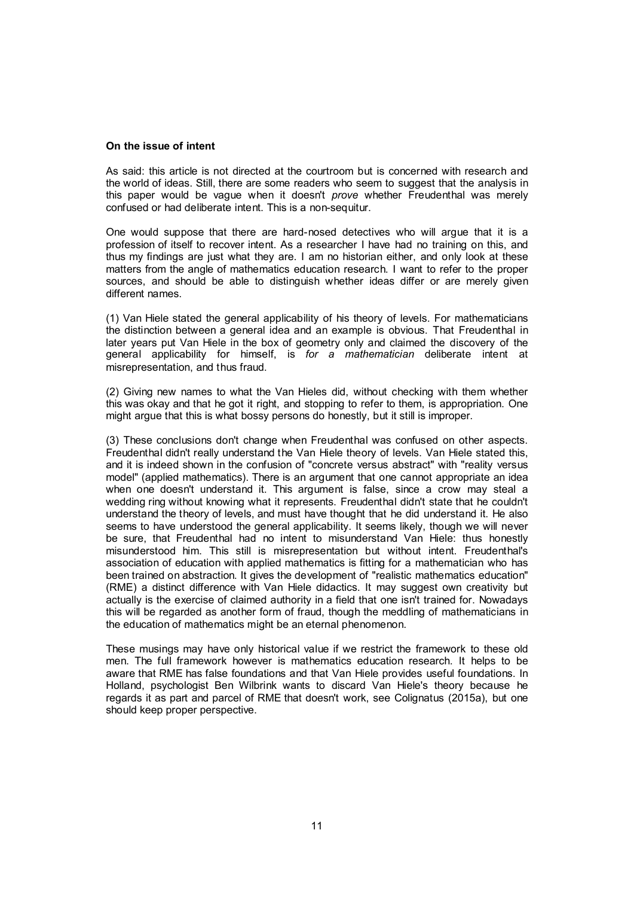**On the issue of intent**

As said: this article is not directed at the courtroom but is concerned with research and the world of ideas. Still, there are some readers who seem to suggest that the analysis in this paper would be vague when it doesn't *prove* whether Freudenthal was merely confused or had deliberate intent. This is a non-sequitur.

One would suppose that there are hard-nosed detectives who will argue that it is a profession of itself to recover intent. As a researcher I have had no training on this, and thus my findings are just what they are. I am no historian either, and only look at these matters from the angle of mathematics education research. I want to refer to the proper sources, and should be able to distinguish whether ideas differ or are merely given different names.

(1) Van Hiele stated the general applicability of his theory of levels. For mathematicians the distinction between a general idea and an example is obvious. That Freudenthal in later years put Van Hiele in the box of geometry only and claimed the discovery of the general applicability for himself, is *for a mathematician* deliberate intent at misrepresentation, and thus fraud.

(2) Giving new names to what the Van Hieles did, without checking with them whether this was okay and that he got it right, and stopping to refer to them, is appropriation. One might argue that this is what bossy persons do honestly, but it still is improper.

(3) These conclusions don't change when Freudenthal was confused on other aspects. Freudenthal didn't really understand the Van Hiele theory of levels. Van Hiele stated this, and it is indeed shown in the confusion of "concrete versus abstract" with "reality versus model" (applied mathematics). There is an argument that one cannot appropriate an idea when one doesn't understand it. This argument is false, since a crow may steal a wedding ring without knowing what it represents. Freudenthal didn't state that he couldn't understand the theory of levels, and must have thought that he did understand it. He also seems to have understood the general applicability. It seems likely, though we will never be sure, that Freudenthal had no intent to misunderstand Van Hiele: thus honestly misunderstood him. This still is misrepresentation but without intent. Freudenthal's association of education with applied mathematics is fitting for a mathematician who has been trained on abstraction. It gives the development of "realistic mathematics education" (RME) a distinct difference with Van Hiele didactics. It may suggest own creativity but actually is the exercise of claimed authority in a field that one isn't trained for. Nowadays this will be regarded as another form of fraud, though the meddling of mathematicians in the education of mathematics might be an eternal phenomenon.

These musings may have only historical value if we restrict the framework to these old men. The full framework however is mathematics education research. It helps to be aware that RME has false foundations and that Van Hiele provides useful foundations. In Holland, psychologist Ben Wilbrink wants to discard Van Hiele's theory because he regards it as part and parcel of RME that doesn't work, see Colignatus (2015a), but one should keep proper perspective.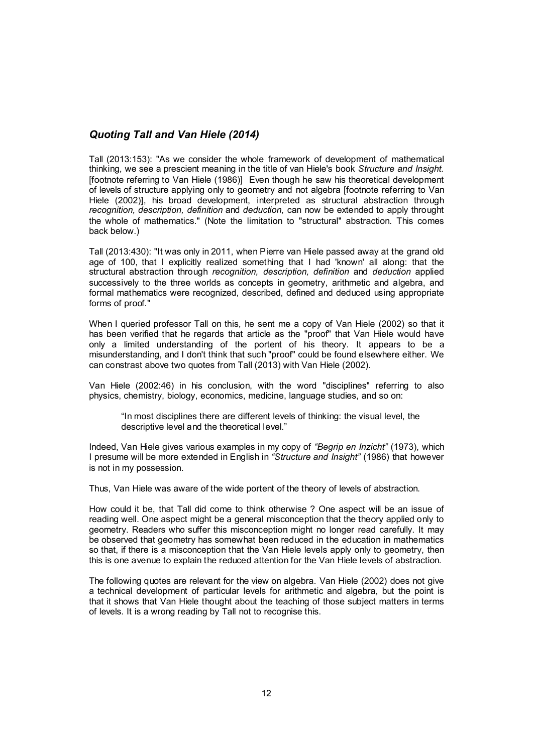## *Quoting Tall and Van Hiele (2014)*

Tall (2013:153): "As we consider the whole framework of development of mathematical thinking, we see a prescient meaning in the title of van Hiele's book *Structure and Insight.* [footnote referring to Van Hiele (1986)] Even though he saw his theoretical development of levels of structure applying only to geometry and not algebra [footnote referring to Van Hiele (2002)], his broad development, interpreted as structural abstraction through *recognition, description, definition* and *deduction,* can now be extended to apply throught the whole of mathematics." (Note the limitation to "structural" abstraction. This comes back below.)

Tall (2013:430): "It was only in 2011, when Pierre van Hiele passed away at the grand old age of 100, that I explicitly realized something that I had 'known' all along: that the structural abstraction through *recognition, description, definition* and *deduction* applied successively to the three worlds as concepts in geometry, arithmetic and algebra, and formal mathematics were recognized, described, defined and deduced using appropriate forms of proof."

When I queried professor Tall on this, he sent me a copy of Van Hiele (2002) so that it has been verified that he regards that article as the "proof" that Van Hiele would have only a limited understanding of the portent of his theory. It appears to be a misunderstanding, and I don't think that such "proof" could be found elsewhere either. We can constrast above two quotes from Tall (2013) with Van Hiele (2002).

Van Hiele (2002:46) in his conclusion, with the word "disciplines" referring to also physics, chemistry, biology, economics, medicine, language studies, and so on:

> "In most disciplines there are different levels of thinking: the visual level, the descriptive level and the theoretical level."

Indeed, Van Hiele gives various examples in my copy of *"Begrip en Inzicht"* (1973), which I presume will be more extended in English in *"Structure and Insight"* (1986) that however is not in my possession.

Thus, Van Hiele was aware of the wide portent of the theory of levels of abstraction.

How could it be, that Tall did come to think otherwise ? One aspect will be an issue of reading well. One aspect might be a general misconception that the theory applied only to geometry. Readers who suffer this misconception might no longer read carefully. It may be observed that geometry has somewhat been reduced in the education in mathematics so that, if there is a misconception that the Van Hiele levels apply only to geometry, then this is one avenue to explain the reduced attention for the Van Hiele levels of abstraction.

The following quotes are relevant for the view on algebra. Van Hiele (2002) does not give a technical development of particular levels for arithmetic and algebra, but the point is that it shows that Van Hiele thought about the teaching of those subject matters in terms of levels. It is a wrong reading by Tall not to recognise this.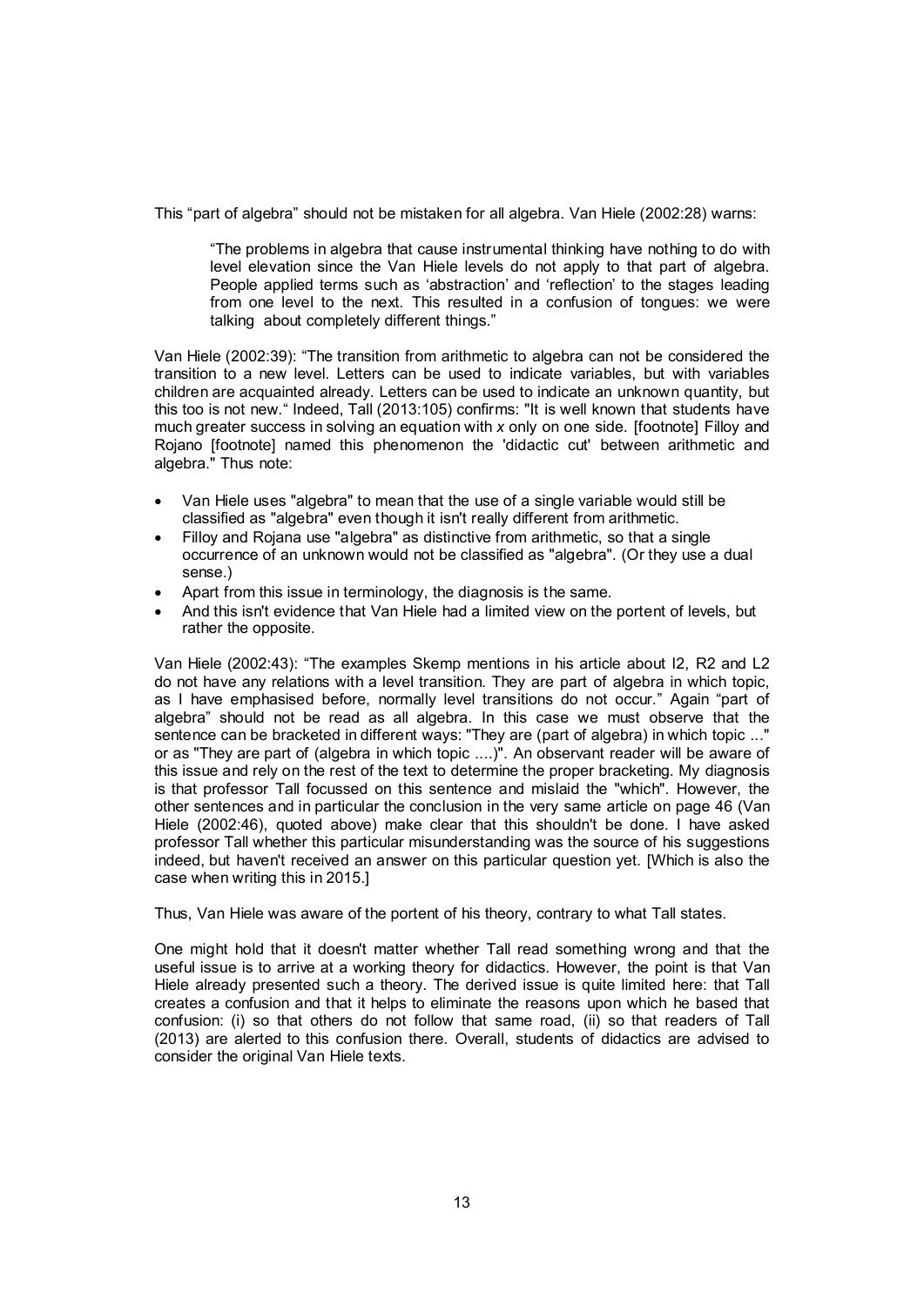This "part of algebra" should not be mistaken for all algebra. Van Hiele (2002:28) warns:

> "The problems in algebra that cause instrumental thinking have nothing to do with level elevation since the Van Hiele levels do not apply to that part of algebra. People applied terms such as 'abstraction' and 'reflection' to the stages leading from one level to the next. This resulted in a confusion of tongues: we were talking about completely different things."

Van Hiele (2002:39): "The transition from arithmetic to algebra can not be considered the transition to a new level. Letters can be used to indicate variables, but with variables children are acquainted already. Letters can be used to indicate an unknown quantity, but this too is not new." Indeed, Tall (2013:105) confirms: "It is well known that students have much greater success in solving an equation with *x* only on one side. [footnote] Filloy and Rojano [footnote] named this phenomenon the 'didactic cut' between arithmetic and algebra." Thus note:

- Van Hiele uses "algebra" to mean that the use of a single variable would still be classified as "algebra" even though it isn't really different from arithmetic.
- Filloy and Rojana use "algebra" as distinctive from arithmetic, so that a single occurrence of an unknown would not be classified as "algebra". (Or they use a dual sense.)
- Apart from this issue in terminology, the diagnosis is the same.
- And this isn't evidence that Van Hiele had a limited view on the portent of levels, but rather the opposite.

Van Hiele (2002:43): "The examples Skemp mentions in his article about I2, R2 and L2 do not have any relations with a level transition. They are part of algebra in which topic, as I have emphasised before, normally level transitions do not occur." Again "part of algebra" should not be read as all algebra. In this case we must observe that the sentence can be bracketed in different ways: "They are (part of algebra) in which topic ..." or as "They are part of (algebra in which topic ....)". An observant reader will be aware of this issue and rely on the rest of the text to determine the proper bracketing. My diagnosis is that professor Tall focussed on this sentence and mislaid the "which". However, the other sentences and in particular the conclusion in the very same article on page 46 (Van Hiele (2002:46), quoted above) make clear that this shouldn't be done. I have asked professor Tall whether this particular misunderstanding was the source of his suggestions indeed, but haven't received an answer on this particular question yet. [Which is also the case when writing this in 2015.]

Thus, Van Hiele was aware of the portent of his theory, contrary to what Tall states.

One might hold that it doesn't matter whether Tall read something wrong and that the useful issue is to arrive at a working theory for didactics. However, the point is that Van Hiele already presented such a theory. The derived issue is quite limited here: that Tall creates a confusion and that it helps to eliminate the reasons upon which he based that confusion: (i) so that others do not follow that same road, (ii) so that readers of Tall (2013) are alerted to this confusion there. Overall, students of didactics are advised to consider the original Van Hiele texts.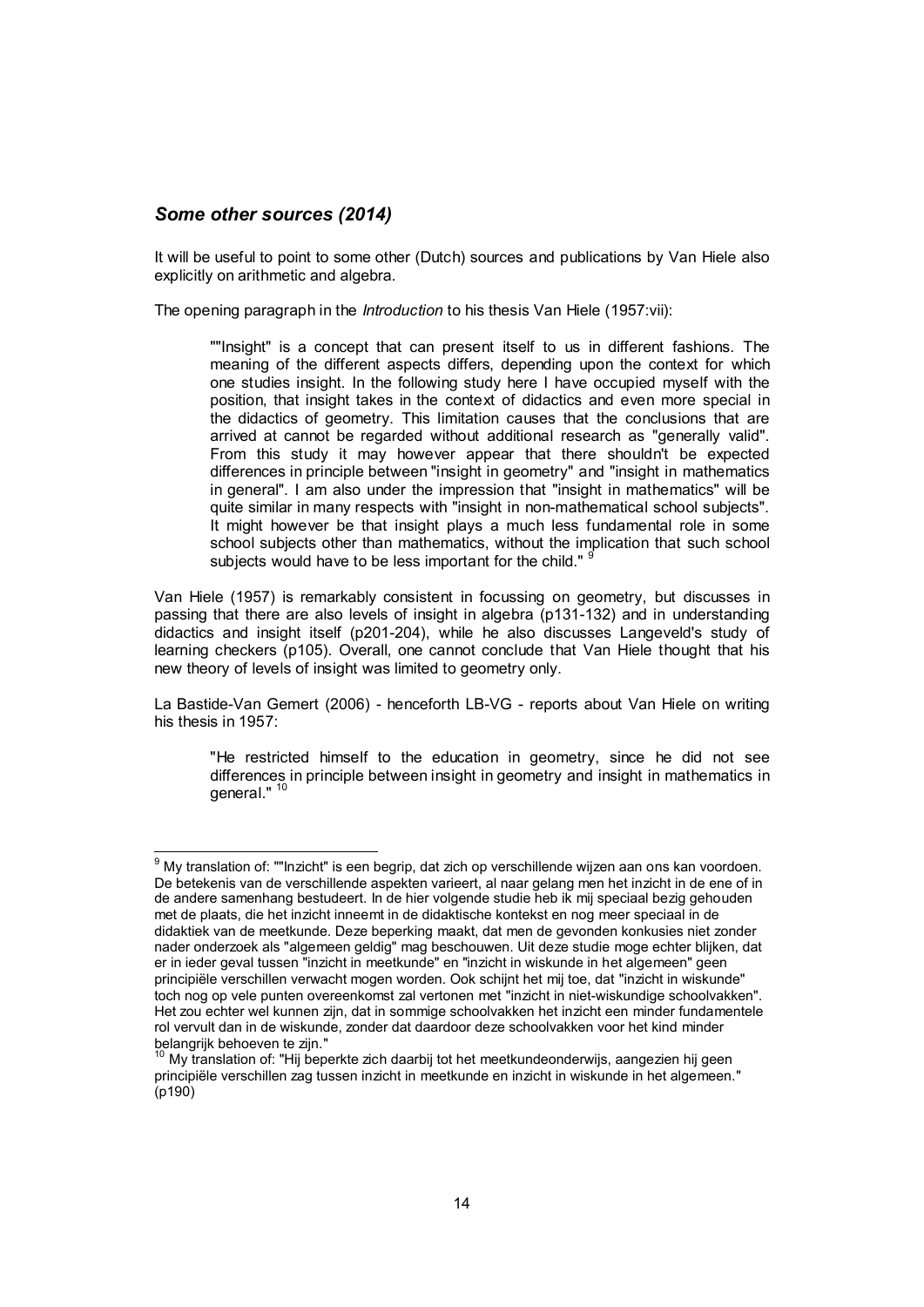### *Some other sources (2014)*

It will be useful to point to some other (Dutch) sources and publications by Van Hiele also explicitly on arithmetic and algebra.

The opening paragraph in the *Introduction* to his thesis Van Hiele (1957:vii):

> ""Insight" is a concept that can present itself to us in different fashions. The meaning of the different aspects differs, depending upon the context for which one studies insight. In the following study here I have occupied myself with the position, that insight takes in the context of didactics and even more special in the didactics of geometry. This limitation causes that the conclusions that are arrived at cannot be regarded without additional research as "generally valid". From this study it may however appear that there shouldn't be expected differences in principle between "insight in geometry" and "insight in mathematics in general". I am also under the impression that "insight in mathematics" will be quite similar in many respects with "insight in non-mathematical school subjects". It might however be that insight plays a much less fundamental role in some school subjects other than mathematics, without the implication that such school subjects would have to be less important for the child." [9]

Van Hiele (1957) is remarkably consistent in focussing on geometry, but discusses in passing that there are also levels of insight in algebra (p131-132) and in understanding didactics and insight itself (p201-204), while he also discusses Langeveld's study of learning checkers (p105). Overall, one cannot conclude that Van Hiele thought that his new theory of levels of insight was limited to geometry only.

La Bastide-Van Gemert (2006) - henceforth LB-VG - reports about Van Hiele on writing his thesis in 1957:

> "He restricted himself to the education in geometry, since he did not see differences in principle between insight in geometry and insight in mathematics in general." [10]

---

[9] My translation of: ""Inzicht" is een begrip, dat zich op verschillende wijzen aan ons kan voordoen. De betekenis van de verschillende aspekten varieert, al naar gelang men het inzicht in de ene of in de andere samenhang bestudeert. In de hier volgende studie heb ik mij speciaal bezig gehouden met de plaats, die het inzicht inneemt in de didaktische kontekst en nog meer speciaal in de didaktiek van de meetkunde. Deze beperking maakt, dat men de gevonden konkusies niet zonder nader onderzoek als "algemeen geldig" mag beschouwen. Uit deze studie moge echter blijken, dat er in ieder geval tussen "inzicht in meetkunde" en "inzicht in wiskunde in het algemeen" geen principiële verschillen verwacht mogen worden. Ook schijnt het mij toe, dat "inzicht in wiskunde" toch nog op vele punten overeenkomst zal vertonen met "inzicht in niet-wiskundige schoolvakken". Het zou echter wel kunnen zijn, dat in sommige schoolvakken het inzicht een minder fundamentele rol vervult dan in de wiskunde, zonder dat daardoor deze schoolvakken voor het kind minder belangrijk behoeven te zijn."

[10] My translation of: "Hij beperkte zich daarbij tot het meetkundeonderwijs, aangezien hij geen principiële verschillen zag tussen inzicht in meetkunde en inzicht in wiskunde in het algemeen." (p190)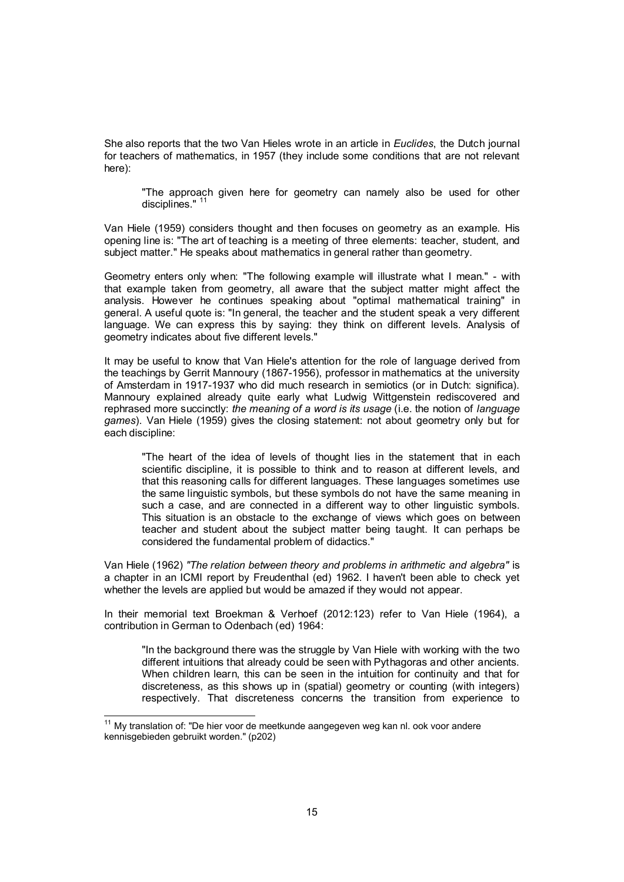She also reports that the two Van Hieles wrote in an article in *Euclides*, the Dutch journal for teachers of mathematics, in 1957 (they include some conditions that are not relevant here):

> "The approach given here for geometry can namely also be used for other disciplines." [11]

Van Hiele (1959) considers thought and then focuses on geometry as an example. His opening line is: "The art of teaching is a meeting of three elements: teacher, student, and subject matter." He speaks about mathematics in general rather than geometry.

Geometry enters only when: "The following example will illustrate what I mean." - with that example taken from geometry, all aware that the subject matter might affect the analysis. However he continues speaking about "optimal mathematical training" in general. A useful quote is: "In general, the teacher and the student speak a very different language. We can express this by saying: they think on different levels. Analysis of geometry indicates about five different levels."

It may be useful to know that Van Hiele's attention for the role of language derived from the teachings by Gerrit Mannoury (1867-1956), professor in mathematics at the university of Amsterdam in 1917-1937 who did much research in semiotics (or in Dutch: significa). Mannoury explained already quite early what Ludwig Wittgenstein rediscovered and rephrased more succinctly: *the meaning of a word is its usage* (i.e. the notion of *language games*). Van Hiele (1959) gives the closing statement: not about geometry only but for each discipline:

> "The heart of the idea of levels of thought lies in the statement that in each scientific discipline, it is possible to think and to reason at different levels, and that this reasoning calls for different languages. These languages sometimes use the same linguistic symbols, but these symbols do not have the same meaning in such a case, and are connected in a different way to other linguistic symbols. This situation is an obstacle to the exchange of views which goes on between teacher and student about the subject matter being taught. It can perhaps be considered the fundamental problem of didactics."

Van Hiele (1962) *"The relation between theory and problems in arithmetic and algebra"* is a chapter in an ICMI report by Freudenthal (ed) 1962. I haven't been able to check yet whether the levels are applied but would be amazed if they would not appear.

In their memorial text Broekman & Verhoef (2012:123) refer to Van Hiele (1964), a contribution in German to Odenbach (ed) 1964:

> "In the background there was the struggle by Van Hiele with working with the two different intuitions that already could be seen with Pythagoras and other ancients. When children learn, this can be seen in the intuition for continuity and that for discreteness, as this shows up in (spatial) geometry or counting (with integers) respectively. That discreteness concerns the transition from experience to

[11] My translation of: "De hier voor de meetkunde aangegeven weg kan nl. ook voor andere kennisgebieden gebruikt worden." (p202)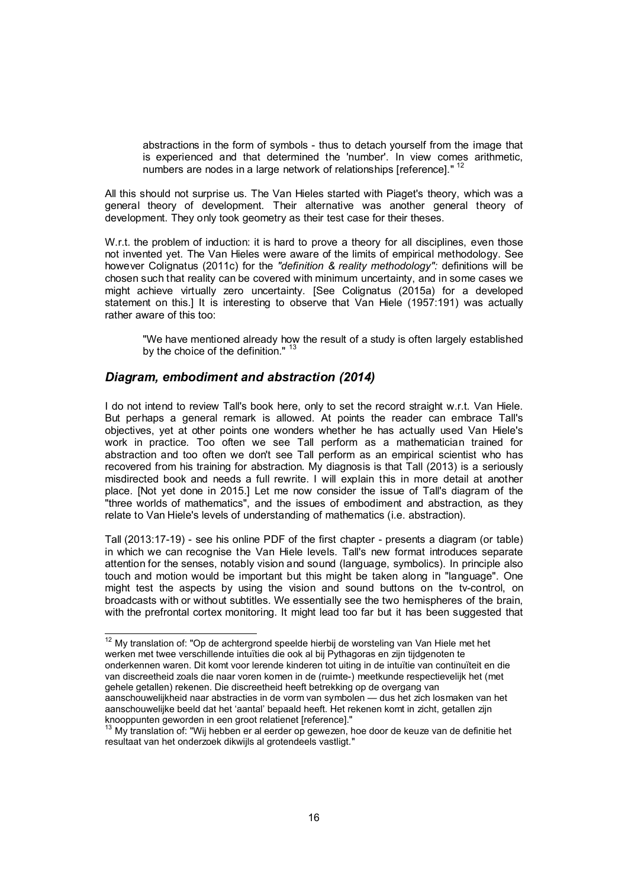> abstractions in the form of symbols - thus to detach yourself from the image that is experienced and that determined the 'number'. In view comes arithmetic, numbers are nodes in a large network of relationships [reference]." [12]

All this should not surprise us. The Van Hieles started with Piaget's theory, which was a general theory of development. Their alternative was another general theory of development. They only took geometry as their test case for their theses.

W.r.t. the problem of induction: it is hard to prove a theory for all disciplines, even those not invented yet. The Van Hieles were aware of the limits of empirical methodology. See however Colignatus (2011c) for the *"definition & reality methodology":* definitions will be chosen such that reality can be covered with minimum uncertainty, and in some cases we might achieve virtually zero uncertainty. [See Colignatus (2015a) for a developed statement on this.] It is interesting to observe that Van Hiele (1957:191) was actually rather aware of this too:

> "We have mentioned already how the result of a study is often largely established by the choice of the definition." [13]

## *Diagram, embodiment and abstraction (2014)*

I do not intend to review Tall's book here, only to set the record straight w.r.t. Van Hiele. But perhaps a general remark is allowed. At points the reader can embrace Tall's objectives, yet at other points one wonders whether he has actually used Van Hiele's work in practice. Too often we see Tall perform as a mathematician trained for abstraction and too often we don't see Tall perform as an empirical scientist who has recovered from his training for abstraction. My diagnosis is that Tall (2013) is a seriously misdirected book and needs a full rewrite. I will explain this in more detail at another place. [Not yet done in 2015.] Let me now consider the issue of Tall's diagram of the "three worlds of mathematics", and the issues of embodiment and abstraction, as they relate to Van Hiele's levels of understanding of mathematics (i.e. abstraction).

Tall (2013:17-19) - see his online PDF of the first chapter - presents a diagram (or table) in which we can recognise the Van Hiele levels. Tall's new format introduces separate attention for the senses, notably vision and sound (language, symbolics). In principle also touch and motion would be important but this might be taken along in "language". One might test the aspects by using the vision and sound buttons on the tv-control, on broadcasts with or without subtitles. We essentially see the two hemispheres of the brain, with the prefrontal cortex monitoring. It might lead too far but it has been suggested that

---

[12] My translation of: "Op de achtergrond speelde hierbij de worsteling van Van Hiele met het werken met twee verschillende intuïties die ook al bij Pythagoras en zijn tijdgenoten te onderkennen waren. Dit komt voor lerende kinderen tot uiting in de intuïtie van continuïteit en die van discreetheid zoals die naar voren komen in de (ruimte-) meetkunde respectievelijk het (met gehele getallen) rekenen. Die discreetheid heeft betrekking op de overgang van aanschouwelijkheid naar abstracties in de vorm van symbolen — dus het zich losmaken van het aanschouwelijke beeld dat het 'aantal' bepaald heeft. Het rekenen komt in zicht, getallen zijn knooppunten geworden in een groot relatienet [reference]."

[13] My translation of: "Wij hebben er al eerder op gewezen, hoe door de keuze van de definitie het resultaat van het onderzoek dikwijls al grotendeels vastligt."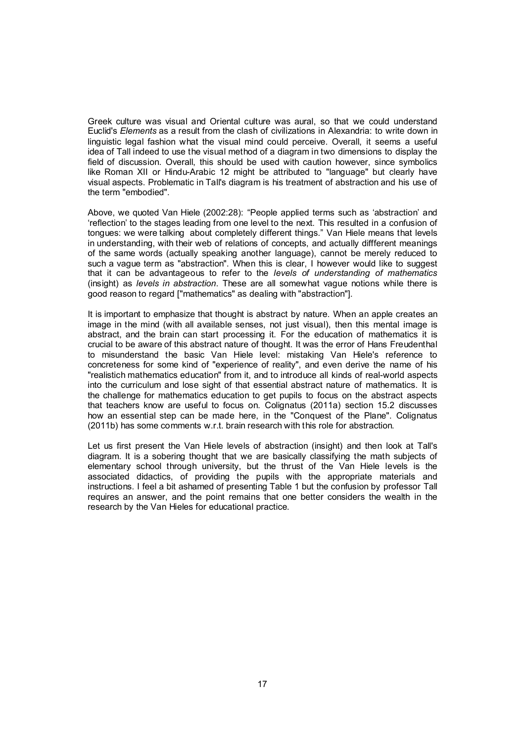Greek culture was visual and Oriental culture was aural, so that we could understand Euclid's *Elements* as a result from the clash of civilizations in Alexandria: to write down in linguistic legal fashion what the visual mind could perceive. Overall, it seems a useful idea of Tall indeed to use the visual method of a diagram in two dimensions to display the field of discussion. Overall, this should be used with caution however, since symbolics like Roman XII or Hindu-Arabic 12 might be attributed to "language" but clearly have visual aspects. Problematic in Tall's diagram is his treatment of abstraction and his use of the term "embodied".

Above, we quoted Van Hiele (2002:28): "People applied terms such as 'abstraction' and 'reflection' to the stages leading from one level to the next. This resulted in a confusion of tongues: we were talking about completely different things." Van Hiele means that levels in understanding, with their web of relations of concepts, and actually diffferent meanings of the same words (actually speaking another language), cannot be merely reduced to such a vague term as "abstraction". When this is clear, I however would like to suggest that it can be advantageous to refer to the *levels of understanding of mathematics* (insight) as *levels in abstraction*. These are all somewhat vague notions while there is good reason to regard ["mathematics" as dealing with "abstraction"].

It is important to emphasize that thought is abstract by nature. When an apple creates an image in the mind (with all available senses, not just visual), then this mental image is abstract, and the brain can start processing it. For the education of mathematics it is crucial to be aware of this abstract nature of thought. It was the error of Hans Freudenthal to misunderstand the basic Van Hiele level: mistaking Van Hiele's reference to concreteness for some kind of "experience of reality", and even derive the name of his "realistich mathematics education" from it, and to introduce all kinds of real-world aspects into the curriculum and lose sight of that essential abstract nature of mathematics. It is the challenge for mathematics education to get pupils to focus on the abstract aspects that teachers know are useful to focus on. Colignatus (2011a) section 15.2 discusses how an essential step can be made here, in the "Conquest of the Plane". Colignatus (2011b) has some comments w.r.t. brain research with this role for abstraction.

Let us first present the Van Hiele levels of abstraction (insight) and then look at Tall's diagram. It is a sobering thought that we are basically classifying the math subjects of elementary school through university, but the thrust of the Van Hiele levels is the associated didactics, of providing the pupils with the appropriate materials and instructions. I feel a bit ashamed of presenting Table 1 but the confusion by professor Tall requires an answer, and the point remains that one better considers the wealth in the research by the Van Hieles for educational practice.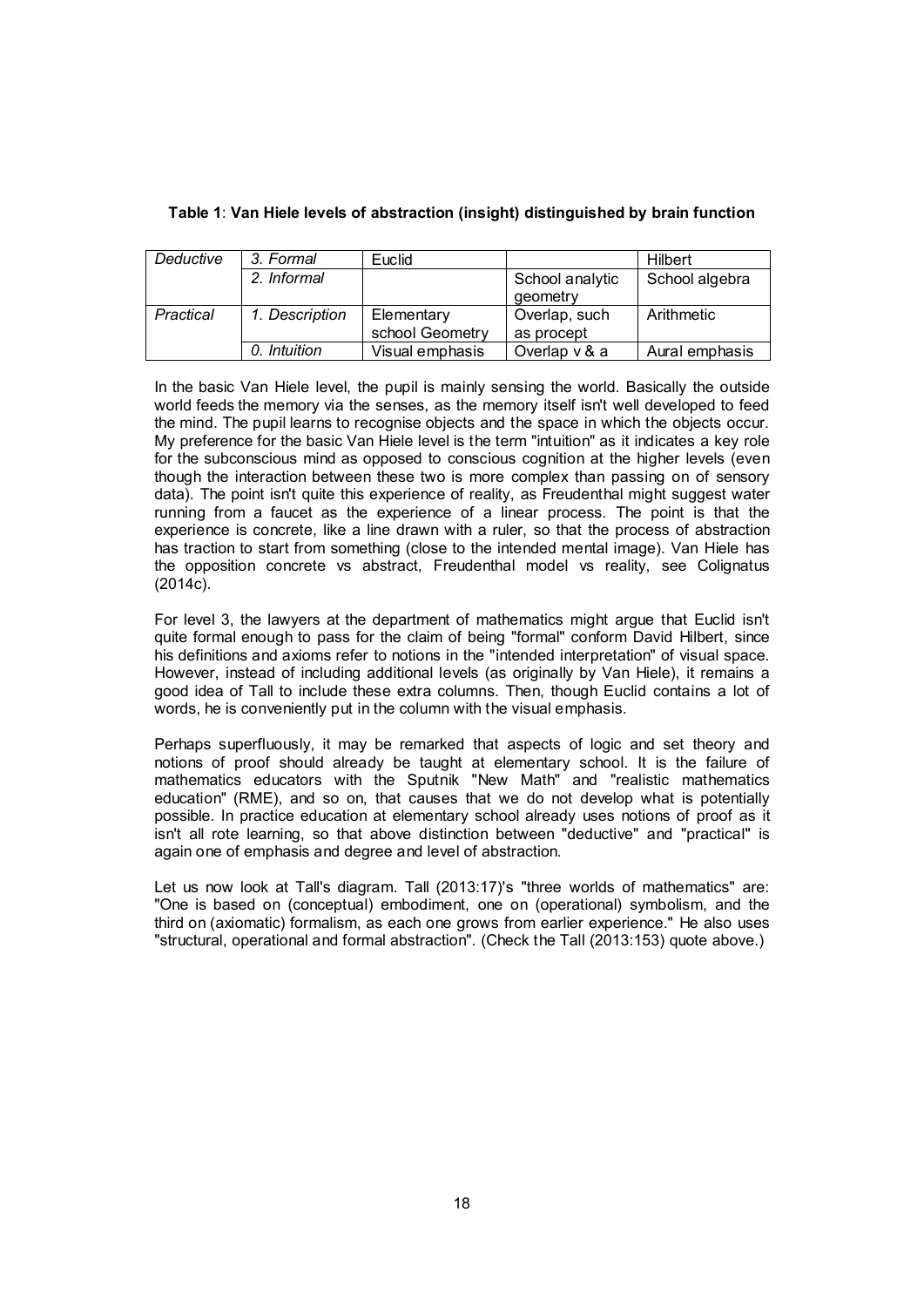**Table 1**: **Van Hiele levels of abstraction (insight) distinguished by brain function**

| | | | | |
|---|---|---|---|---|
| *Deductive* | *3. Formal* | Euclid | | Hilbert |
| | *2. Informal* | | School analytic geometry | School algebra |
| *Practical* | *1. Description* | Elementary school Geometry | Overlap, such as procept | Arithmetic |
| | *0. Intuition* | Visual emphasis | Overlap v & a | Aural emphasis |

In the basic Van Hiele level, the pupil is mainly sensing the world. Basically the outside world feeds the memory via the senses, as the memory itself isn't well developed to feed the mind. The pupil learns to recognise objects and the space in which the objects occur. My preference for the basic Van Hiele level is the term "intuition" as it indicates a key role for the subconscious mind as opposed to conscious cognition at the higher levels (even though the interaction between these two is more complex than passing on of sensory data). The point isn't quite this experience of reality, as Freudenthal might suggest water running from a faucet as the experience of a linear process. The point is that the experience is concrete, like a line drawn with a ruler, so that the process of abstraction has traction to start from something (close to the intended mental image). Van Hiele has the opposition concrete vs abstract, Freudenthal model vs reality, see Colignatus (2014c).

For level 3, the lawyers at the department of mathematics might argue that Euclid isn't quite formal enough to pass for the claim of being "formal" conform David Hilbert, since his definitions and axioms refer to notions in the "intended interpretation" of visual space. However, instead of including additional levels (as originally by Van Hiele), it remains a good idea of Tall to include these extra columns. Then, though Euclid contains a lot of words, he is conveniently put in the column with the visual emphasis.

Perhaps superfluously, it may be remarked that aspects of logic and set theory and notions of proof should already be taught at elementary school. It is the failure of mathematics educators with the Sputnik "New Math" and "realistic mathematics education" (RME), and so on, that causes that we do not develop what is potentially possible. In practice education at elementary school already uses notions of proof as it isn't all rote learning, so that above distinction between "deductive" and "practical" is again one of emphasis and degree and level of abstraction.

Let us now look at Tall's diagram. Tall (2013:17)'s "three worlds of mathematics" are: "One is based on (conceptual) embodiment, one on (operational) symbolism, and the third on (axiomatic) formalism, as each one grows from earlier experience." He also uses "structural, operational and formal abstraction". (Check the Tall (2013:153) quote above.)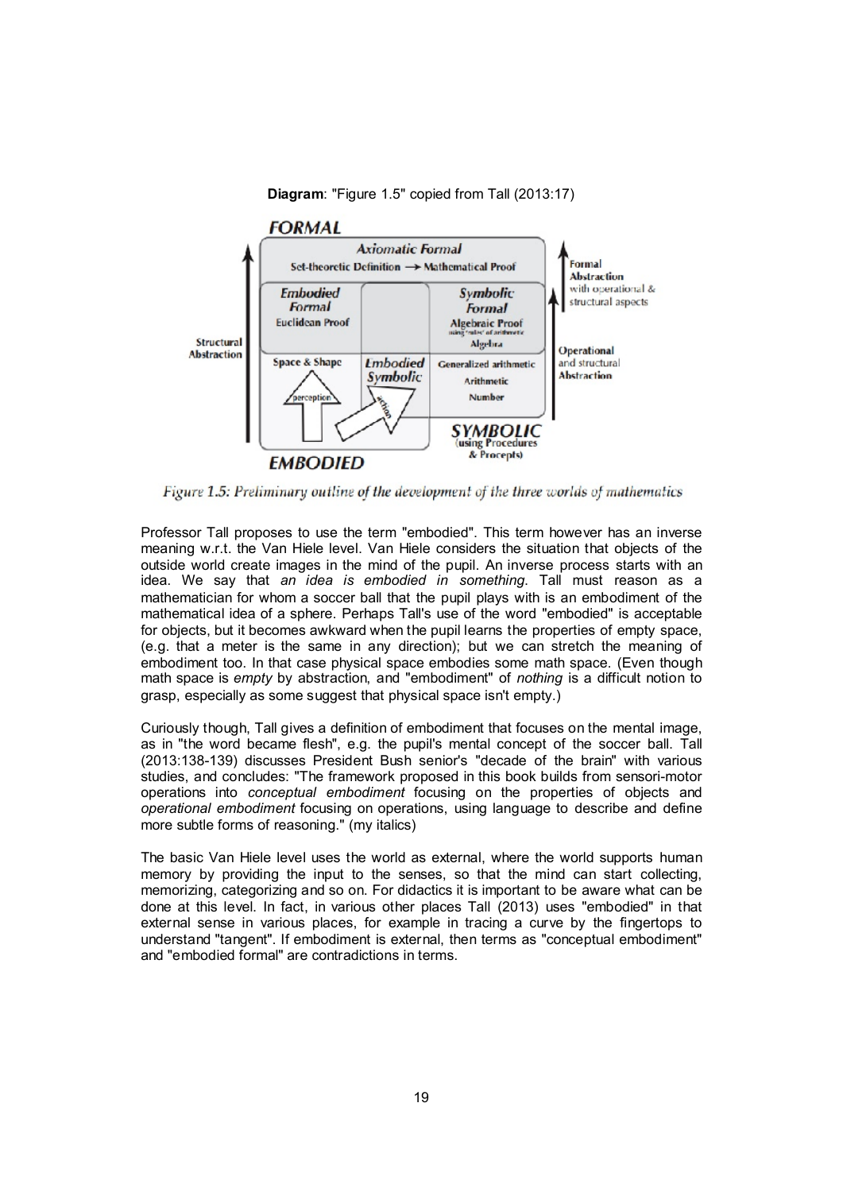**Diagram**: "Figure 1.5" copied from Tall (2013:17)

*Figure 1.5: Preliminary outline of the development of the three worlds of mathematics*

Professor Tall proposes to use the term "embodied". This term however has an inverse meaning w.r.t. the Van Hiele level. Van Hiele considers the situation that objects of the outside world create images in the mind of the pupil. An inverse process starts with an idea. We say that *an idea is embodied in something*. Tall must reason as a mathematician for whom a soccer ball that the pupil plays with is an embodiment of the mathematical idea of a sphere. Perhaps Tall's use of the word "embodied" is acceptable for objects, but it becomes awkward when the pupil learns the properties of empty space, (e.g. that a meter is the same in any direction); but we can stretch the meaning of embodiment too. In that case physical space embodies some math space. (Even though math space is *empty* by abstraction, and "embodiment" of *nothing* is a difficult notion to grasp, especially as some suggest that physical space isn't empty.)

Curiously though, Tall gives a definition of embodiment that focuses on the mental image, as in "the word became flesh", e.g. the pupil's mental concept of the soccer ball. Tall (2013:138-139) discusses President Bush senior's "decade of the brain" with various studies, and concludes: "The framework proposed in this book builds from sensori-motor operations into *conceptual embodiment* focusing on the properties of objects and *operational embodiment* focusing on operations, using language to describe and define more subtle forms of reasoning." (my italics)

The basic Van Hiele level uses the world as external, where the world supports human memory by providing the input to the senses, so that the mind can start collecting, memorizing, categorizing and so on. For didactics it is important to be aware what can be done at this level. In fact, in various other places Tall (2013) uses "embodied" in that external sense in various places, for example in tracing a curve by the fingertops to understand "tangent". If embodiment is external, then terms as "conceptual embodiment" and "embodied formal" are contradictions in terms.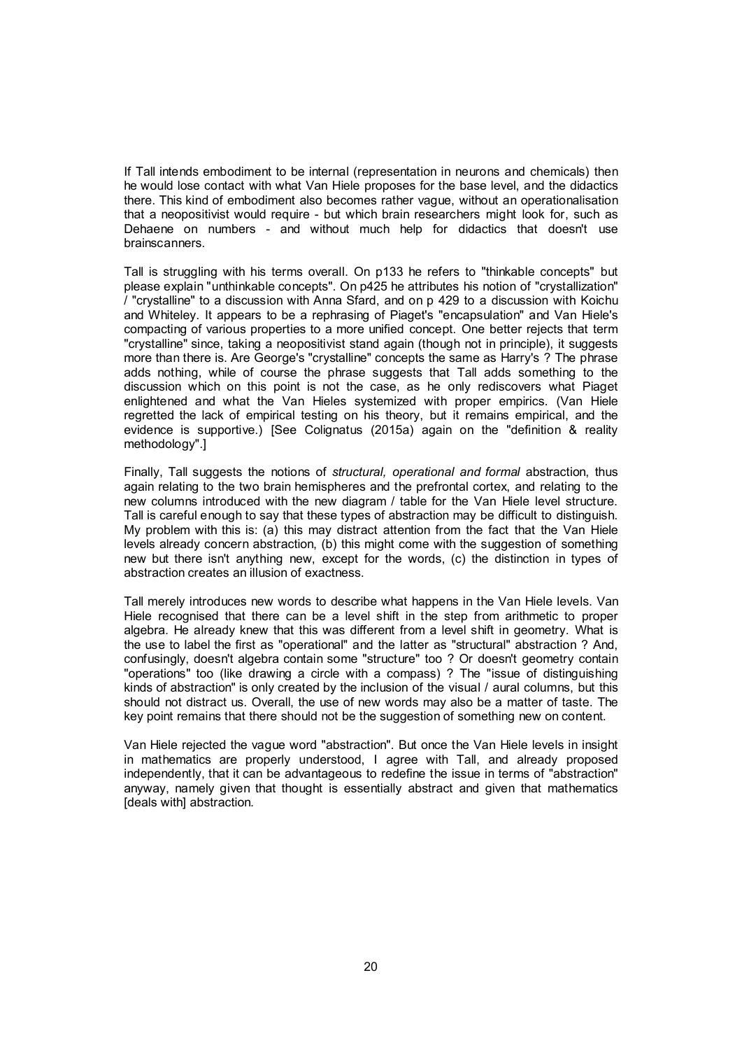If Tall intends embodiment to be internal (representation in neurons and chemicals) then he would lose contact with what Van Hiele proposes for the base level, and the didactics there. This kind of embodiment also becomes rather vague, without an operationalisation that a neopositivist would require - but which brain researchers might look for, such as Dehaene on numbers - and without much help for didactics that doesn't use brainscanners.

Tall is struggling with his terms overall. On p133 he refers to "thinkable concepts" but please explain "unthinkable concepts". On p425 he attributes his notion of "crystallization" / "crystalline" to a discussion with Anna Sfard, and on p 429 to a discussion with Koichu and Whiteley. It appears to be a rephrasing of Piaget's "encapsulation" and Van Hiele's compacting of various properties to a more unified concept. One better rejects that term "crystalline" since, taking a neopositivist stand again (though not in principle), it suggests more than there is. Are George's "crystalline" concepts the same as Harry's ? The phrase adds nothing, while of course the phrase suggests that Tall adds something to the discussion which on this point is not the case, as he only rediscovers what Piaget enlightened and what the Van Hieles systemized with proper empirics. (Van Hiele regretted the lack of empirical testing on his theory, but it remains empirical, and the evidence is supportive.) [See Colignatus (2015a) again on the "definition & reality methodology".]

Finally, Tall suggests the notions of *structural, operational and formal* abstraction, thus again relating to the two brain hemispheres and the prefrontal cortex, and relating to the new columns introduced with the new diagram / table for the Van Hiele level structure. Tall is careful enough to say that these types of abstraction may be difficult to distinguish. My problem with this is: (a) this may distract attention from the fact that the Van Hiele levels already concern abstraction, (b) this might come with the suggestion of something new but there isn't anything new, except for the words, (c) the distinction in types of abstraction creates an illusion of exactness.

Tall merely introduces new words to describe what happens in the Van Hiele levels. Van Hiele recognised that there can be a level shift in the step from arithmetic to proper algebra. He already knew that this was different from a level shift in geometry. What is the use to label the first as "operational" and the latter as "structural" abstraction ? And, confusingly, doesn't algebra contain some "structure" too ? Or doesn't geometry contain "operations" too (like drawing a circle with a compass) ? The "issue of distinguishing kinds of abstraction" is only created by the inclusion of the visual / aural columns, but this should not distract us. Overall, the use of new words may also be a matter of taste. The key point remains that there should not be the suggestion of something new on content.

Van Hiele rejected the vague word "abstraction". But once the Van Hiele levels in insight in mathematics are properly understood, I agree with Tall, and already proposed independently, that it can be advantageous to redefine the issue in terms of "abstraction" anyway, namely given that thought is essentially abstract and given that mathematics [deals with] abstraction.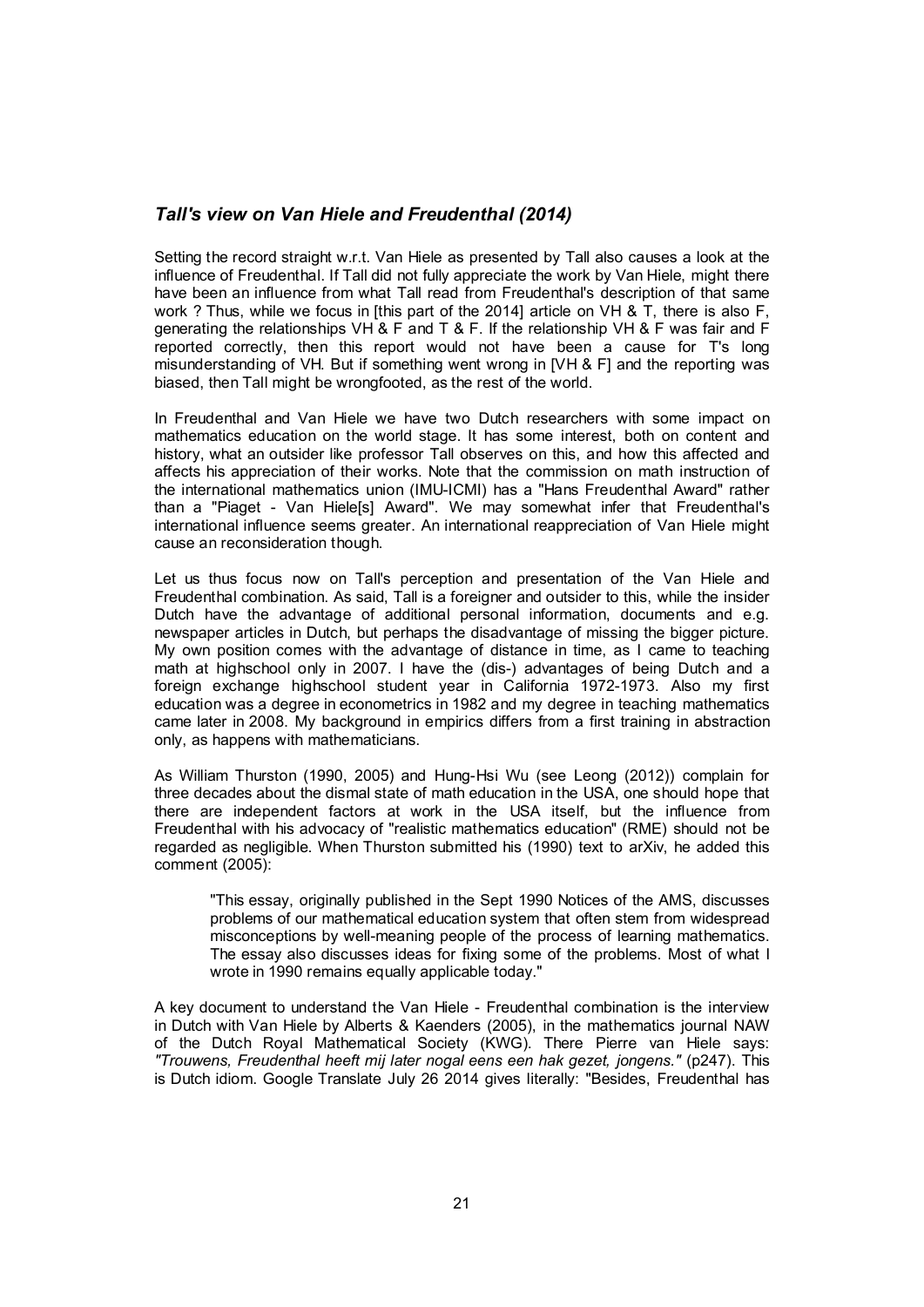### *Tall's view on Van Hiele and Freudenthal (2014)*

Setting the record straight w.r.t. Van Hiele as presented by Tall also causes a look at the influence of Freudenthal. If Tall did not fully appreciate the work by Van Hiele, might there have been an influence from what Tall read from Freudenthal's description of that same work ? Thus, while we focus in [this part of the 2014] article on VH & T, there is also F, generating the relationships VH & F and T & F. If the relationship VH & F was fair and F reported correctly, then this report would not have been a cause for T's long misunderstanding of VH. But if something went wrong in [VH & F] and the reporting was biased, then Tall might be wrongfooted, as the rest of the world.

In Freudenthal and Van Hiele we have two Dutch researchers with some impact on mathematics education on the world stage. It has some interest, both on content and history, what an outsider like professor Tall observes on this, and how this affected and affects his appreciation of their works. Note that the commission on math instruction of the international mathematics union (IMU-ICMI) has a "Hans Freudenthal Award" rather than a "Piaget - Van Hiele[s] Award". We may somewhat infer that Freudenthal's international influence seems greater. An international reappreciation of Van Hiele might cause an reconsideration though.

Let us thus focus now on Tall's perception and presentation of the Van Hiele and Freudenthal combination. As said, Tall is a foreigner and outsider to this, while the insider Dutch have the advantage of additional personal information, documents and e.g. newspaper articles in Dutch, but perhaps the disadvantage of missing the bigger picture. My own position comes with the advantage of distance in time, as I came to teaching math at highschool only in 2007. I have the (dis-) advantages of being Dutch and a foreign exchange highschool student year in California 1972-1973. Also my first education was a degree in econometrics in 1982 and my degree in teaching mathematics came later in 2008. My background in empirics differs from a first training in abstraction only, as happens with mathematicians.

As William Thurston (1990, 2005) and Hung-Hsi Wu (see Leong (2012)) complain for three decades about the dismal state of math education in the USA, one should hope that there are independent factors at work in the USA itself, but the influence from Freudenthal with his advocacy of "realistic mathematics education" (RME) should not be regarded as negligible. When Thurston submitted his (1990) text to arXiv, he added this comment (2005):

> "This essay, originally published in the Sept 1990 Notices of the AMS, discusses problems of our mathematical education system that often stem from widespread misconceptions by well-meaning people of the process of learning mathematics. The essay also discusses ideas for fixing some of the problems. Most of what I wrote in 1990 remains equally applicable today."

A key document to understand the Van Hiele - Freudenthal combination is the interview in Dutch with Van Hiele by Alberts & Kaenders (2005), in the mathematics journal NAW of the Dutch Royal Mathematical Society (KWG). There Pierre van Hiele says: *"Trouwens, Freudenthal heeft mij later nogal eens een hak gezet, jongens."* (p247). This is Dutch idiom. Google Translate July 26 2014 gives literally: "Besides, Freudenthal has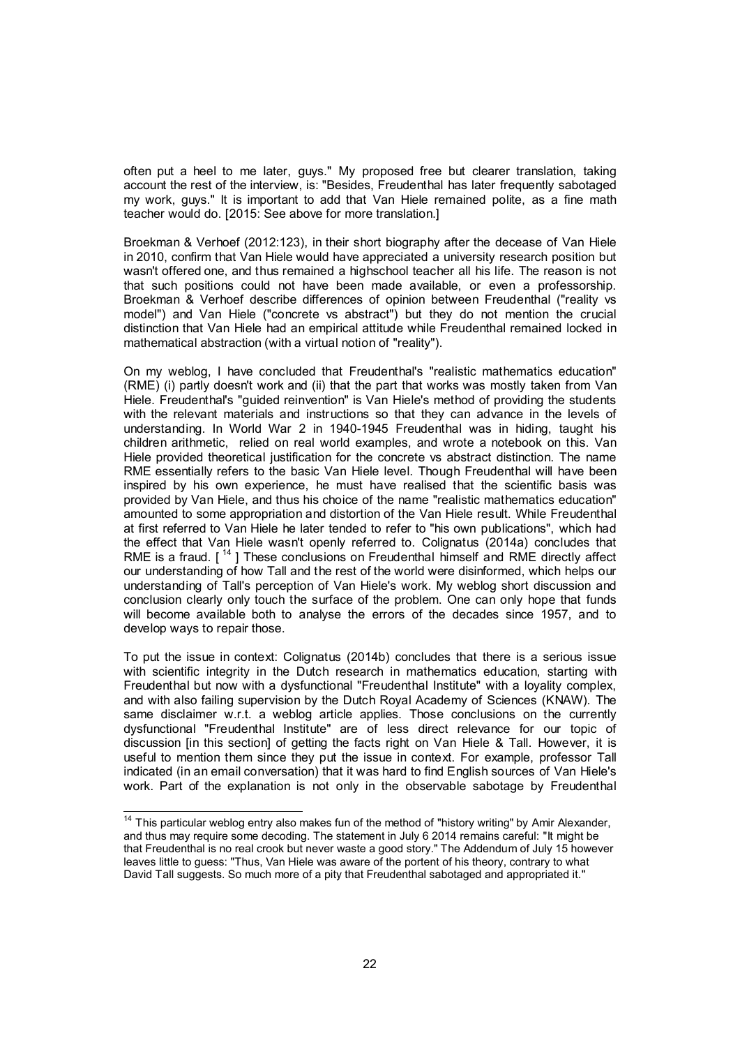often put a heel to me later, guys." My proposed free but clearer translation, taking account the rest of the interview, is: "Besides, Freudenthal has later frequently sabotaged my work, guys." It is important to add that Van Hiele remained polite, as a fine math teacher would do. [2015: See above for more translation.]

Broekman & Verhoef (2012:123), in their short biography after the decease of Van Hiele in 2010, confirm that Van Hiele would have appreciated a university research position but wasn't offered one, and thus remained a highschool teacher all his life. The reason is not that such positions could not have been made available, or even a professorship. Broekman & Verhoef describe differences of opinion between Freudenthal ("reality vs model") and Van Hiele ("concrete vs abstract") but they do not mention the crucial distinction that Van Hiele had an empirical attitude while Freudenthal remained locked in mathematical abstraction (with a virtual notion of "reality").

On my weblog, I have concluded that Freudenthal's "realistic mathematics education" (RME) (i) partly doesn't work and (ii) that the part that works was mostly taken from Van Hiele. Freudenthal's "guided reinvention" is Van Hiele's method of providing the students with the relevant materials and instructions so that they can advance in the levels of understanding. In World War 2 in 1940-1945 Freudenthal was in hiding, taught his children arithmetic, relied on real world examples, and wrote a notebook on this. Van Hiele provided theoretical justification for the concrete vs abstract distinction. The name RME essentially refers to the basic Van Hiele level. Though Freudenthal will have been inspired by his own experience, he must have realised that the scientific basis was provided by Van Hiele, and thus his choice of the name "realistic mathematics education" amounted to some appropriation and distortion of the Van Hiele result. While Freudenthal at first referred to Van Hiele he later tended to refer to "his own publications", which had the effect that Van Hiele wasn't openly referred to. Colignatus (2014a) concludes that RME is a fraud. [ [14] ] These conclusions on Freudenthal himself and RME directly affect our understanding of how Tall and the rest of the world were disinformed, which helps our understanding of Tall's perception of Van Hiele's work. My weblog short discussion and conclusion clearly only touch the surface of the problem. One can only hope that funds will become available both to analyse the errors of the decades since 1957, and to develop ways to repair those.

To put the issue in context: Colignatus (2014b) concludes that there is a serious issue with scientific integrity in the Dutch research in mathematics education, starting with Freudenthal but now with a dysfunctional "Freudenthal Institute" with a loyality complex, and with also failing supervision by the Dutch Royal Academy of Sciences (KNAW). The same disclaimer w.r.t. a weblog article applies. Those conclusions on the currently dysfunctional "Freudenthal Institute" are of less direct relevance for our topic of discussion [in this section] of getting the facts right on Van Hiele & Tall. However, it is useful to mention them since they put the issue in context. For example, professor Tall indicated (in an email conversation) that it was hard to find English sources of Van Hiele's work. Part of the explanation is not only in the observable sabotage by Freudenthal

---

[14] This particular weblog entry also makes fun of the method of "history writing" by Amir Alexander, and thus may require some decoding. The statement in July 6 2014 remains careful: "It might be that Freudenthal is no real crook but never waste a good story." The Addendum of July 15 however leaves little to guess: "Thus, Van Hiele was aware of the portent of his theory, contrary to what David Tall suggests. So much more of a pity that Freudenthal sabotaged and appropriated it."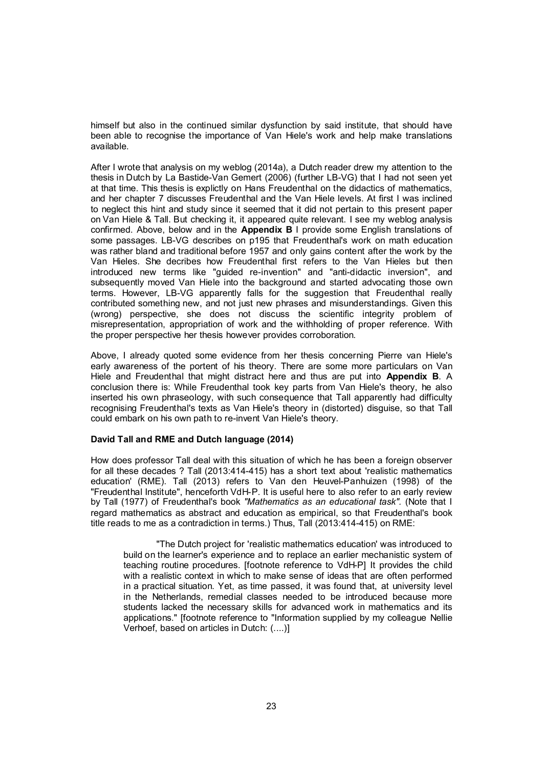himself but also in the continued similar dysfunction by said institute, that should have been able to recognise the importance of Van Hiele's work and help make translations available.

After I wrote that analysis on my weblog (2014a), a Dutch reader drew my attention to the thesis in Dutch by La Bastide-Van Gemert (2006) (further LB-VG) that I had not seen yet at that time. This thesis is explictly on Hans Freudenthal on the didactics of mathematics, and her chapter 7 discusses Freudenthal and the Van Hiele levels. At first I was inclined to neglect this hint and study since it seemed that it did not pertain to this present paper on Van Hiele & Tall. But checking it, it appeared quite relevant. I see my weblog analysis confirmed. Above, below and in the **Appendix B** I provide some English translations of some passages. LB-VG describes on p195 that Freudenthal's work on math education was rather bland and traditional before 1957 and only gains content after the work by the Van Hieles. She decribes how Freudenthal first refers to the Van Hieles but then introduced new terms like "guided re-invention" and "anti-didactic inversion", and subsequently moved Van Hiele into the background and started advocating those own terms. However, LB-VG apparently falls for the suggestion that Freudenthal really contributed something new, and not just new phrases and misunderstandings. Given this (wrong) perspective, she does not discuss the scientific integrity problem of misrepresentation, appropriation of work and the withholding of proper reference. With the proper perspective her thesis however provides corroboration.

Above, I already quoted some evidence from her thesis concerning Pierre van Hiele's early awareness of the portent of his theory. There are some more particulars on Van Hiele and Freudenthal that might distract here and thus are put into **Appendix B**. A conclusion there is: While Freudenthal took key parts from Van Hiele's theory, he also inserted his own phraseology, with such consequence that Tall apparently had difficulty recognising Freudenthal's texts as Van Hiele's theory in (distorted) disguise, so that Tall could embark on his own path to re-invent Van Hiele's theory.

**David Tall and RME and Dutch language (2014)**

How does professor Tall deal with this situation of which he has been a foreign observer for all these decades ? Tall (2013:414-415) has a short text about 'realistic mathematics education' (RME). Tall (2013) refers to Van den Heuvel-Panhuizen (1998) of the "Freudenthal Institute", henceforth VdH-P. It is useful here to also refer to an early review by Tall (1977) of Freudenthal's book *"Mathematics as an educational task"*. (Note that I regard mathematics as abstract and education as empirical, so that Freudenthal's book title reads to me as a contradiction in terms.) Thus, Tall (2013:414-415) on RME:

> "The Dutch project for 'realistic mathematics education' was introduced to build on the learner's experience and to replace an earlier mechanistic system of teaching routine procedures. [footnote reference to VdH-P] It provides the child with a realistic context in which to make sense of ideas that are often performed in a practical situation. Yet, as time passed, it was found that, at university level in the Netherlands, remedial classes needed to be introduced because more students lacked the necessary skills for advanced work in mathematics and its applications." [footnote reference to "Information supplied by my colleague Nellie Verhoef, based on articles in Dutch: (....)]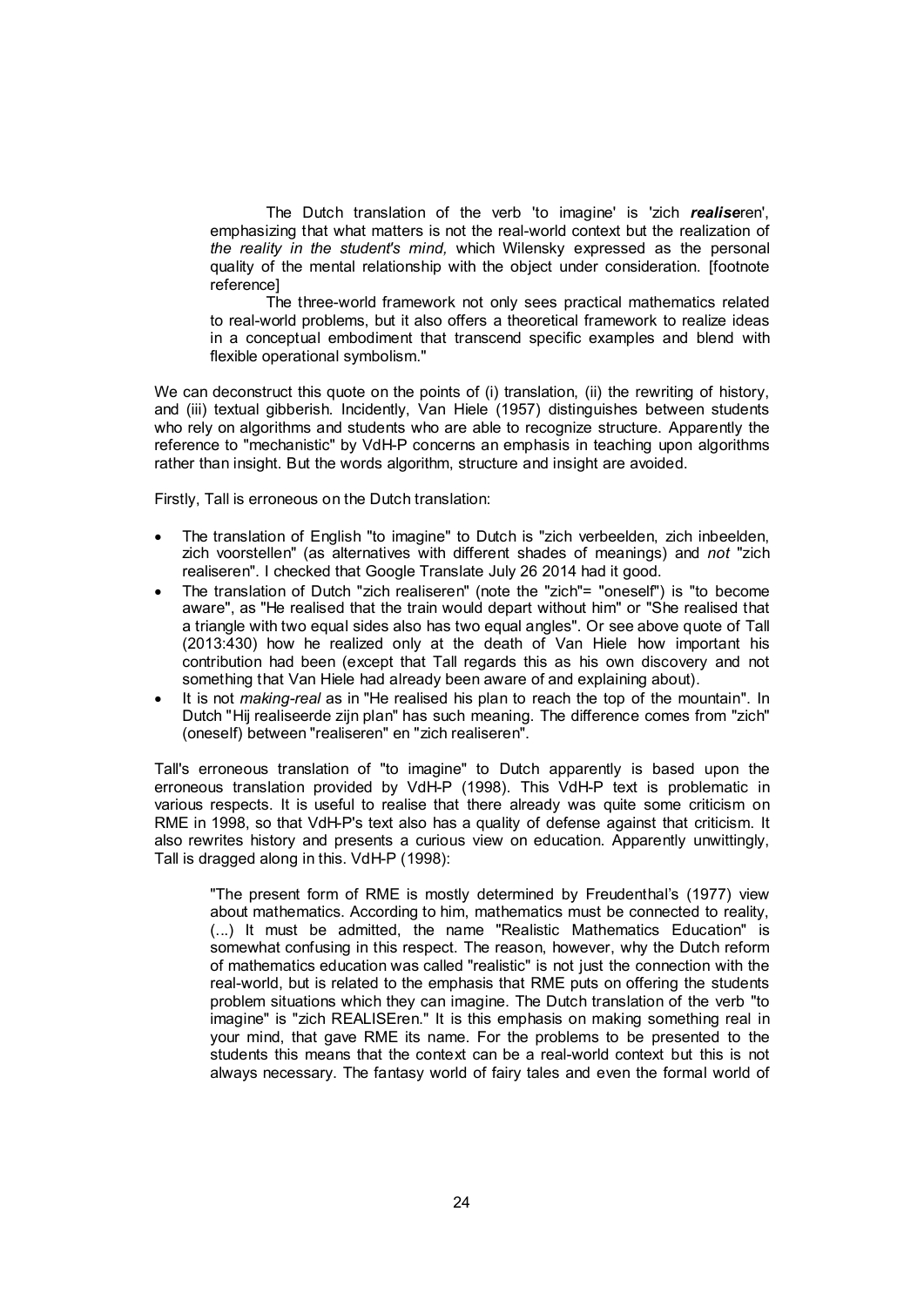> The Dutch translation of the verb 'to imagine' is 'zich ***realise***ren', emphasizing that what matters is not the real-world context but the realization of *the reality in the student's mind,* which Wilensky expressed as the personal quality of the mental relationship with the object under consideration. [footnote reference]
>
> The three-world framework not only sees practical mathematics related to real-world problems, but it also offers a theoretical framework to realize ideas in a conceptual embodiment that transcend specific examples and blend with flexible operational symbolism."

We can deconstruct this quote on the points of (i) translation, (ii) the rewriting of history, and (iii) textual gibberish. Incidently, Van Hiele (1957) distinguishes between students who rely on algorithms and students who are able to recognize structure. Apparently the reference to "mechanistic" by VdH-P concerns an emphasis in teaching upon algorithms rather than insight. But the words algorithm, structure and insight are avoided.

Firstly, Tall is erroneous on the Dutch translation:

- The translation of English "to imagine" to Dutch is "zich verbeelden, zich inbeelden, zich voorstellen" (as alternatives with different shades of meanings) and *not* "zich realiseren". I checked that Google Translate July 26 2014 had it good.
- The translation of Dutch "zich realiseren" (note the "zich"= "oneself") is "to become aware", as "He realised that the train would depart without him" or "She realised that a triangle with two equal sides also has two equal angles". Or see above quote of Tall (2013:430) how he realized only at the death of Van Hiele how important his contribution had been (except that Tall regards this as his own discovery and not something that Van Hiele had already been aware of and explaining about).
- It is not *making-real* as in "He realised his plan to reach the top of the mountain". In Dutch "Hij realiseerde zijn plan" has such meaning. The difference comes from "zich" (oneself) between "realiseren" en "zich realiseren".

Tall's erroneous translation of "to imagine" to Dutch apparently is based upon the erroneous translation provided by VdH-P (1998). This VdH-P text is problematic in various respects. It is useful to realise that there already was quite some criticism on RME in 1998, so that VdH-P's text also has a quality of defense against that criticism. It also rewrites history and presents a curious view on education. Apparently unwittingly, Tall is dragged along in this. VdH-P (1998):

> "The present form of RME is mostly determined by Freudenthal's (1977) view about mathematics. According to him, mathematics must be connected to reality, (...) It must be admitted, the name "Realistic Mathematics Education" is somewhat confusing in this respect. The reason, however, why the Dutch reform of mathematics education was called "realistic" is not just the connection with the real-world, but is related to the emphasis that RME puts on offering the students problem situations which they can imagine. The Dutch translation of the verb "to imagine" is "zich REALISEren." It is this emphasis on making something real in your mind, that gave RME its name. For the problems to be presented to the students this means that the context can be a real-world context but this is not always necessary. The fantasy world of fairy tales and even the formal world of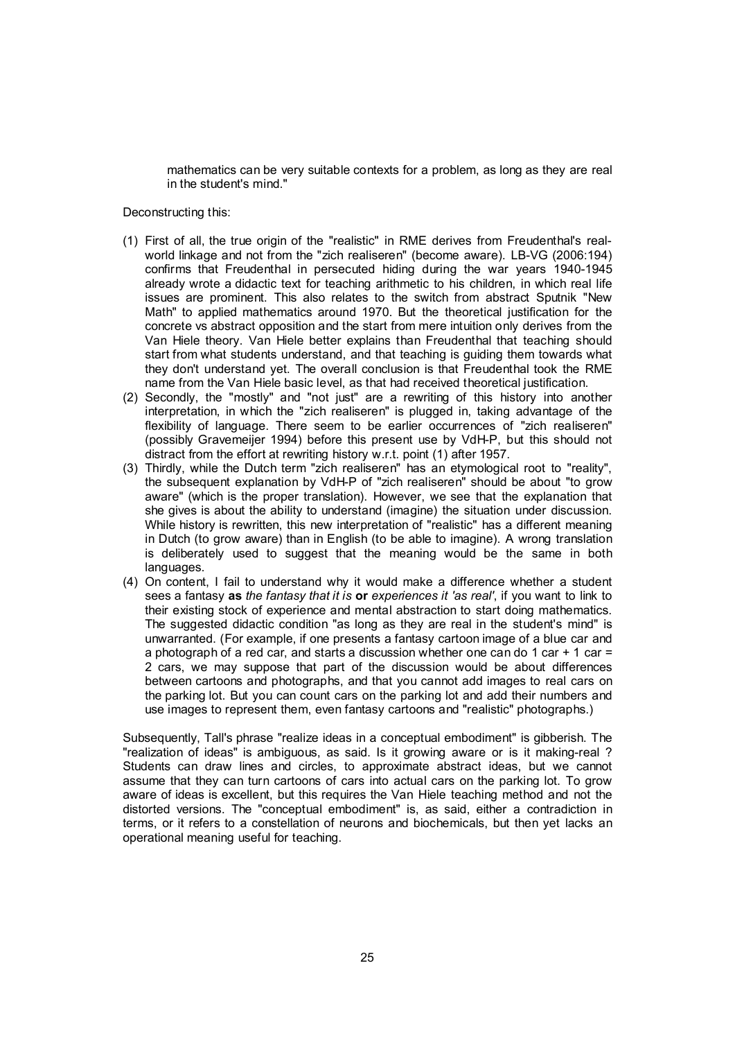> mathematics can be very suitable contexts for a problem, as long as they are real in the student's mind."

Deconstructing this:

1. First of all, the true origin of the "realistic" in RME derives from Freudenthal's real-world linkage and not from the "zich realiseren" (become aware). LB-VG (2006:194) confirms that Freudenthal in persecuted hiding during the war years 1940-1945 already wrote a didactic text for teaching arithmetic to his children, in which real life issues are prominent. This also relates to the switch from abstract Sputnik "New Math" to applied mathematics around 1970. But the theoretical justification for the concrete vs abstract opposition and the start from mere intuition only derives from the Van Hiele theory. Van Hiele better explains than Freudenthal that teaching should start from what students understand, and that teaching is guiding them towards what they don't understand yet. The overall conclusion is that Freudenthal took the RME name from the Van Hiele basic level, as that had received theoretical justification.
2. Secondly, the "mostly" and "not just" are a rewriting of this history into another interpretation, in which the "zich realiseren" is plugged in, taking advantage of the flexibility of language. There seem to be earlier occurrences of "zich realiseren" (possibly Gravemeijer 1994) before this present use by VdH-P, but this should not distract from the effort at rewriting history w.r.t. point (1) after 1957.
3. Thirdly, while the Dutch term "zich realiseren" has an etymological root to "reality", the subsequent explanation by VdH-P of "zich realiseren" should be about "to grow aware" (which is the proper translation). However, we see that the explanation that she gives is about the ability to understand (imagine) the situation under discussion. While history is rewritten, this new interpretation of "realistic" has a different meaning in Dutch (to grow aware) than in English (to be able to imagine). A wrong translation is deliberately used to suggest that the meaning would be the same in both languages.
4. On content, I fail to understand why it would make a difference whether a student sees a fantasy **as** *the fantasy that it is* **or** *experiences it 'as real'*, if you want to link to their existing stock of experience and mental abstraction to start doing mathematics. The suggested didactic condition "as long as they are real in the student's mind" is unwarranted. (For example, if one presents a fantasy cartoon image of a blue car and a photograph of a red car, and starts a discussion whether one can do 1 car + 1 car = 2 cars, we may suppose that part of the discussion would be about differences between cartoons and photographs, and that you cannot add images to real cars on the parking lot. But you can count cars on the parking lot and add their numbers and use images to represent them, even fantasy cartoons and "realistic" photographs.)

Subsequently, Tall's phrase "realize ideas in a conceptual embodiment" is gibberish. The "realization of ideas" is ambiguous, as said. Is it growing aware or is it making-real ? Students can draw lines and circles, to approximate abstract ideas, but we cannot assume that they can turn cartoons of cars into actual cars on the parking lot. To grow aware of ideas is excellent, but this requires the Van Hiele teaching method and not the distorted versions. The "conceptual embodiment" is, as said, either a contradiction in terms, or it refers to a constellation of neurons and biochemicals, but then yet lacks an operational meaning useful for teaching.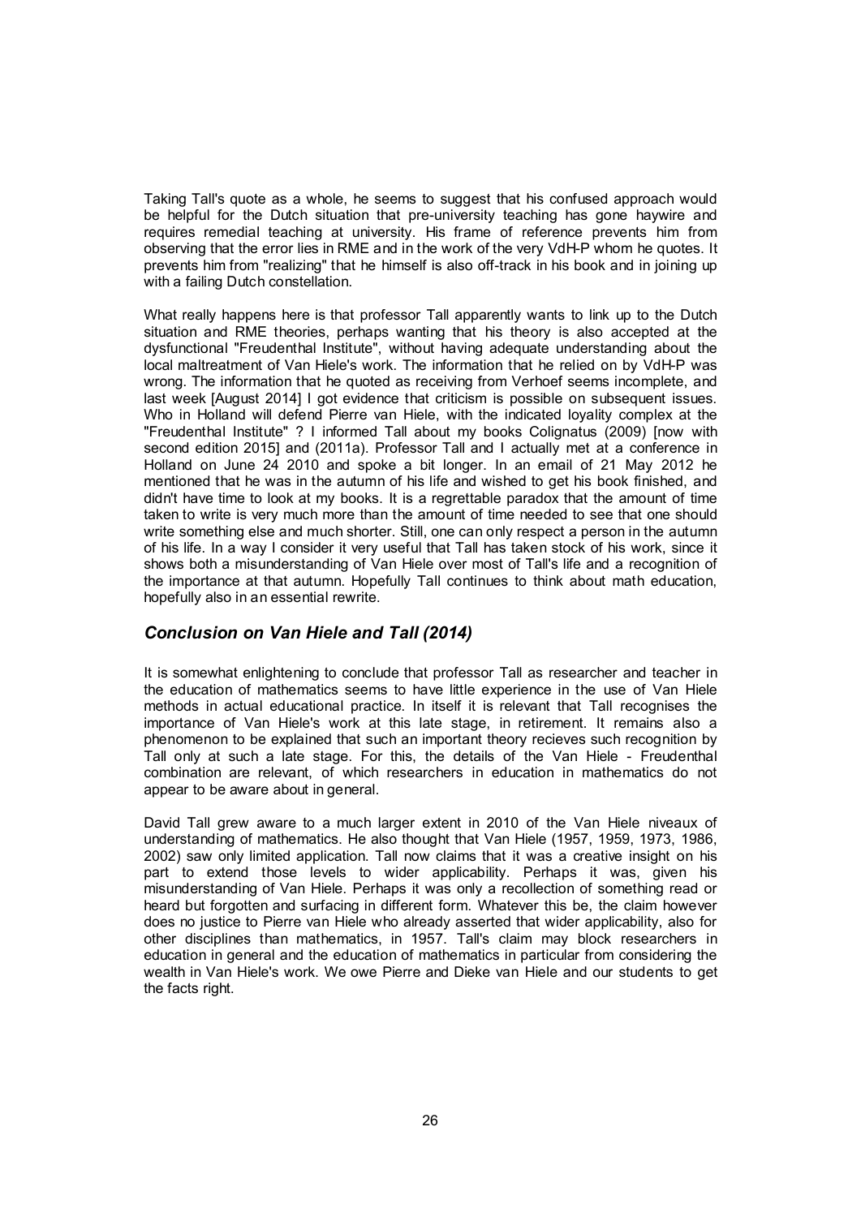Taking Tall's quote as a whole, he seems to suggest that his confused approach would be helpful for the Dutch situation that pre-university teaching has gone haywire and requires remedial teaching at university. His frame of reference prevents him from observing that the error lies in RME and in the work of the very VdH-P whom he quotes. It prevents him from "realizing" that he himself is also off-track in his book and in joining up with a failing Dutch constellation.

What really happens here is that professor Tall apparently wants to link up to the Dutch situation and RME theories, perhaps wanting that his theory is also accepted at the dysfunctional "Freudenthal Institute", without having adequate understanding about the local maltreatment of Van Hiele's work. The information that he relied on by VdH-P was wrong. The information that he quoted as receiving from Verhoef seems incomplete, and last week [August 2014] I got evidence that criticism is possible on subsequent issues. Who in Holland will defend Pierre van Hiele, with the indicated loyality complex at the "Freudenthal Institute" ? I informed Tall about my books Colignatus (2009) [now with second edition 2015] and (2011a). Professor Tall and I actually met at a conference in Holland on June 24 2010 and spoke a bit longer. In an email of 21 May 2012 he mentioned that he was in the autumn of his life and wished to get his book finished, and didn't have time to look at my books. It is a regrettable paradox that the amount of time taken to write is very much more than the amount of time needed to see that one should write something else and much shorter. Still, one can only respect a person in the autumn of his life. In a way I consider it very useful that Tall has taken stock of his work, since it shows both a misunderstanding of Van Hiele over most of Tall's life and a recognition of the importance at that autumn. Hopefully Tall continues to think about math education, hopefully also in an essential rewrite.

## *Conclusion on Van Hiele and Tall (2014)*

It is somewhat enlightening to conclude that professor Tall as researcher and teacher in the education of mathematics seems to have little experience in the use of Van Hiele methods in actual educational practice. In itself it is relevant that Tall recognises the importance of Van Hiele's work at this late stage, in retirement. It remains also a phenomenon to be explained that such an important theory recieves such recognition by Tall only at such a late stage. For this, the details of the Van Hiele - Freudenthal combination are relevant, of which researchers in education in mathematics do not appear to be aware about in general.

David Tall grew aware to a much larger extent in 2010 of the Van Hiele niveaux of understanding of mathematics. He also thought that Van Hiele (1957, 1959, 1973, 1986, 2002) saw only limited application. Tall now claims that it was a creative insight on his part to extend those levels to wider applicability. Perhaps it was, given his misunderstanding of Van Hiele. Perhaps it was only a recollection of something read or heard but forgotten and surfacing in different form. Whatever this be, the claim however does no justice to Pierre van Hiele who already asserted that wider applicability, also for other disciplines than mathematics, in 1957. Tall's claim may block researchers in education in general and the education of mathematics in particular from considering the wealth in Van Hiele's work. We owe Pierre and Dieke van Hiele and our students to get the facts right.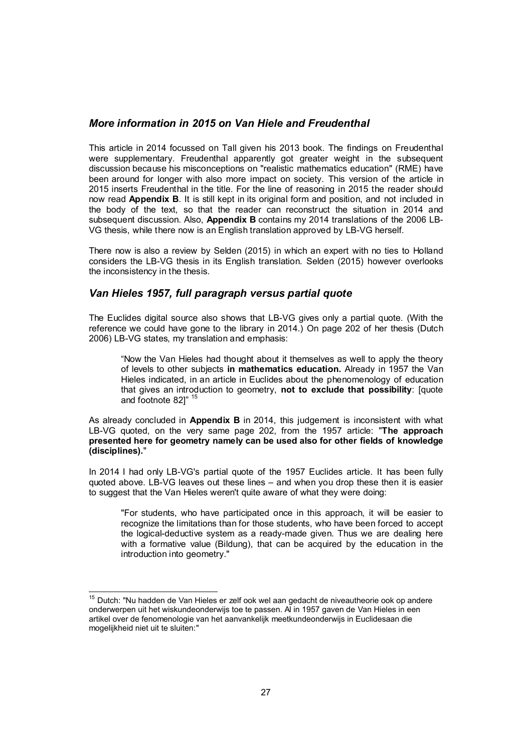## *More information in 2015 on Van Hiele and Freudenthal*

This article in 2014 focussed on Tall given his 2013 book. The findings on Freudenthal were supplementary. Freudenthal apparently got greater weight in the subsequent discussion because his misconceptions on "realistic mathematics education" (RME) have been around for longer with also more impact on society. This version of the article in 2015 inserts Freudenthal in the title. For the line of reasoning in 2015 the reader should now read **Appendix B**. It is still kept in its original form and position, and not included in the body of the text, so that the reader can reconstruct the situation in 2014 and subsequent discussion. Also, **Appendix B** contains my 2014 translations of the 2006 LB-VG thesis, while there now is an English translation approved by LB-VG herself.

There now is also a review by Selden (2015) in which an expert with no ties to Holland considers the LB-VG thesis in its English translation. Selden (2015) however overlooks the inconsistency in the thesis.

## *Van Hieles 1957, full paragraph versus partial quote*

The Euclides digital source also shows that LB-VG gives only a partial quote. (With the reference we could have gone to the library in 2014.) On page 202 of her thesis (Dutch 2006) LB-VG states, my translation and emphasis:

> "Now the Van Hieles had thought about it themselves as well to apply the theory of levels to other subjects **in mathematics education.** Already in 1957 the Van Hieles indicated, in an article in Euclides about the phenomenology of education that gives an introduction to geometry, **not to exclude that possibility**: [quote and footnote 82]" [15]

As already concluded in **Appendix B** in 2014, this judgement is inconsistent with what LB-VG quoted, on the very same page 202, from the 1957 article: "**The approach presented here for geometry namely can be used also for other fields of knowledge (disciplines).**"

In 2014 I had only LB-VG's partial quote of the 1957 Euclides article. It has been fully quoted above. LB-VG leaves out these lines – and when you drop these then it is easier to suggest that the Van Hieles weren't quite aware of what they were doing:

> "For students, who have participated once in this approach, it will be easier to recognize the limitations than for those students, who have been forced to accept the logical-deductive system as a ready-made given. Thus we are dealing here with a formative value (Bildung), that can be acquired by the education in the introduction into geometry."

---

[15] Dutch: "Nu hadden de Van Hieles er zelf ook wel aan gedacht de niveautheorie ook op andere onderwerpen uit het wiskundeonderwijs toe te passen. Al in 1957 gaven de Van Hieles in een artikel over de fenomenologie van het aanvankelijk meetkundeonderwijs in Euclidesaan die mogelijkheid niet uit te sluiten:"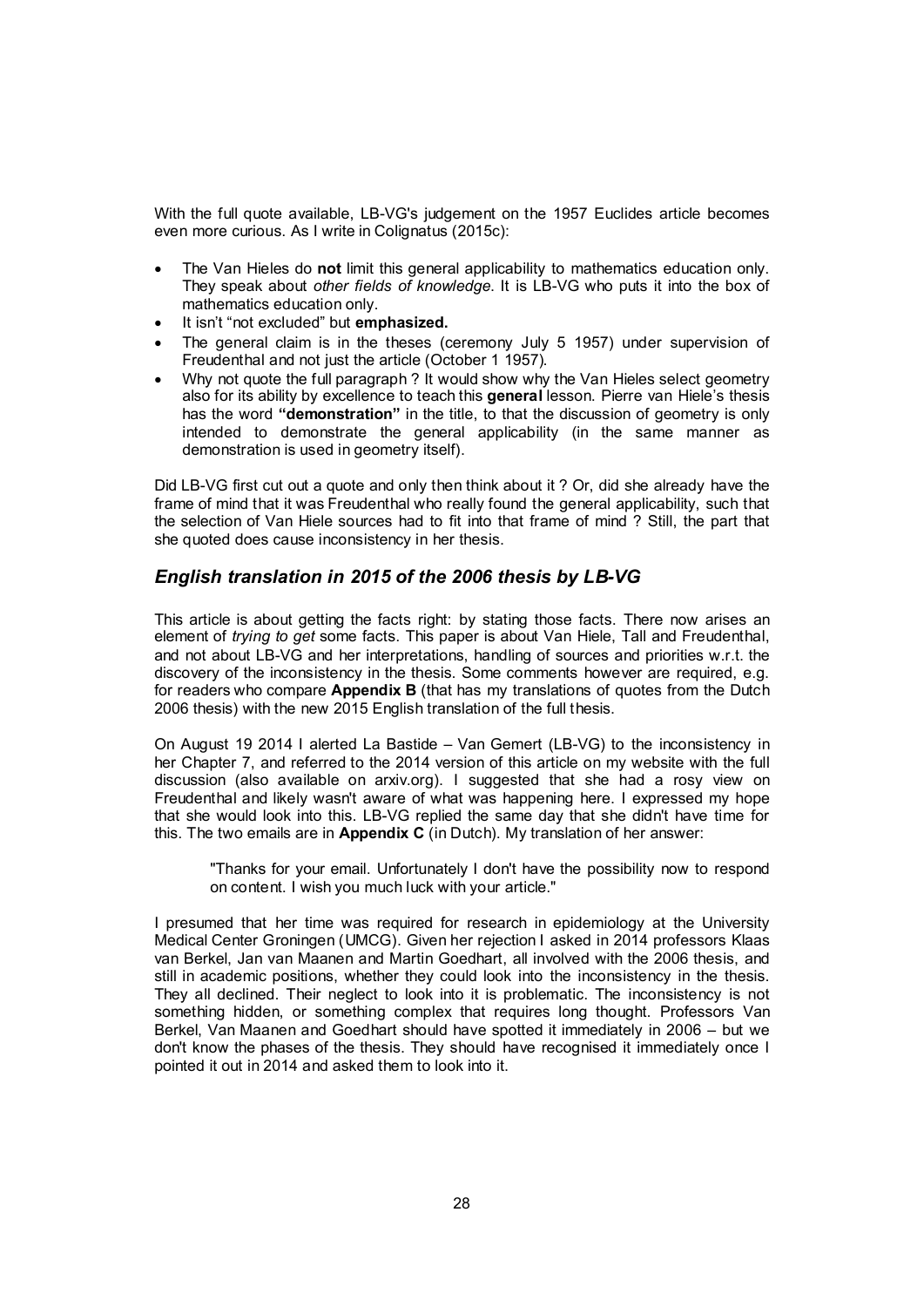With the full quote available, LB-VG's judgement on the 1957 Euclides article becomes even more curious. As I write in Colignatus (2015c):

- The Van Hieles do **not** limit this general applicability to mathematics education only. They speak about *other fields of knowledge*. It is LB-VG who puts it into the box of mathematics education only.
- It isn't "not excluded" but **emphasized.**
- The general claim is in the theses (ceremony July 5 1957) under supervision of Freudenthal and not just the article (October 1 1957).
- Why not quote the full paragraph ? It would show why the Van Hieles select geometry also for its ability by excellence to teach this **general** lesson. Pierre van Hiele's thesis has the word **"demonstration"** in the title, to that the discussion of geometry is only intended to demonstrate the general applicability (in the same manner as demonstration is used in geometry itself).

Did LB-VG first cut out a quote and only then think about it ? Or, did she already have the frame of mind that it was Freudenthal who really found the general applicability, such that the selection of Van Hiele sources had to fit into that frame of mind ? Still, the part that she quoted does cause inconsistency in her thesis.

## *English translation in 2015 of the 2006 thesis by LB-VG*

This article is about getting the facts right: by stating those facts. There now arises an element of *trying to get* some facts. This paper is about Van Hiele, Tall and Freudenthal, and not about LB-VG and her interpretations, handling of sources and priorities w.r.t. the discovery of the inconsistency in the thesis. Some comments however are required, e.g. for readers who compare **Appendix B** (that has my translations of quotes from the Dutch 2006 thesis) with the new 2015 English translation of the full thesis.

On August 19 2014 I alerted La Bastide – Van Gemert (LB-VG) to the inconsistency in her Chapter 7, and referred to the 2014 version of this article on my website with the full discussion (also available on arxiv.org). I suggested that she had a rosy view on Freudenthal and likely wasn't aware of what was happening here. I expressed my hope that she would look into this. LB-VG replied the same day that she didn't have time for this. The two emails are in **Appendix C** (in Dutch). My translation of her answer:

> "Thanks for your email. Unfortunately I don't have the possibility now to respond on content. I wish you much luck with your article."

I presumed that her time was required for research in epidemiology at the University Medical Center Groningen (UMCG). Given her rejection I asked in 2014 professors Klaas van Berkel, Jan van Maanen and Martin Goedhart, all involved with the 2006 thesis, and still in academic positions, whether they could look into the inconsistency in the thesis. They all declined. Their neglect to look into it is problematic. The inconsistency is not something hidden, or something complex that requires long thought. Professors Van Berkel, Van Maanen and Goedhart should have spotted it immediately in 2006 – but we don't know the phases of the thesis. They should have recognised it immediately once I pointed it out in 2014 and asked them to look into it.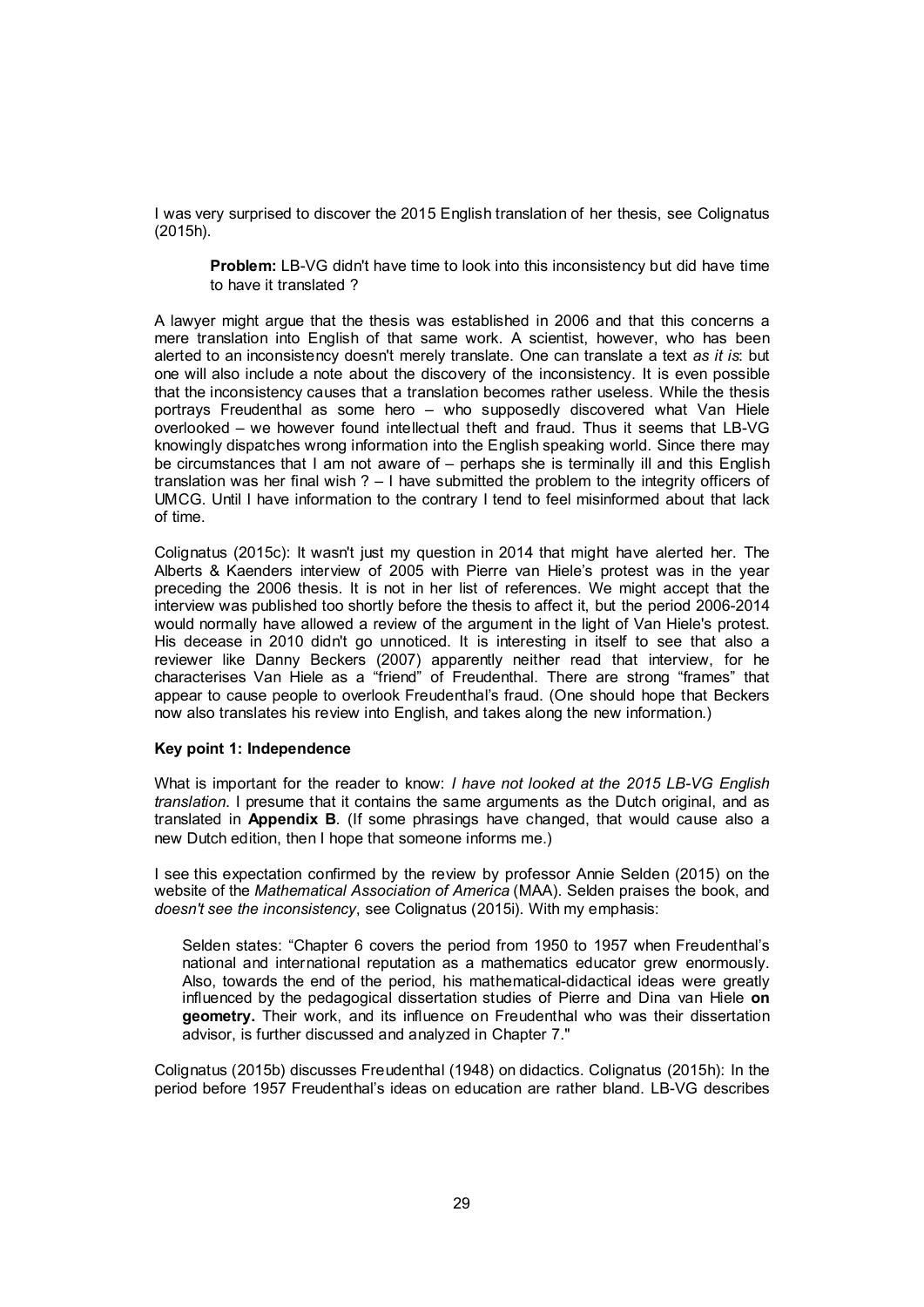I was very surprised to discover the 2015 English translation of her thesis, see Colignatus (2015h).

> **Problem:** LB-VG didn't have time to look into this inconsistency but did have time to have it translated ?

A lawyer might argue that the thesis was established in 2006 and that this concerns a mere translation into English of that same work. A scientist, however, who has been alerted to an inconsistency doesn't merely translate. One can translate a text *as it is*: but one will also include a note about the discovery of the inconsistency. It is even possible that the inconsistency causes that a translation becomes rather useless. While the thesis portrays Freudenthal as some hero – who supposedly discovered what Van Hiele overlooked – we however found intellectual theft and fraud. Thus it seems that LB-VG knowingly dispatches wrong information into the English speaking world. Since there may be circumstances that I am not aware of – perhaps she is terminally ill and this English translation was her final wish ? – I have submitted the problem to the integrity officers of UMCG. Until I have information to the contrary I tend to feel misinformed about that lack of time.

Colignatus (2015c): It wasn't just my question in 2014 that might have alerted her. The Alberts & Kaenders interview of 2005 with Pierre van Hiele's protest was in the year preceding the 2006 thesis. It is not in her list of references. We might accept that the interview was published too shortly before the thesis to affect it, but the period 2006-2014 would normally have allowed a review of the argument in the light of Van Hiele's protest. His decease in 2010 didn't go unnoticed. It is interesting in itself to see that also a reviewer like Danny Beckers (2007) apparently neither read that interview, for he characterises Van Hiele as a "friend" of Freudenthal. There are strong "frames" that appear to cause people to overlook Freudenthal's fraud. (One should hope that Beckers now also translates his review into English, and takes along the new information.)

**Key point 1: Independence**

What is important for the reader to know: *I have not looked at the 2015 LB-VG English translation*. I presume that it contains the same arguments as the Dutch original, and as translated in **Appendix B**. (If some phrasings have changed, that would cause also a new Dutch edition, then I hope that someone informs me.)

I see this expectation confirmed by the review by professor Annie Selden (2015) on the website of the *Mathematical Association of America* (MAA). Selden praises the book, and *doesn't see the inconsistency*, see Colignatus (2015i). With my emphasis:

> Selden states: "Chapter 6 covers the period from 1950 to 1957 when Freudenthal's national and international reputation as a mathematics educator grew enormously. Also, towards the end of the period, his mathematical-didactical ideas were greatly influenced by the pedagogical dissertation studies of Pierre and Dina van Hiele **on geometry.** Their work, and its influence on Freudenthal who was their dissertation advisor, is further discussed and analyzed in Chapter 7."

Colignatus (2015b) discusses Freudenthal (1948) on didactics. Colignatus (2015h): In the period before 1957 Freudenthal's ideas on education are rather bland. LB-VG describes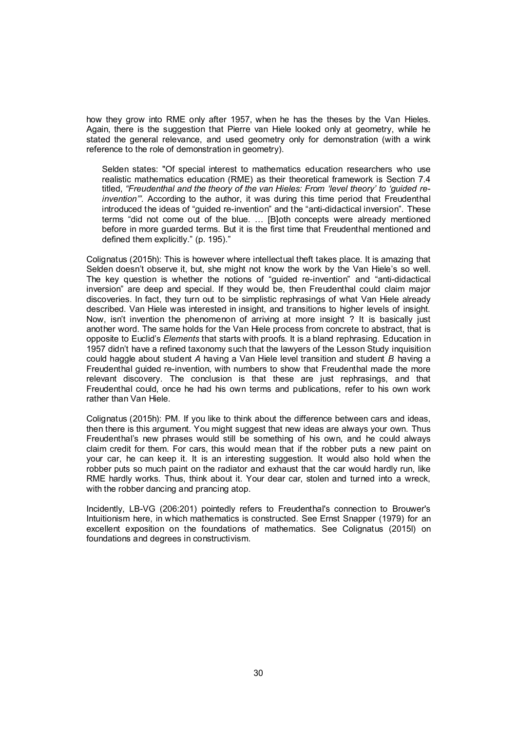how they grow into RME only after 1957, when he has the theses by the Van Hieles. Again, there is the suggestion that Pierre van Hiele looked only at geometry, while he stated the general relevance, and used geometry only for demonstration (with a wink reference to the role of demonstration in geometry).

> Selden states: "Of special interest to mathematics education researchers who use realistic mathematics education (RME) as their theoretical framework is Section 7.4 titled, *"Freudenthal and the theory of the van Hieles: From 'level theory' to 'guided re-invention'"*. According to the author, it was during this time period that Freudenthal introduced the ideas of "guided re-invention" and the "anti-didactical inversion". These terms "did not come out of the blue. … [B]oth concepts were already mentioned before in more guarded terms. But it is the first time that Freudenthal mentioned and defined them explicitly." (p. 195)."

Colignatus (2015h): This is however where intellectual theft takes place. It is amazing that Selden doesn't observe it, but, she might not know the work by the Van Hiele's so well. The key question is whether the notions of "guided re-invention" and "anti-didactical inversion" are deep and special. If they would be, then Freudenthal could claim major discoveries. In fact, they turn out to be simplistic rephrasings of what Van Hiele already described. Van Hiele was interested in insight, and transitions to higher levels of insight. Now, isn't invention the phenomenon of arriving at more insight ? It is basically just another word. The same holds for the Van Hiele process from concrete to abstract, that is opposite to Euclid's *Elements* that starts with proofs. It is a bland rephrasing. Education in 1957 didn't have a refined taxonomy such that the lawyers of the Lesson Study inquisition could haggle about student *A* having a Van Hiele level transition and student *B* having a Freudenthal guided re-invention, with numbers to show that Freudenthal made the more relevant discovery. The conclusion is that these are just rephrasings, and that Freudenthal could, once he had his own terms and publications, refer to his own work rather than Van Hiele.

Colignatus (2015h): PM. If you like to think about the difference between cars and ideas, then there is this argument. You might suggest that new ideas are always your own. Thus Freudenthal's new phrases would still be something of his own, and he could always claim credit for them. For cars, this would mean that if the robber puts a new paint on your car, he can keep it. It is an interesting suggestion. It would also hold when the robber puts so much paint on the radiator and exhaust that the car would hardly run, like RME hardly works. Thus, think about it. Your dear car, stolen and turned into a wreck, with the robber dancing and prancing atop.

Incidently, LB-VG (206:201) pointedly refers to Freudenthal's connection to Brouwer's Intuitionism here, in which mathematics is constructed. See Ernst Snapper (1979) for an excellent exposition on the foundations of mathematics. See Colignatus (2015l) on foundations and degrees in constructivism.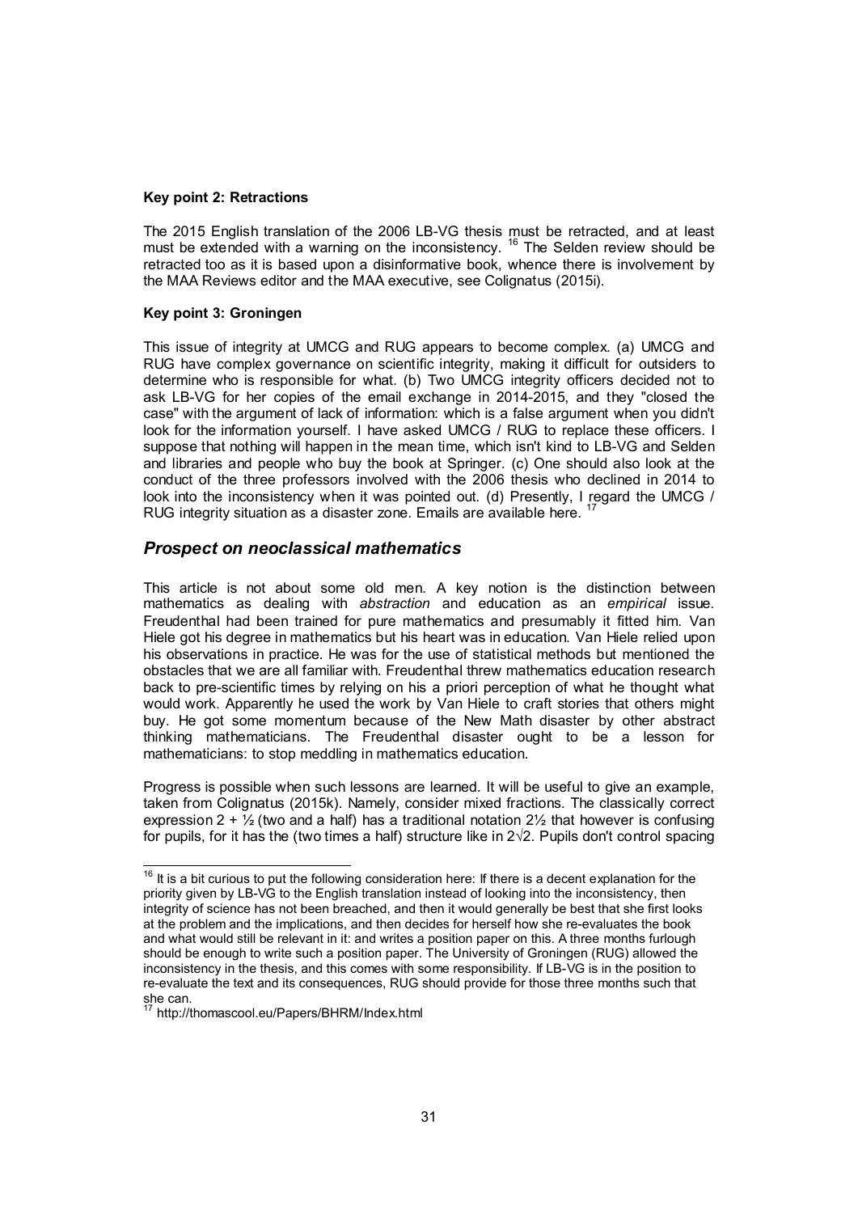**Key point 2: Retractions**

The 2015 English translation of the 2006 LB-VG thesis must be retracted, and at least must be extended with a warning on the inconsistency. [16] The Selden review should be retracted too as it is based upon a disinformative book, whence there is involvement by the MAA Reviews editor and the MAA executive, see Colignatus (2015i).

**Key point 3: Groningen**

This issue of integrity at UMCG and RUG appears to become complex. (a) UMCG and RUG have complex governance on scientific integrity, making it difficult for outsiders to determine who is responsible for what. (b) Two UMCG integrity officers decided not to ask LB-VG for her copies of the email exchange in 2014-2015, and they "closed the case" with the argument of lack of information: which is a false argument when you didn't look for the information yourself. I have asked UMCG / RUG to replace these officers. I suppose that nothing will happen in the mean time, which isn't kind to LB-VG and Selden and libraries and people who buy the book at Springer. (c) One should also look at the conduct of the three professors involved with the 2006 thesis who declined in 2014 to look into the inconsistency when it was pointed out. (d) Presently, I regard the UMCG / RUG integrity situation as a disaster zone. Emails are available here. [17]

## *Prospect on neoclassical mathematics*

This article is not about some old men. A key notion is the distinction between mathematics as dealing with *abstraction* and education as an *empirical* issue. Freudenthal had been trained for pure mathematics and presumably it fitted him. Van Hiele got his degree in mathematics but his heart was in education. Van Hiele relied upon his observations in practice. He was for the use of statistical methods but mentioned the obstacles that we are all familiar with. Freudenthal threw mathematics education research back to pre-scientific times by relying on his a priori perception of what he thought what would work. Apparently he used the work by Van Hiele to craft stories that others might buy. He got some momentum because of the New Math disaster by other abstract thinking mathematicians. The Freudenthal disaster ought to be a lesson for mathematicians: to stop meddling in mathematics education.

Progress is possible when such lessons are learned. It will be useful to give an example, taken from Colignatus (2015k). Namely, consider mixed fractions. The classically correct expression $2 + ½$ (two and a half) has a traditional notation $2½$ that however is confusing for pupils, for it has the (two times a half) structure like in $2\sqrt{2}$. Pupils don't control spacing

---

[16] It is a bit curious to put the following consideration here: If there is a decent explanation for the priority given by LB-VG to the English translation instead of looking into the inconsistency, then integrity of science has not been breached, and then it would generally be best that she first looks at the problem and the implications, and then decides for herself how she re-evaluates the book and what would still be relevant in it: and writes a position paper on this. A three months furlough should be enough to write such a position paper. The University of Groningen (RUG) allowed the inconsistency in the thesis, and this comes with some responsibility. If LB-VG is in the position to re-evaluate the text and its consequences, RUG should provide for those three months such that she can.

[17] http://thomascool.eu/Papers/BHRM/Index.html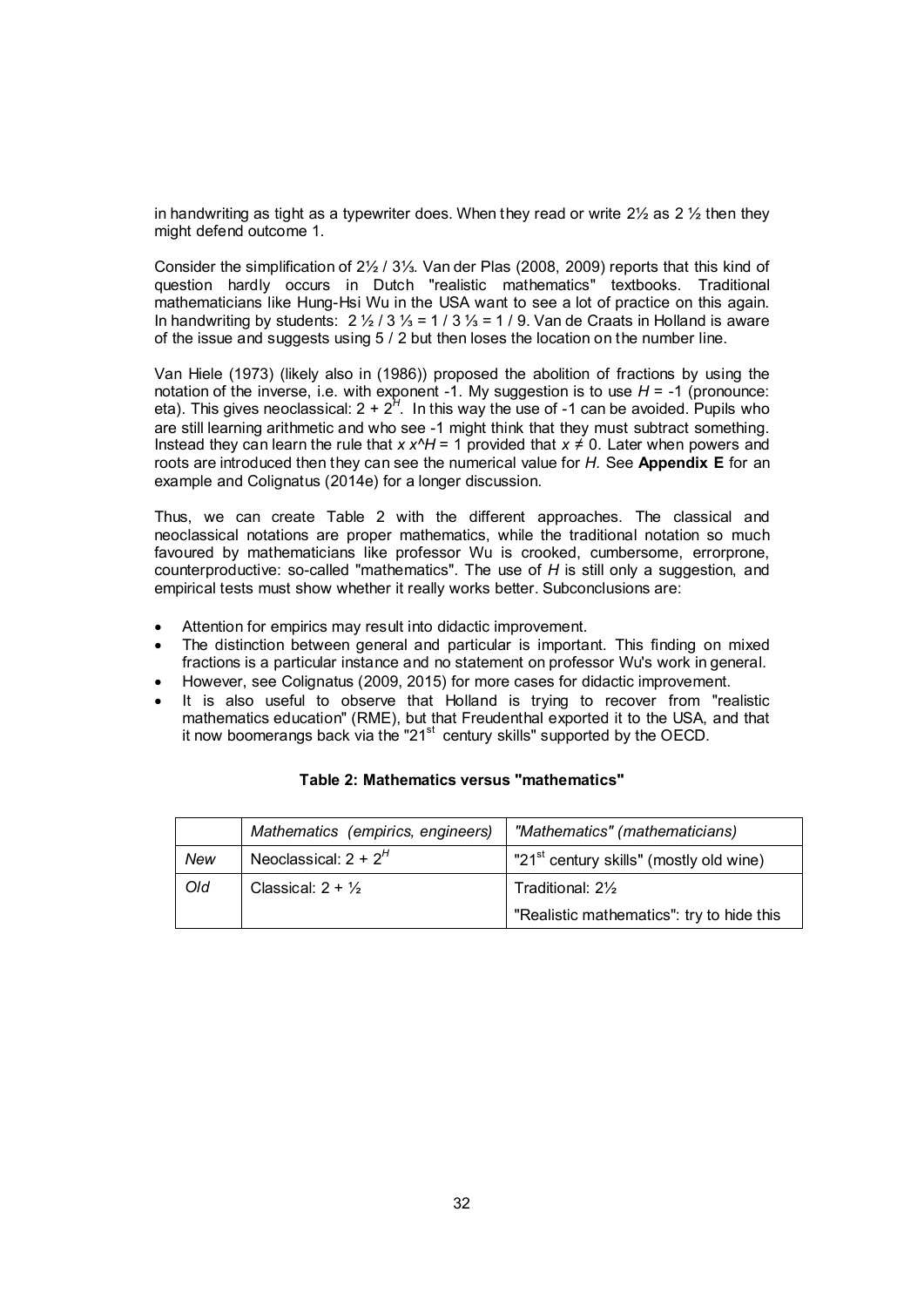in handwriting as tight as a typewriter does. When they read or write 2½ as 2 ½ then they might defend outcome 1.

Consider the simplification of 2½ / 3⅓. Van der Plas (2008, 2009) reports that this kind of question hardly occurs in Dutch "realistic mathematics" textbooks. Traditional mathematicians like Hung-Hsi Wu in the USA want to see a lot of practice on this again. In handwriting by students: 2 ½ / 3 ⅓ = 1 / 3 ⅓ = 1 / 9. Van de Craats in Holland is aware of the issue and suggests using 5 / 2 but then loses the location on the number line.

Van Hiele (1973) (likely also in (1986)) proposed the abolition of fractions by using the notation of the inverse, i.e. with exponent -1. My suggestion is to use $H$ = -1 (pronounce: eta). This gives neoclassical: $2 + 2^H$. In this way the use of -1 can be avoided. Pupils who are still learning arithmetic and who see -1 might think that they must subtract something. Instead they can learn the rule that $x\ x$^$H = 1$ provided that $x \neq 0$. Later when powers and roots are introduced then they can see the numerical value for $H$. See **Appendix E** for an example and Colignatus (2014e) for a longer discussion.

Thus, we can create Table 2 with the different approaches. The classical and neoclassical notations are proper mathematics, while the traditional notation so much favoured by mathematicians like professor Wu is crooked, cumbersome, errorprone, counterproductive: so-called "mathematics". The use of $H$ is still only a suggestion, and empirical tests must show whether it really works better. Subconclusions are:

- Attention for empirics may result into didactic improvement.
- The distinction between general and particular is important. This finding on mixed fractions is a particular instance and no statement on professor Wu's work in general.
- However, see Colignatus (2009, 2015) for more cases for didactic improvement.
- It is also useful to observe that Holland is trying to recover from "realistic mathematics education" (RME), but that Freudenthal exported it to the USA, and that it now boomerangs back via the "21st century skills" supported by the OECD.

**Table 2: Mathematics versus "mathematics"**

| | *Mathematics (empirics, engineers)* | *"Mathematics" (mathematicians)* |
|---|---|---|
| *New* | Neoclassical: $2 + 2^H$ | "21st century skills" (mostly old wine) |
| *Old* | Classical: 2 + ½ | Traditional: 2½<br>"Realistic mathematics": try to hide this |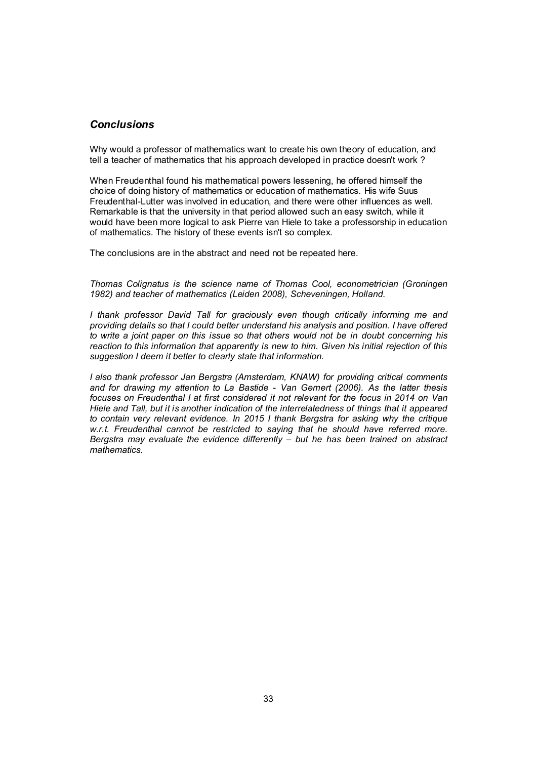## *Conclusions*

Why would a professor of mathematics want to create his own theory of education, and tell a teacher of mathematics that his approach developed in practice doesn't work ?

When Freudenthal found his mathematical powers lessening, he offered himself the choice of doing history of mathematics or education of mathematics. His wife Suus Freudenthal-Lutter was involved in education, and there were other influences as well. Remarkable is that the university in that period allowed such an easy switch, while it would have been more logical to ask Pierre van Hiele to take a professorship in education of mathematics. The history of these events isn't so complex.

The conclusions are in the abstract and need not be repeated here.

*Thomas Colignatus is the science name of Thomas Cool, econometrician (Groningen 1982) and teacher of mathematics (Leiden 2008), Scheveningen, Holland.*

*I thank professor David Tall for graciously even though critically informing me and providing details so that I could better understand his analysis and position. I have offered to write a joint paper on this issue so that others would not be in doubt concerning his reaction to this information that apparently is new to him. Given his initial rejection of this suggestion I deem it better to clearly state that information.*

*I also thank professor Jan Bergstra (Amsterdam, KNAW) for providing critical comments and for drawing my attention to La Bastide - Van Gemert (2006). As the latter thesis focuses on Freudenthal I at first considered it not relevant for the focus in 2014 on Van Hiele and Tall, but it is another indication of the interrelatedness of things that it appeared to contain very relevant evidence. In 2015 I thank Bergstra for asking why the critique w.r.t. Freudenthal cannot be restricted to saying that he should have referred more. Bergstra may evaluate the evidence differently – but he has been trained on abstract mathematics.*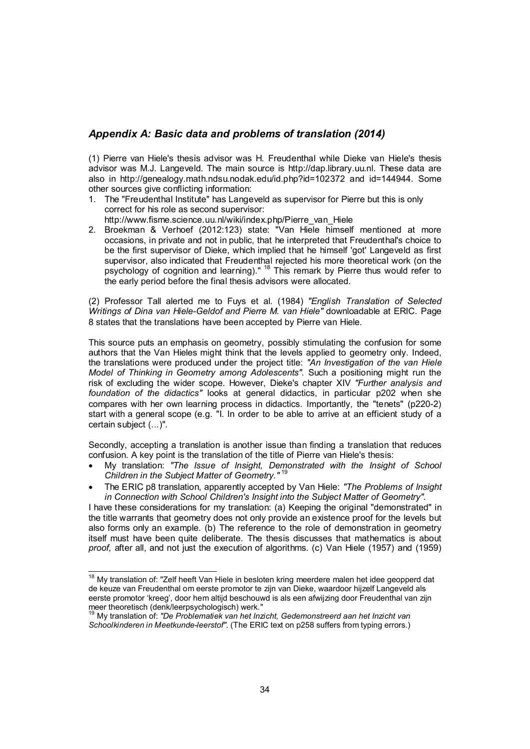## *Appendix A: Basic data and problems of translation (2014)*

(1) Pierre van Hiele's thesis advisor was H. Freudenthal while Dieke van Hiele's thesis advisor was M.J. Langeveld. The main source is http://dap.library.uu.nl. These data are also in http://genealogy.math.ndsu.nodak.edu/id.php?id=102372 and id=144944. Some other sources give conflicting information:

1. The "Freudenthal Institute" has Langeveld as supervisor for Pierre but this is only correct for his role as second supervisor: http://www.fisme.science.uu.nl/wiki/index.php/Pierre_van_Hiele
2. Broekman & Verhoef (2012:123) state: "Van Hiele himself mentioned at more occasions, in private and not in public, that he interpreted that Freudenthal's choice to be the first supervisor of Dieke, which implied that he himself 'got' Langeveld as first supervisor, also indicated that Freudenthal rejected his more theoretical work (on the psychology of cognition and learning)." [18] This remark by Pierre thus would refer to the early period before the final thesis advisors were allocated.

(2) Professor Tall alerted me to Fuys et al. (1984) *"English Translation of Selected Writings of Dina van Hiele-Geldof and Pierre M. van Hiele"* downloadable at ERIC. Page 8 states that the translations have been accepted by Pierre van Hiele.

This source puts an emphasis on geometry, possibly stimulating the confusion for some authors that the Van Hieles might think that the levels applied to geometry only. Indeed, the translations were produced under the project title: *"An Investigation of the van Hiele Model of Thinking in Geometry among Adolescents".* Such a positioning might run the risk of excluding the wider scope. However, Dieke's chapter XIV *"Further analysis and foundation of the didactics"* looks at general didactics, in particular p202 when she compares with her own learning process in didactics. Importantly, the "tenets" (p220-2) start with a general scope (e.g. "I. In order to be able to arrive at an efficient study of a certain subject (...)".

Secondly, accepting a translation is another issue than finding a translation that reduces confusion. A key point is the translation of the title of Pierre van Hiele's thesis:

- My translation: *"The Issue of Insight, Demonstrated with the Insight of School Children in the Subject Matter of Geometry."* [19]
- The ERIC p8 translation, apparently accepted by Van Hiele: *"The Problems of Insight in Connection with School Children's Insight into the Subject Matter of Geometry".*

I have these considerations for my translation: (a) Keeping the original "demonstrated" in the title warrants that geometry does not only provide an existence proof for the levels but also forms only an example. (b) The reference to the role of demonstration in geometry itself must have been quite deliberate. The thesis discusses that mathematics is about *proof,* after all, and not just the execution of algorithms. (c) Van Hiele (1957) and (1959)

---

[18] My translation of: "Zelf heeft Van Hiele in besloten kring meerdere malen het idee geopperd dat de keuze van Freudenthal om eerste promotor te zijn van Dieke, waardoor hijzelf Langeveld als eerste promotor 'kreeg', door hem altijd beschouwd is als een afwijzing door Freudenthal van zijn meer theoretisch (denk/leerpsychologisch) werk."

[19] My translation of: *"De Problematiek van het Inzicht, Gedemonstreerd aan het Inzicht van Schoolkinderen in Meetkunde-leerstof".* (The ERIC text on p258 suffers from typing errors.)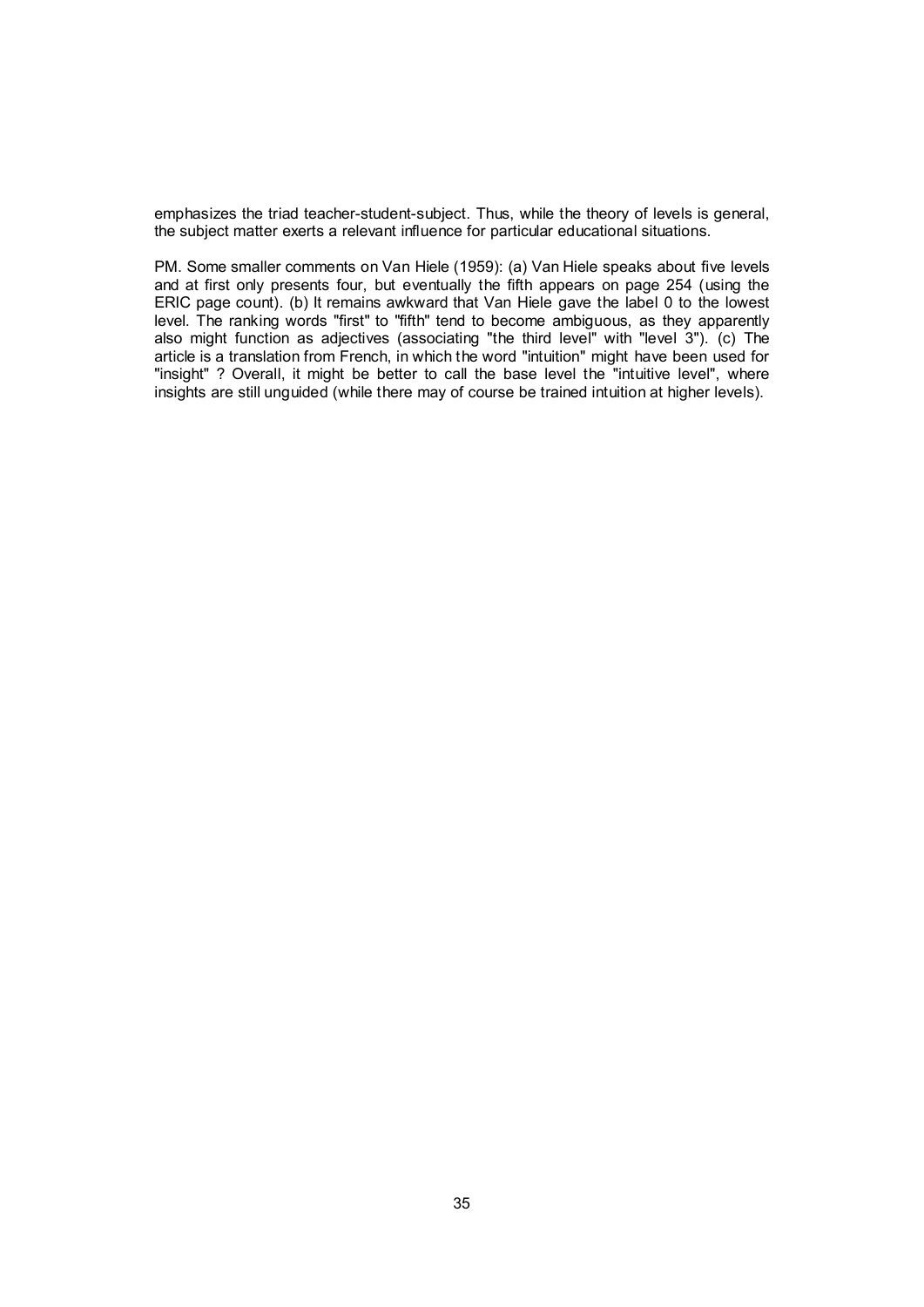emphasizes the triad teacher-student-subject. Thus, while the theory of levels is general, the subject matter exerts a relevant influence for particular educational situations.

PM. Some smaller comments on Van Hiele (1959): (a) Van Hiele speaks about five levels and at first only presents four, but eventually the fifth appears on page 254 (using the ERIC page count). (b) It remains awkward that Van Hiele gave the label 0 to the lowest level. The ranking words "first" to "fifth" tend to become ambiguous, as they apparently also might function as adjectives (associating "the third level" with "level 3"). (c) The article is a translation from French, in which the word "intuition" might have been used for "insight" ? Overall, it might be better to call the base level the "intuitive level", where insights are still unguided (while there may of course be trained intuition at higher levels).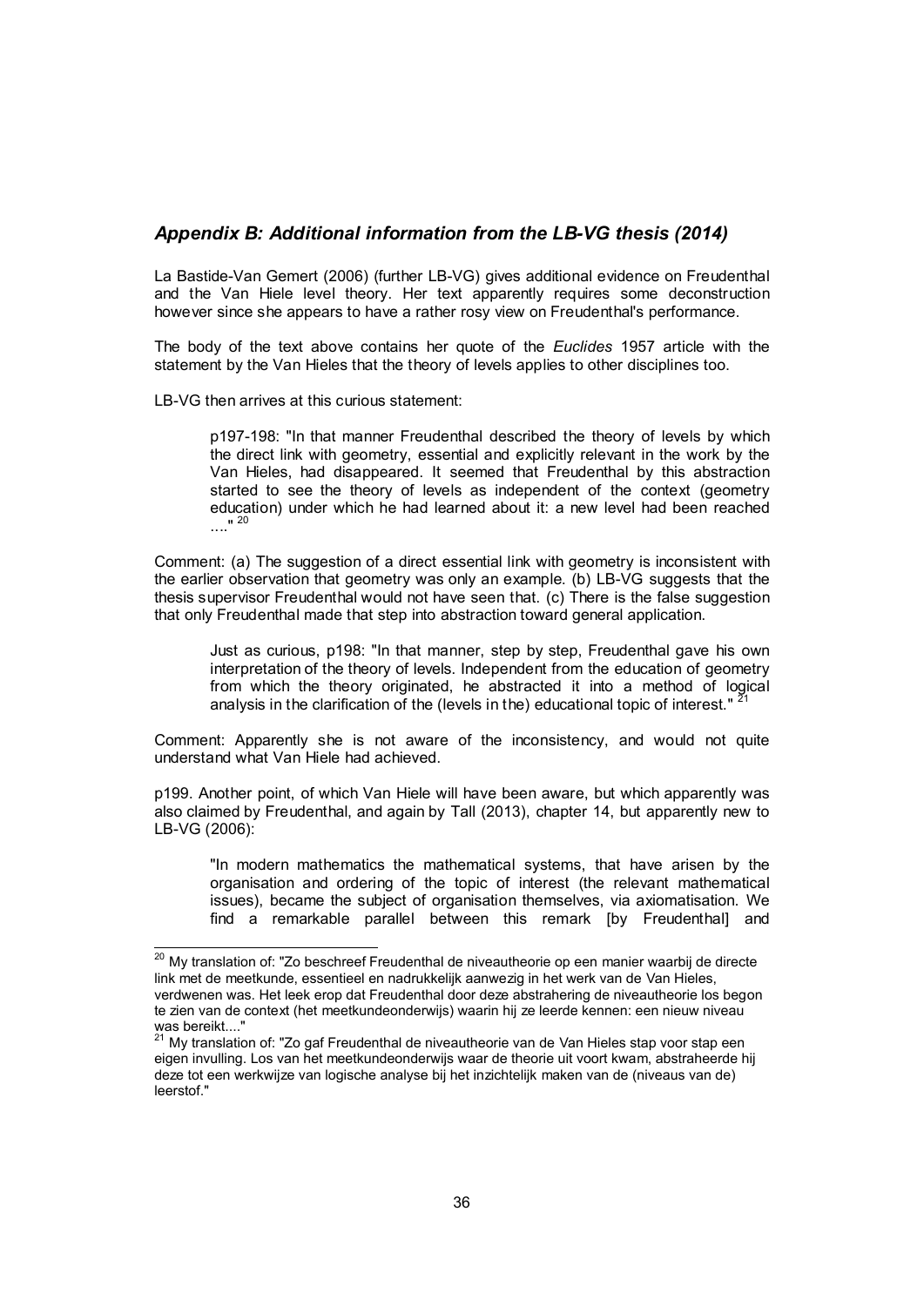## *Appendix B: Additional information from the LB-VG thesis (2014)*

La Bastide-Van Gemert (2006) (further LB-VG) gives additional evidence on Freudenthal and the Van Hiele level theory. Her text apparently requires some deconstruction however since she appears to have a rather rosy view on Freudenthal's performance.

The body of the text above contains her quote of the *Euclides* 1957 article with the statement by the Van Hieles that the theory of levels applies to other disciplines too.

LB-VG then arrives at this curious statement:

> p197-198: "In that manner Freudenthal described the theory of levels by which the direct link with geometry, essential and explicitly relevant in the work by the Van Hieles, had disappeared. It seemed that Freudenthal by this abstraction started to see the theory of levels as independent of the context (geometry education) under which he had learned about it: a new level had been reached ...."[20]

Comment: (a) The suggestion of a direct essential link with geometry is inconsistent with the earlier observation that geometry was only an example. (b) LB-VG suggests that the thesis supervisor Freudenthal would not have seen that. (c) There is the false suggestion that only Freudenthal made that step into abstraction toward general application.

> Just as curious, p198: "In that manner, step by step, Freudenthal gave his own interpretation of the theory of levels. Independent from the education of geometry from which the theory originated, he abstracted it into a method of logical analysis in the clarification of the (levels in the) educational topic of interest."[21]

Comment: Apparently she is not aware of the inconsistency, and would not quite understand what Van Hiele had achieved.

p199. Another point, of which Van Hiele will have been aware, but which apparently was also claimed by Freudenthal, and again by Tall (2013), chapter 14, but apparently new to LB-VG (2006):

> "In modern mathematics the mathematical systems, that have arisen by the organisation and ordering of the topic of interest (the relevant mathematical issues), became the subject of organisation themselves, via axiomatisation. We find a remarkable parallel between this remark [by Freudenthal] and

---

[20] My translation of: "Zo beschreef Freudenthal de niveautheorie op een manier waarbij de directe link met de meetkunde, essentieel en nadrukkelijk aanwezig in het werk van de Van Hieles, verdwenen was. Het leek erop dat Freudenthal door deze abstrahering de niveautheorie los begon te zien van de context (het meetkundeonderwijs) waarin hij ze leerde kennen: een nieuw niveau was bereikt...."

[21] My translation of: "Zo gaf Freudenthal de niveautheorie van de Van Hieles stap voor stap een eigen invulling. Los van het meetkundeonderwijs waar de theorie uit voort kwam, abstraheerde hij deze tot een werkwijze van logische analyse bij het inzichtelijk maken van de (niveaus van de) leerstof."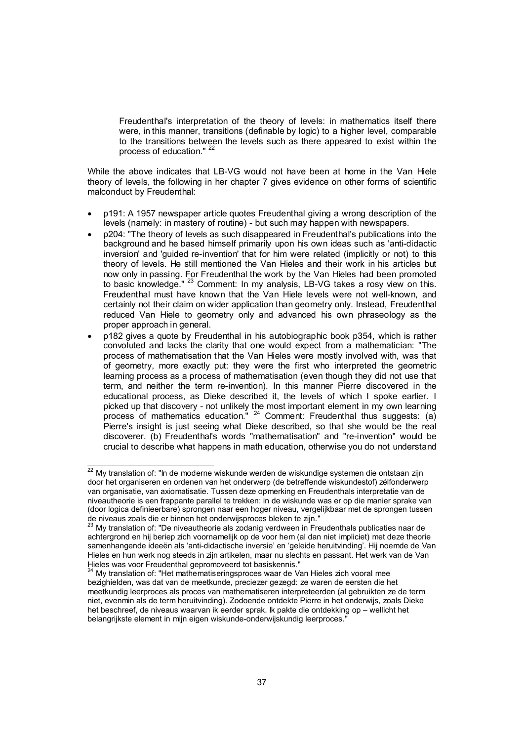> Freudenthal's interpretation of the theory of levels: in mathematics itself there were, in this manner, transitions (definable by logic) to a higher level, comparable to the transitions between the levels such as there appeared to exist within the process of education." [22]

While the above indicates that LB-VG would not have been at home in the Van Hiele theory of levels, the following in her chapter 7 gives evidence on other forms of scientific malconduct by Freudenthal:

- p191: A 1957 newspaper article quotes Freudenthal giving a wrong description of the levels (namely: in mastery of routine) - but such may happen with newspapers.
- p204: "The theory of levels as such disappeared in Freudenthal's publications into the background and he based himself primarily upon his own ideas such as 'anti-didactic inversion' and 'guided re-invention' that for him were related (implicitly or not) to this theory of levels. He still mentioned the Van Hieles and their work in his articles but now only in passing. For Freudenthal the work by the Van Hieles had been promoted to basic knowledge." [23] Comment: In my analysis, LB-VG takes a rosy view on this. Freudenthal must have known that the Van Hiele levels were not well-known, and certainly not their claim on wider application than geometry only. Instead, Freudenthal reduced Van Hiele to geometry only and advanced his own phraseology as the proper approach in general.
- p182 gives a quote by Freudenthal in his autobiographic book p354, which is rather convoluted and lacks the clarity that one would expect from a mathematician: "The process of mathematisation that the Van Hieles were mostly involved with, was that of geometry, more exactly put: they were the first who interpreted the geometric learning process as a process of mathematisation (even though they did not use that term, and neither the term re-invention). In this manner Pierre discovered in the educational process, as Dieke described it, the levels of which I spoke earlier. I picked up that discovery - not unlikely the most important element in my own learning process of mathematics education." [24] Comment: Freudenthal thus suggests: (a) Pierre's insight is just seeing what Dieke described, so that she would be the real discoverer. (b) Freudenthal's words "mathematisation" and "re-invention" would be crucial to describe what happens in math education, otherwise you do not understand

---

[22] My translation of: "In de moderne wiskunde werden de wiskundige systemen die ontstaan zijn door het organiseren en ordenen van het onderwerp (de betreffende wiskundestof) zélfonderwerp van organisatie, van axiomatisatie. Tussen deze opmerking en Freudenthals interpretatie van de niveautheorie is een frappante parallel te trekken: in de wiskunde was er op die manier sprake van (door logica definieerbare) sprongen naar een hoger niveau, vergelijkbaar met de sprongen tussen de niveaus zoals die er binnen het onderwijsproces bleken te zijn."

[23] My translation of: "De niveautheorie als zodanig verdween in Freudenthals publicaties naar de achtergrond en hij beriep zich voornamelijk op de voor hem (al dan niet impliciet) met deze theorie samenhangende ideeën als 'anti-didactische inversie' en 'geleide heruitvinding'. Hij noemde de Van Hieles en hun werk nog steeds in zijn artikelen, maar nu slechts en passant. Het werk van de Van Hieles was voor Freudenthal gepromoveerd tot basiskennis."

[24] My translation of: "Het mathematiseringsproces waar de Van Hieles zich vooral mee bezighielden, was dat van de meetkunde, preciezer gezegd: ze waren de eersten die het meetkundig leerproces als proces van mathematiseren interpreteerden (al gebruikten ze de term niet, evenmin als de term heruitvinding). Zodoende ontdekte Pierre in het onderwijs, zoals Dieke het beschreef, de niveaus waarvan ik eerder sprak. Ik pakte die ontdekking op – wellicht het belangrijkste element in mijn eigen wiskunde-onderwijskundig leerproces."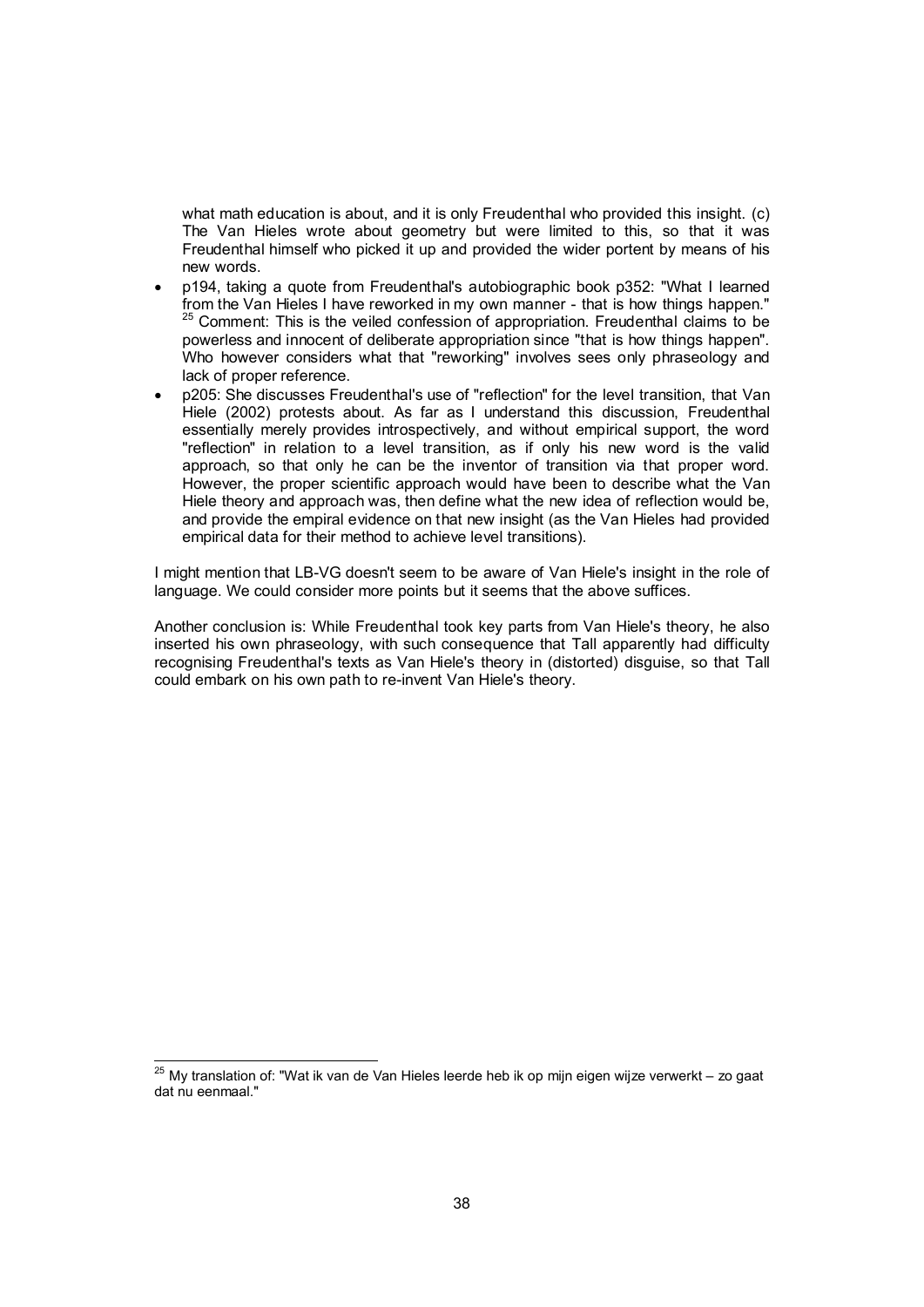what math education is about, and it is only Freudenthal who provided this insight. (c) The Van Hieles wrote about geometry but were limited to this, so that it was Freudenthal himself who picked it up and provided the wider portent by means of his new words.

- p194, taking a quote from Freudenthal's autobiographic book p352: "What I learned from the Van Hieles I have reworked in my own manner - that is how things happen."[25] Comment: This is the veiled confession of appropriation. Freudenthal claims to be powerless and innocent of deliberate appropriation since "that is how things happen". Who however considers what that "reworking" involves sees only phraseology and lack of proper reference.
- p205: She discusses Freudenthal's use of "reflection" for the level transition, that Van Hiele (2002) protests about. As far as I understand this discussion, Freudenthal essentially merely provides introspectively, and without empirical support, the word "reflection" in relation to a level transition, as if only his new word is the valid approach, so that only he can be the inventor of transition via that proper word. However, the proper scientific approach would have been to describe what the Van Hiele theory and approach was, then define what the new idea of reflection would be, and provide the empiral evidence on that new insight (as the Van Hieles had provided empirical data for their method to achieve level transitions).

I might mention that LB-VG doesn't seem to be aware of Van Hiele's insight in the role of language. We could consider more points but it seems that the above suffices.

Another conclusion is: While Freudenthal took key parts from Van Hiele's theory, he also inserted his own phraseology, with such consequence that Tall apparently had difficulty recognising Freudenthal's texts as Van Hiele's theory in (distorted) disguise, so that Tall could embark on his own path to re-invent Van Hiele's theory.

---

[25] My translation of: "Wat ik van de Van Hieles leerde heb ik op mijn eigen wijze verwerkt – zo gaat dat nu eenmaal."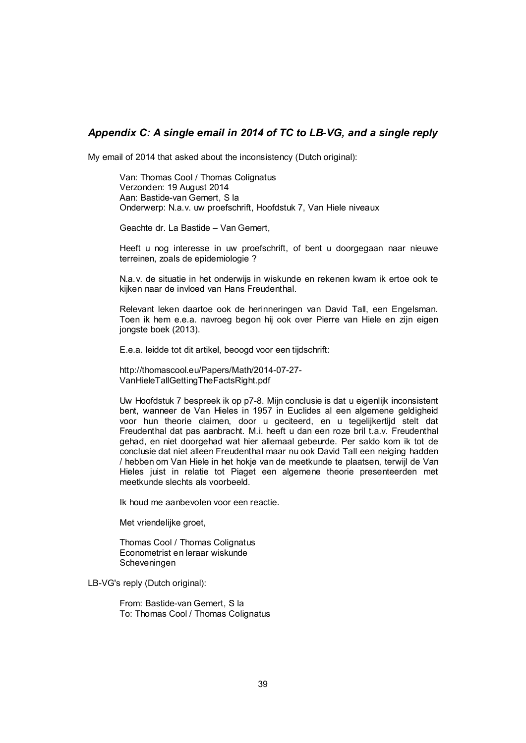### *Appendix C: A single email in 2014 of TC to LB-VG, and a single reply*

My email of 2014 that asked about the inconsistency (Dutch original):

> Van: Thomas Cool / Thomas Colignatus
> Verzonden: 19 August 2014
> Aan: Bastide-van Gemert, S la
> Onderwerp: N.a.v. uw proefschrift, Hoofdstuk 7, Van Hiele niveaux
>
> Geachte dr. La Bastide – Van Gemert,
>
> Heeft u nog interesse in uw proefschrift, of bent u doorgegaan naar nieuwe terreinen, zoals de epidemiologie ?
>
> N.a.v. de situatie in het onderwijs in wiskunde en rekenen kwam ik ertoe ook te kijken naar de invloed van Hans Freudenthal.
>
> Relevant leken daartoe ook de herinneringen van David Tall, een Engelsman. Toen ik hem e.e.a. navroeg begon hij ook over Pierre van Hiele en zijn eigen jongste boek (2013).
>
> E.e.a. leidde tot dit artikel, beoogd voor een tijdschrift:
>
> http://thomascool.eu/Papers/Math/2014-07-27-VanHieleTallGettingTheFactsRight.pdf
>
> Uw Hoofdstuk 7 bespreek ik op p7-8. Mijn conclusie is dat u eigenlijk inconsistent bent, wanneer de Van Hieles in 1957 in Euclides al een algemene geldigheid voor hun theorie claimen, door u geciteerd, en u tegelijkertijd stelt dat Freudenthal dat pas aanbracht. M.i. heeft u dan een roze bril t.a.v. Freudenthal gehad, en niet doorgehad wat hier allemaal gebeurde. Per saldo kom ik tot de conclusie dat niet alleen Freudenthal maar nu ook David Tall een neiging hadden / hebben om Van Hiele in het hokje van de meetkunde te plaatsen, terwijl de Van Hieles juist in relatie tot Piaget een algemene theorie presenteerden met meetkunde slechts als voorbeeld.
>
> Ik houd me aanbevolen voor een reactie.
>
> Met vriendelijke groet,
>
> Thomas Cool / Thomas Colignatus
> Econometrist en leraar wiskunde
> Scheveningen

LB-VG's reply (Dutch original):

> From: Bastide-van Gemert, S la
> To: Thomas Cool / Thomas Colignatus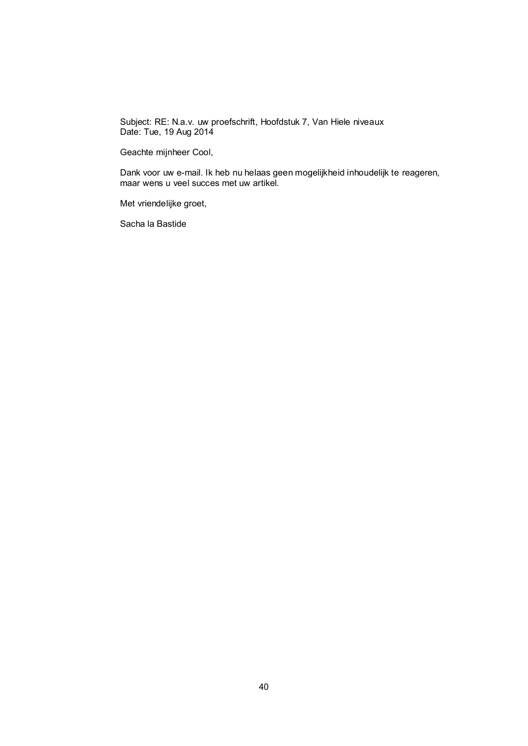Subject: RE: N.a.v. uw proefschrift, Hoofdstuk 7, Van Hiele niveaux
Date: Tue, 19 Aug 2014

Geachte mijnheer Cool,

Dank voor uw e-mail. Ik heb nu helaas geen mogelijkheid inhoudelijk te reageren, maar wens u veel succes met uw artikel.

Met vriendelijke groet,

Sacha la Bastide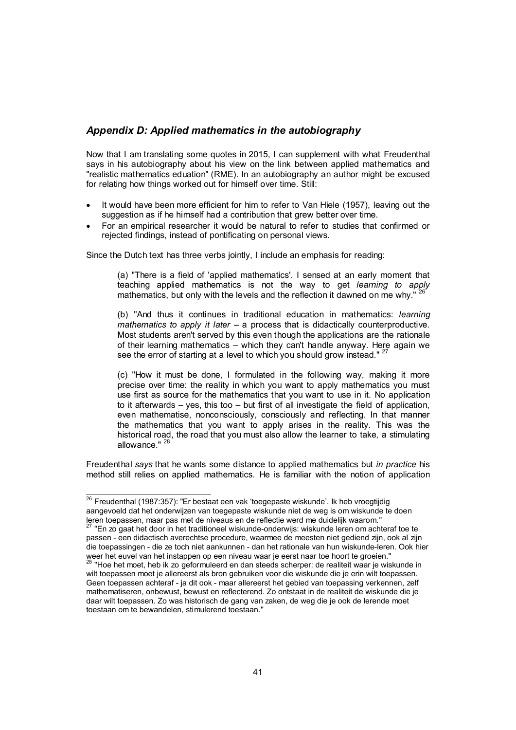## *Appendix D: Applied mathematics in the autobiography*

Now that I am translating some quotes in 2015, I can supplement with what Freudenthal says in his autobiography about his view on the link between applied mathematics and "realistic mathematics eduation" (RME). In an autobiography an author might be excused for relating how things worked out for himself over time. Still:

- It would have been more efficient for him to refer to Van Hiele (1957), leaving out the suggestion as if he himself had a contribution that grew better over time.
- For an empirical researcher it would be natural to refer to studies that confirmed or rejected findings, instead of pontificating on personal views.

Since the Dutch text has three verbs jointly, I include an emphasis for reading:

> (a) "There is a field of 'applied mathematics'. I sensed at an early moment that teaching applied mathematics is not the way to get *learning to apply* mathematics, but only with the levels and the reflection it dawned on me why." [26]
>
> (b) "And thus it continues in traditional education in mathematics: *learning mathematics to apply it later* – a process that is didactically counterproductive. Most students aren't served by this even though the applications are the rationale of their learning mathematics – which they can't handle anyway. Here again we see the error of starting at a level to which you should grow instead." [27]
>
> (c) "How it must be done, I formulated in the following way, making it more precise over time: the reality in which you want to apply mathematics you must use first as source for the mathematics that you want to use in it. No application to it afterwards – yes, this too – but first of all investigate the field of application, even mathematise, nonconsciously, consciously and reflecting. In that manner the mathematics that you want to apply arises in the reality. This was the historical road, the road that you must also allow the learner to take, a stimulating allowance." [28]

Freudenthal *says* that he wants some distance to applied mathematics but *in practice* his method still relies on applied mathematics. He is familiar with the notion of application

---

[26] Freudenthal (1987:357): "Er bestaat een vak 'toegepaste wiskunde'. Ik heb vroegtijdig aangevoeld dat het onderwijzen van toegepaste wiskunde niet de weg is om wiskunde te doen leren toepassen, maar pas met de niveaus en de reflectie werd me duidelijk waarom."

[27] "En zo gaat het door in het traditioneel wiskunde-onderwijs: wiskunde leren om achteraf toe te passen - een didactisch averechtse procedure, waarmee de meesten niet gediend zijn, ook al zijn die toepassingen - die ze toch niet aankunnen - dan het rationale van hun wiskunde-leren. Ook hier weer het euvel van het instappen op een niveau waar je eerst naar toe hoort te groeien."

[28] "Hoe het moet, heb ik zo geformuleerd en dan steeds scherper: de realiteit waar je wiskunde in wilt toepassen moet je allereerst als bron gebruiken voor die wiskunde die je erin wilt toepassen. Geen toepassen achteraf - ja dit ook - maar allereerst het gebied van toepassing verkennen, zelf mathematiseren, onbewust, bewust en reflecterend. Zo ontstaat in de realiteit de wiskunde die je daar wilt toepassen. Zo was historisch de gang van zaken, de weg die je ook de lerende moet toestaan om te bewandelen, stimulerend toestaan."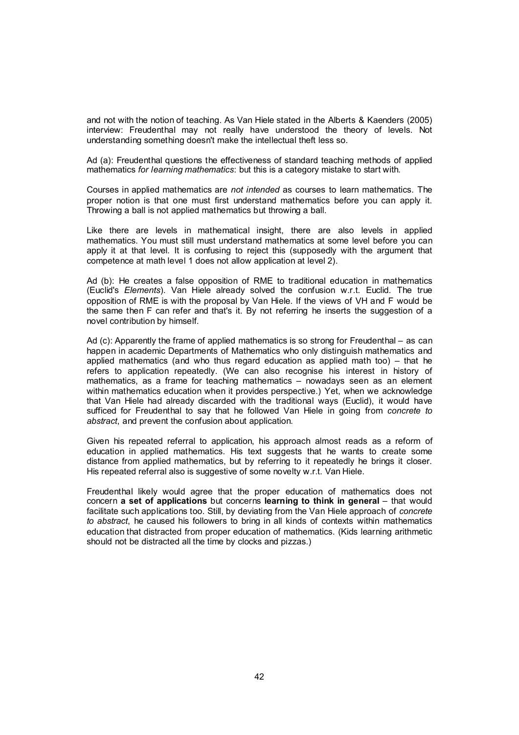and not with the notion of teaching. As Van Hiele stated in the Alberts & Kaenders (2005) interview: Freudenthal may not really have understood the theory of levels. Not understanding something doesn't make the intellectual theft less so.

Ad (a): Freudenthal questions the effectiveness of standard teaching methods of applied mathematics *for learning mathematics*: but this is a category mistake to start with.

Courses in applied mathematics are *not intended* as courses to learn mathematics. The proper notion is that one must first understand mathematics before you can apply it. Throwing a ball is not applied mathematics but throwing a ball.

Like there are levels in mathematical insight, there are also levels in applied mathematics. You must still must understand mathematics at some level before you can apply it at that level. It is confusing to reject this (supposedly with the argument that competence at math level 1 does not allow application at level 2).

Ad (b): He creates a false opposition of RME to traditional education in mathematics (Euclid's *Elements*). Van Hiele already solved the confusion w.r.t. Euclid. The true opposition of RME is with the proposal by Van Hiele. If the views of VH and F would be the same then F can refer and that's it. By not referring he inserts the suggestion of a novel contribution by himself.

Ad (c): Apparently the frame of applied mathematics is so strong for Freudenthal – as can happen in academic Departments of Mathematics who only distinguish mathematics and applied mathematics (and who thus regard education as applied math too) – that he refers to application repeatedly. (We can also recognise his interest in history of mathematics, as a frame for teaching mathematics – nowadays seen as an element within mathematics education when it provides perspective.) Yet, when we acknowledge that Van Hiele had already discarded with the traditional ways (Euclid), it would have sufficed for Freudenthal to say that he followed Van Hiele in going from *concrete to abstract*, and prevent the confusion about application.

Given his repeated referral to application, his approach almost reads as a reform of education in applied mathematics. His text suggests that he wants to create some distance from applied mathematics, but by referring to it repeatedly he brings it closer. His repeated referral also is suggestive of some novelty w.r.t. Van Hiele.

Freudenthal likely would agree that the proper education of mathematics does not concern **a set of applications** but concerns **learning to think in general** – that would facilitate such applications too. Still, by deviating from the Van Hiele approach of *concrete to abstract*, he caused his followers to bring in all kinds of contexts within mathematics education that distracted from proper education of mathematics. (Kids learning arithmetic should not be distracted all the time by clocks and pizzas.)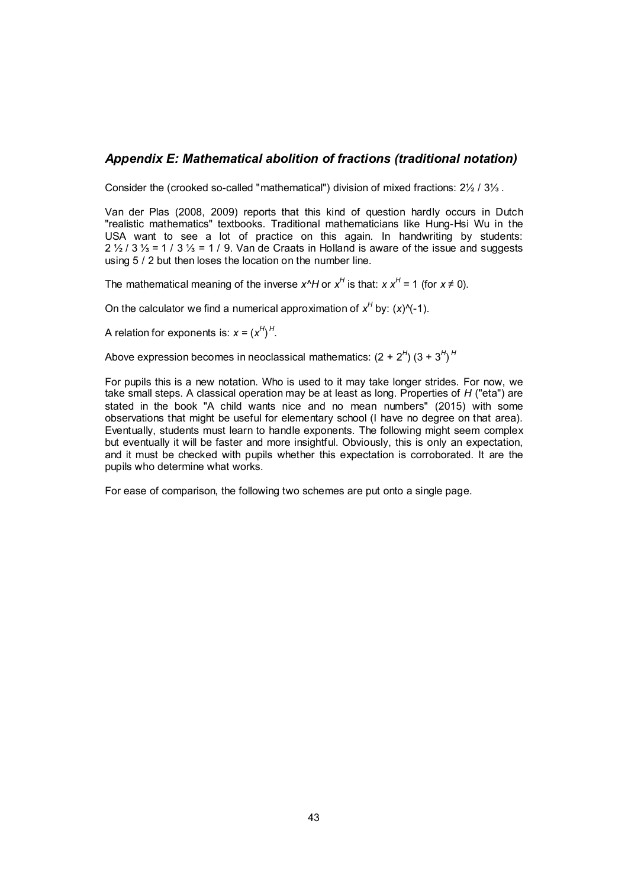## *Appendix E: Mathematical abolition of fractions (traditional notation)*

Consider the (crooked so-called "mathematical") division of mixed fractions: 2½ / 3⅓ .

Van der Plas (2008, 2009) reports that this kind of question hardly occurs in Dutch "realistic mathematics" textbooks. Traditional mathematicians like Hung-Hsi Wu in the USA want to see a lot of practice on this again. In handwriting by students: 2 ½ / 3 ⅓ = 1 / 3 ⅓ = 1 / 9. Van de Craats in Holland is aware of the issue and suggests using 5 / 2 but then loses the location on the number line.

The mathematical meaning of the inverse $x$^$H$ or $x^H$ is that: $x\, x^H = 1$ (for $x \neq 0$).

On the calculator we find a numerical approximation of $x^H$ by: ($x$)^(-1).

A relation for exponents is: $x = (x^H)^H$.

Above expression becomes in neoclassical mathematics: $(2 + 2^H)\ (3 + 3^H)^H$

For pupils this is a new notation. Who is used to it may take longer strides. For now, we take small steps. A classical operation may be at least as long. Properties of $H$ ("eta") are stated in the book "A child wants nice and no mean numbers" (2015) with some observations that might be useful for elementary school (I have no degree on that area). Eventually, students must learn to handle exponents. The following might seem complex but eventually it will be faster and more insightful. Obviously, this is only an expectation, and it must be checked with pupils whether this expectation is corroborated. It are the pupils who determine what works.

For ease of comparison, the following two schemes are put onto a single page.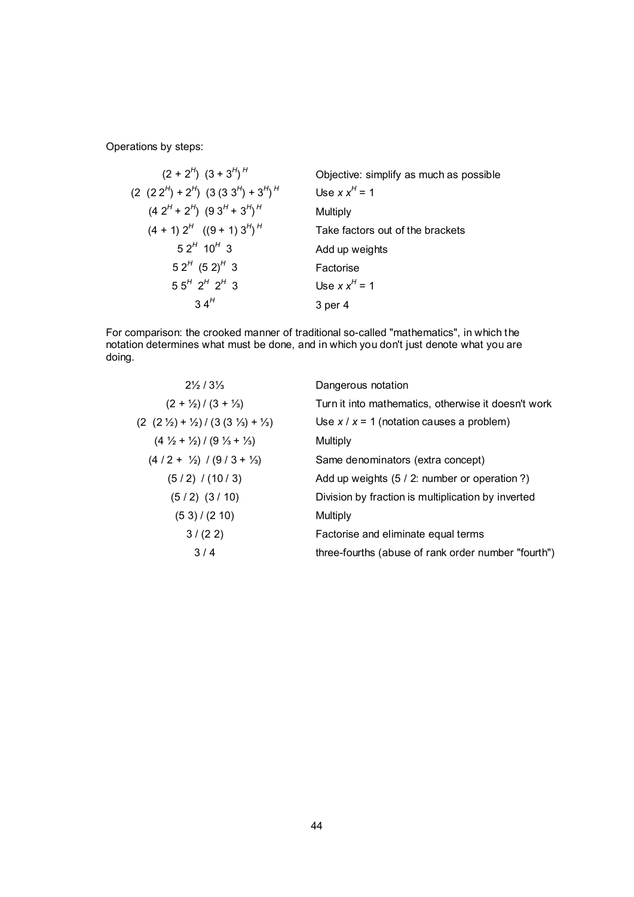Operations by steps:

| | |
|---|---|
| $(2 + 2^H)\ \ (3 + 3^H)^H$ | Objective: simplify as much as possible |
| $(2\ \ (2\,2^H) + 2^H)\ \ (3\,(3\,3^H) + 3^H)^H$ | Use $x\,x^H = 1$ |
| $(4\,2^H + 2^H)\ \ (9\,3^H + 3^H)^H$ | Multiply |
| $(4 + 1)\,2^H\ \ \ ((9 + 1)\,3^H)^H$ | Take factors out of the brackets |
| $5\,2^H\ \ 10^H\ \ 3$ | Add up weights |
| $5\,2^H\ \ (5\,2)^H\ \ 3$ | Factorise |
| $5\,5^H\ \ 2^H\ \ 2^H\ \ 3$ | Use $x\,x^H = 1$ |
| $3\,4^H$ | 3 per 4 |

For comparison: the crooked manner of traditional so-called "mathematics", in which the notation determines what must be done, and in which you don't just denote what you are doing.

| | |
|---|---|
| $2\tfrac{1}{2}\,/\,3\tfrac{1}{3}$ | Dangerous notation |
| $(2 + \tfrac{1}{2})\,/\,(3 + \tfrac{1}{3})$ | Turn it into mathematics, otherwise it doesn't work |
| $(2\ \ (2\,\tfrac{1}{2}) + \tfrac{1}{2})\,/\,(3\,(3\,\tfrac{1}{3}) + \tfrac{1}{3})$ | Use $x\,/\,x = 1$ (notation causes a problem) |
| $(4\,\tfrac{1}{2} + \tfrac{1}{2})\,/\,(9\,\tfrac{1}{3} + \tfrac{1}{3})$ | Multiply |
| $(4\,/\,2 + \ \tfrac{1}{2})\ \,/\,(9\,/\,3 + \tfrac{1}{3})$ | Same denominators (extra concept) |
| $(5\,/\,2)\ \,/\,(10\,/\,3)$ | Add up weights (5 / 2: number or operation ?) |
| $(5\,/\,2)\ \ (3\,/\,10)$ | Division by fraction is multiplication by inverted |
| $(5\ 3)\,/\,(2\ 10)$ | Multiply |
| $3\,/\,(2\ 2)$ | Factorise and eliminate equal terms |
| $3\,/\,4$ | three-fourths (abuse of rank order number "fourth") |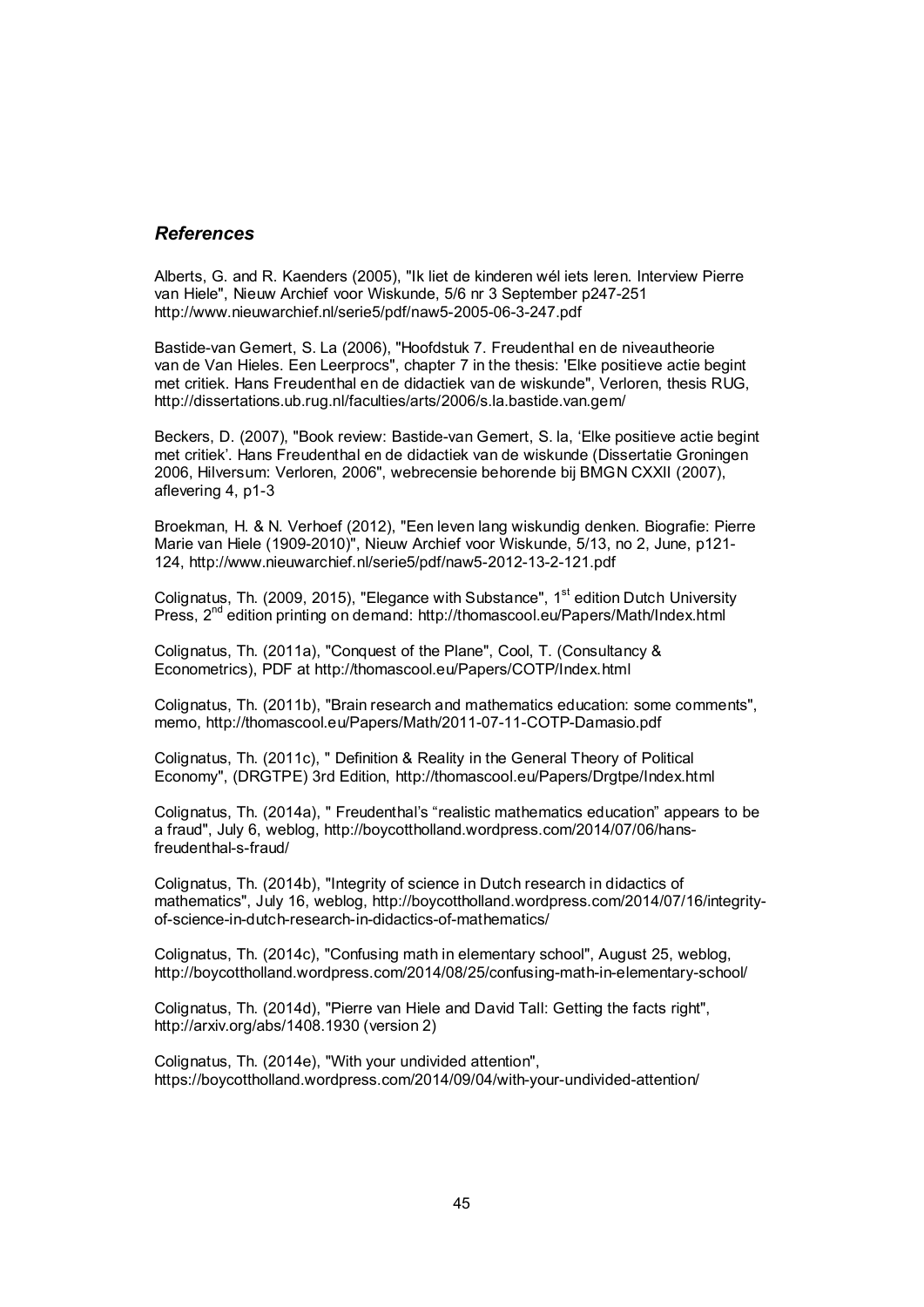## *References*

Alberts, G. and R. Kaenders (2005), "Ik liet de kinderen wél iets leren. Interview Pierre van Hiele", Nieuw Archief voor Wiskunde, 5/6 nr 3 September p247-251 http://www.nieuwarchief.nl/serie5/pdf/naw5-2005-06-3-247.pdf

Bastide-van Gemert, S. La (2006), "Hoofdstuk 7. Freudenthal en de niveautheorie van de Van Hieles. Een Leerprocs", chapter 7 in the thesis: 'Elke positieve actie begint met critiek. Hans Freudenthal en de didactiek van de wiskunde", Verloren, thesis RUG, http://dissertations.ub.rug.nl/faculties/arts/2006/s.la.bastide.van.gem/

Beckers, D. (2007), "Book review: Bastide-van Gemert, S. la, 'Elke positieve actie begint met critiek'. Hans Freudenthal en de didactiek van de wiskunde (Dissertatie Groningen 2006, Hilversum: Verloren, 2006", webrecensie behorende bij BMGN CXXII (2007), aflevering 4, p1-3

Broekman, H. & N. Verhoef (2012), "Een leven lang wiskundig denken. Biografie: Pierre Marie van Hiele (1909-2010)", Nieuw Archief voor Wiskunde, 5/13, no 2, June, p121-124, http://www.nieuwarchief.nl/serie5/pdf/naw5-2012-13-2-121.pdf

Colignatus, Th. (2009, 2015), "Elegance with Substance", 1st edition Dutch University Press, 2nd edition printing on demand: http://thomascool.eu/Papers/Math/Index.html

Colignatus, Th. (2011a), "Conquest of the Plane", Cool, T. (Consultancy & Econometrics), PDF at http://thomascool.eu/Papers/COTP/Index.html

Colignatus, Th. (2011b), "Brain research and mathematics education: some comments", memo, http://thomascool.eu/Papers/Math/2011-07-11-COTP-Damasio.pdf

Colignatus, Th. (2011c), " Definition & Reality in the General Theory of Political Economy", (DRGTPE) 3rd Edition, http://thomascool.eu/Papers/Drgtpe/Index.html

Colignatus, Th. (2014a), " Freudenthal's "realistic mathematics education" appears to be a fraud", July 6, weblog, http://boycottholland.wordpress.com/2014/07/06/hans-freudenthal-s-fraud/

Colignatus, Th. (2014b), "Integrity of science in Dutch research in didactics of mathematics", July 16, weblog, http://boycottholland.wordpress.com/2014/07/16/integrity-of-science-in-dutch-research-in-didactics-of-mathematics/

Colignatus, Th. (2014c), "Confusing math in elementary school", August 25, weblog, http://boycottholland.wordpress.com/2014/08/25/confusing-math-in-elementary-school/

Colignatus, Th. (2014d), "Pierre van Hiele and David Tall: Getting the facts right", http://arxiv.org/abs/1408.1930 (version 2)

Colignatus, Th. (2014e), "With your undivided attention", https://boycottholland.wordpress.com/2014/09/04/with-your-undivided-attention/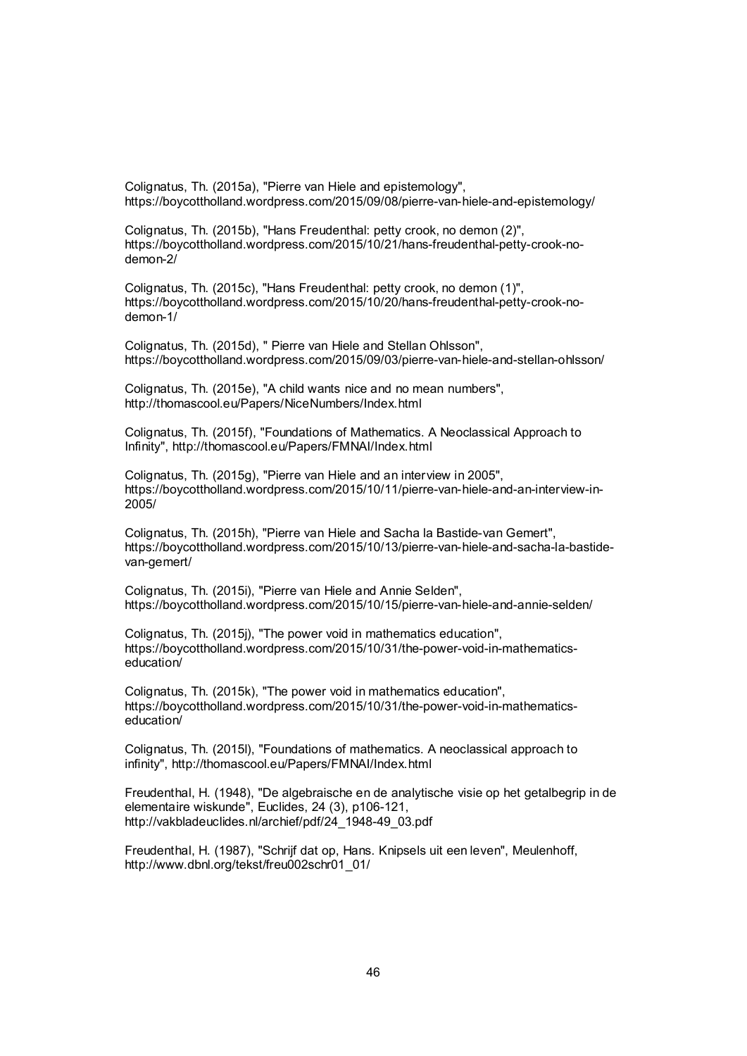Colignatus, Th. (2015a), "Pierre van Hiele and epistemology", https://boycottholland.wordpress.com/2015/09/08/pierre-van-hiele-and-epistemology/

Colignatus, Th. (2015b), "Hans Freudenthal: petty crook, no demon (2)", https://boycottholland.wordpress.com/2015/10/21/hans-freudenthal-petty-crook-no-demon-2/

Colignatus, Th. (2015c), "Hans Freudenthal: petty crook, no demon (1)", https://boycottholland.wordpress.com/2015/10/20/hans-freudenthal-petty-crook-no-demon-1/

Colignatus, Th. (2015d), " Pierre van Hiele and Stellan Ohlsson", https://boycottholland.wordpress.com/2015/09/03/pierre-van-hiele-and-stellan-ohlsson/

Colignatus, Th. (2015e), "A child wants nice and no mean numbers", http://thomascool.eu/Papers/NiceNumbers/Index.html

Colignatus, Th. (2015f), "Foundations of Mathematics. A Neoclassical Approach to Infinity", http://thomascool.eu/Papers/FMNAI/Index.html

Colignatus, Th. (2015g), "Pierre van Hiele and an interview in 2005", https://boycottholland.wordpress.com/2015/10/11/pierre-van-hiele-and-an-interview-in-2005/

Colignatus, Th. (2015h), "Pierre van Hiele and Sacha la Bastide-van Gemert", https://boycottholland.wordpress.com/2015/10/13/pierre-van-hiele-and-sacha-la-bastide-van-gemert/

Colignatus, Th. (2015i), "Pierre van Hiele and Annie Selden", https://boycottholland.wordpress.com/2015/10/15/pierre-van-hiele-and-annie-selden/

Colignatus, Th. (2015j), "The power void in mathematics education", https://boycottholland.wordpress.com/2015/10/31/the-power-void-in-mathematics-education/

Colignatus, Th. (2015k), "The power void in mathematics education", https://boycottholland.wordpress.com/2015/10/31/the-power-void-in-mathematics-education/

Colignatus, Th. (2015l), "Foundations of mathematics. A neoclassical approach to infinity", http://thomascool.eu/Papers/FMNAI/Index.html

Freudenthal, H. (1948), "De algebraische en de analytische visie op het getalbegrip in de elementaire wiskunde", Euclides, 24 (3), p106-121, http://vakbladeuclides.nl/archief/pdf/24_1948-49_03.pdf

Freudenthal, H. (1987), "Schrijf dat op, Hans. Knipsels uit een leven", Meulenhoff, http://www.dbnl.org/tekst/freu002schr01_01/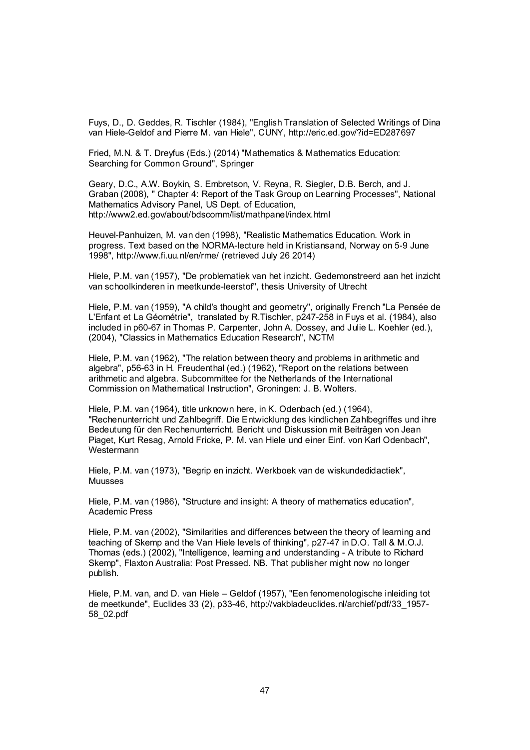Fuys, D., D. Geddes, R. Tischler (1984), "English Translation of Selected Writings of Dina van Hiele-Geldof and Pierre M. van Hiele", CUNY, http://eric.ed.gov/?id=ED287697

Fried, M.N. & T. Dreyfus (Eds.) (2014) "Mathematics & Mathematics Education: Searching for Common Ground", Springer

Geary, D.C., A.W. Boykin, S. Embretson, V. Reyna, R. Siegler, D.B. Berch, and J. Graban (2008), " Chapter 4: Report of the Task Group on Learning Processes", National Mathematics Advisory Panel, US Dept. of Education, http://www2.ed.gov/about/bdscomm/list/mathpanel/index.html

Heuvel-Panhuizen, M. van den (1998), "Realistic Mathematics Education. Work in progress. Text based on the NORMA-lecture held in Kristiansand, Norway on 5-9 June 1998", http://www.fi.uu.nl/en/rme/ (retrieved July 26 2014)

Hiele, P.M. van (1957), "De problematiek van het inzicht. Gedemonstreerd aan het inzicht van schoolkinderen in meetkunde-leerstof", thesis University of Utrecht

Hiele, P.M. van (1959), "A child's thought and geometry", originally French "La Pensée de L'Enfant et La Géométrie", translated by R.Tischler, p247-258 in Fuys et al. (1984), also included in p60-67 in Thomas P. Carpenter, John A. Dossey, and Julie L. Koehler (ed.), (2004), "Classics in Mathematics Education Research", NCTM

Hiele, P.M. van (1962), "The relation between theory and problems in arithmetic and algebra", p56-63 in H. Freudenthal (ed.) (1962), "Report on the relations between arithmetic and algebra. Subcommittee for the Netherlands of the International Commission on Mathematical Instruction", Groningen: J. B. Wolters.

Hiele, P.M. van (1964), title unknown here, in K. Odenbach (ed.) (1964), "Rechenunterricht und Zahlbegriff. Die Entwicklung des kindlichen Zahlbegriffes und ihre Bedeutung für den Rechenunterricht. Bericht und Diskussion mit Beiträgen von Jean Piaget, Kurt Resag, Arnold Fricke, P. M. van Hiele und einer Einf. von Karl Odenbach", Westermann

Hiele, P.M. van (1973), "Begrip en inzicht. Werkboek van de wiskundedidactiek", Muusses

Hiele, P.M. van (1986), "Structure and insight: A theory of mathematics education", Academic Press

Hiele, P.M. van (2002), "Similarities and differences between the theory of learning and teaching of Skemp and the Van Hiele levels of thinking", p27-47 in D.O. Tall & M.O.J. Thomas (eds.) (2002), "Intelligence, learning and understanding - A tribute to Richard Skemp", Flaxton Australia: Post Pressed. NB. That publisher might now no longer publish.

Hiele, P.M. van, and D. van Hiele – Geldof (1957), "Een fenomenologische inleiding tot de meetkunde", Euclides 33 (2), p33-46, http://vakbladeuclides.nl/archief/pdf/33_1957-58_02.pdf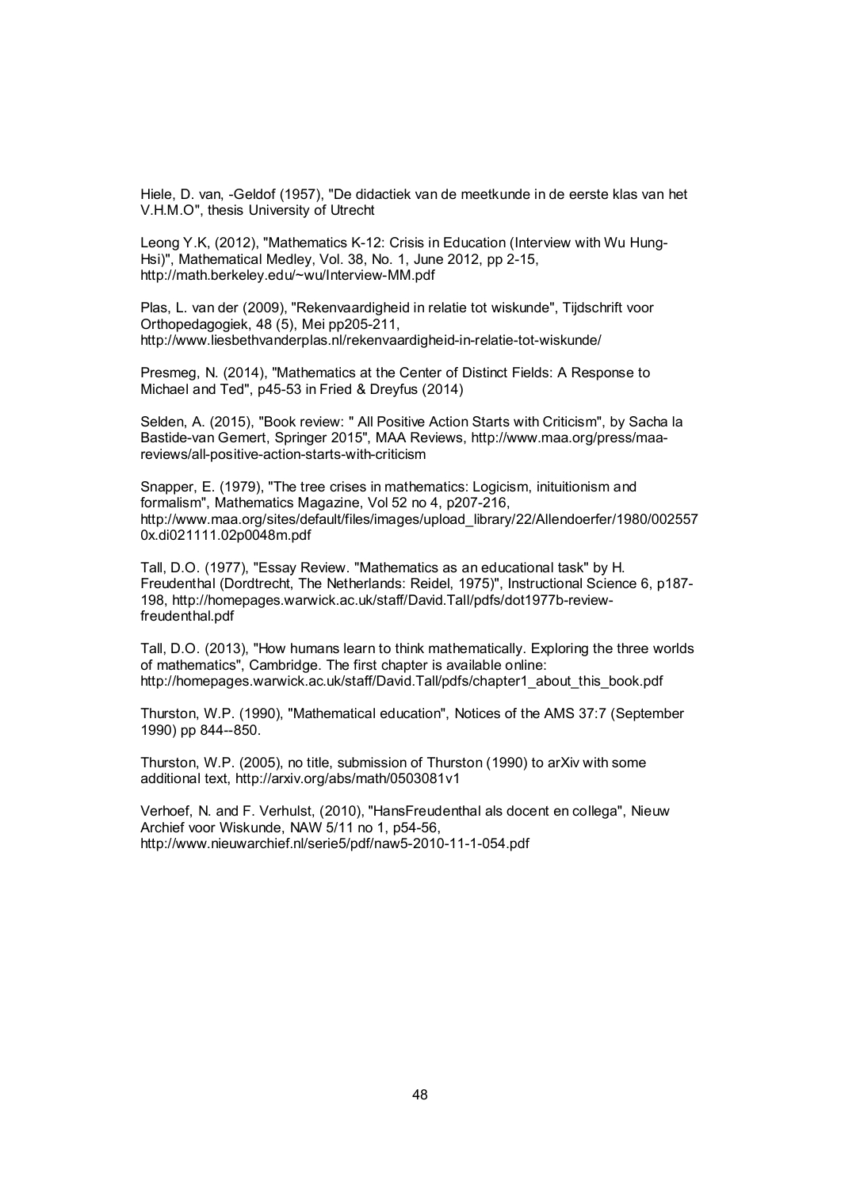Hiele, D. van, -Geldof (1957), "De didactiek van de meetkunde in de eerste klas van het V.H.M.O", thesis University of Utrecht

Leong Y.K, (2012), "Mathematics K-12: Crisis in Education (Interview with Wu Hung-Hsi)", Mathematical Medley, Vol. 38, No. 1, June 2012, pp 2-15, http://math.berkeley.edu/~wu/Interview-MM.pdf

Plas, L. van der (2009), "Rekenvaardigheid in relatie tot wiskunde", Tijdschrift voor Orthopedagogiek, 48 (5), Mei pp205-211, http://www.liesbethvanderplas.nl/rekenvaardigheid-in-relatie-tot-wiskunde/

Presmeg, N. (2014), "Mathematics at the Center of Distinct Fields: A Response to Michael and Ted", p45-53 in Fried & Dreyfus (2014)

Selden, A. (2015), "Book review: " All Positive Action Starts with Criticism", by Sacha la Bastide-van Gemert, Springer 2015", MAA Reviews, http://www.maa.org/press/maa-reviews/all-positive-action-starts-with-criticism

Snapper, E. (1979), "The tree crises in mathematics: Logicism, inituitionism and formalism", Mathematics Magazine, Vol 52 no 4, p207-216, http://www.maa.org/sites/default/files/images/upload_library/22/Allendoerfer/1980/0025570x.di021111.02p0048m.pdf

Tall, D.O. (1977), "Essay Review. "Mathematics as an educational task" by H. Freudenthal (Dordtrecht, The Netherlands: Reidel, 1975)", Instructional Science 6, p187-198, http://homepages.warwick.ac.uk/staff/David.Tall/pdfs/dot1977b-review-freudenthal.pdf

Tall, D.O. (2013), "How humans learn to think mathematically. Exploring the three worlds of mathematics", Cambridge. The first chapter is available online: http://homepages.warwick.ac.uk/staff/David.Tall/pdfs/chapter1_about_this_book.pdf

Thurston, W.P. (1990), "Mathematical education", Notices of the AMS 37:7 (September 1990) pp 844--850.

Thurston, W.P. (2005), no title, submission of Thurston (1990) to arXiv with some additional text, http://arxiv.org/abs/math/0503081v1

Verhoef, N. and F. Verhulst, (2010), "HansFreudenthal als docent en collega", Nieuw Archief voor Wiskunde, NAW 5/11 no 1, p54-56, http://www.nieuwarchief.nl/serie5/pdf/naw5-2010-11-1-054.pdf